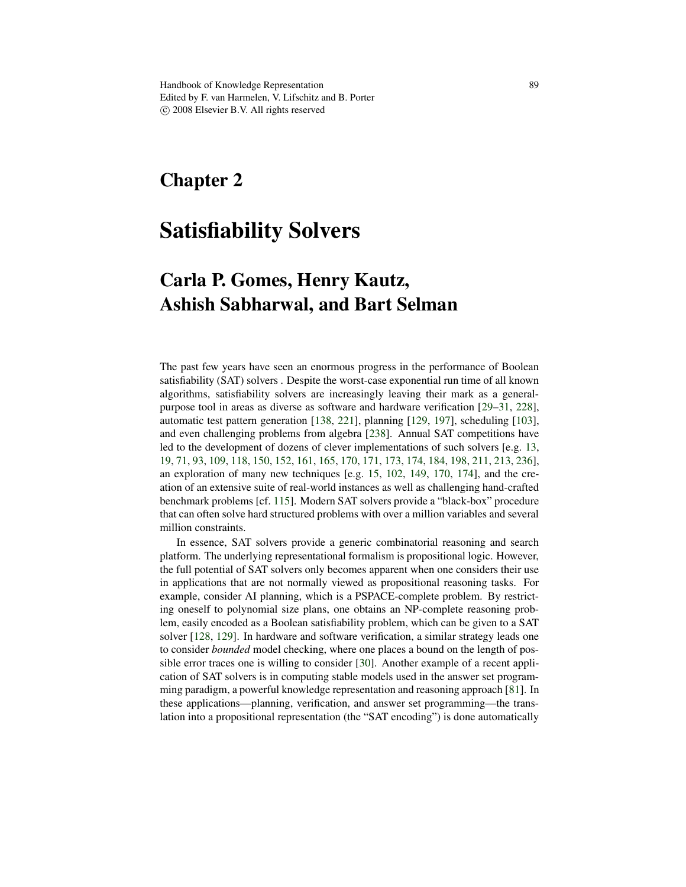# Chapter 2

# Satisfiability Solvers

## Carla P. Gomes, Henry Kautz, Ashish Sabharwal, and Bart Selman

The past few years have seen an enormous progress in the performance of Boolean satisfiability (SAT) solvers . Despite the worst-case exponential run time of all known algorithms, satisfiability solvers are increasingly leaving their mark as a general-purpose tool in areas as diverse as software and hardware verification [29–31, 228], automatic test pattern generation [138, 221], planning [129, 197], scheduling [103], and even challenging problems from algebra [238]. Annual SAT competitions have led to the development of dozens of clever implementations of such solvers [e.g. 13, 19, 71, 93, 109, 118, 150, 152, 161, 165, 170, 171, 173, 174, 184, 198, 211, 213, 236], an exploration of many new techniques [e.g. 15, 102, 149, 170, 174], and the creation of an extensive suite of real-world instances as well as challenging hand-crafted benchmark problems [cf. 115]. Modern SAT solvers provide a "black-box" procedure that can often solve hard structured problems with over a million variables and several million constraints.

In essence, SAT solvers provide a generic combinatorial reasoning and search platform. The underlying representational formalism is propositional logic. However, the full potential of SAT solvers only becomes apparent when one considers their use in applications that are not normally viewed as propositional reasoning tasks. For example, consider AI planning, which is a PSPACE-complete problem. By restricting oneself to polynomial size plans, one obtains an NP-complete reasoning problem, easily encoded as a Boolean satisfiability problem, which can be given to a SAT solver [128, 129]. In hardware and software verification, a similar strategy leads one to consider *bounded* model checking, where one places a bound on the length of possible error traces one is willing to consider [30]. Another example of a recent application of SAT solvers is in computing stable models used in the answer set programming paradigm, a powerful knowledge representation and reasoning approach [81]. In these applications—planning, verification, and answer set programming—the translation into a propositional representation (the "SAT encoding") is done automatically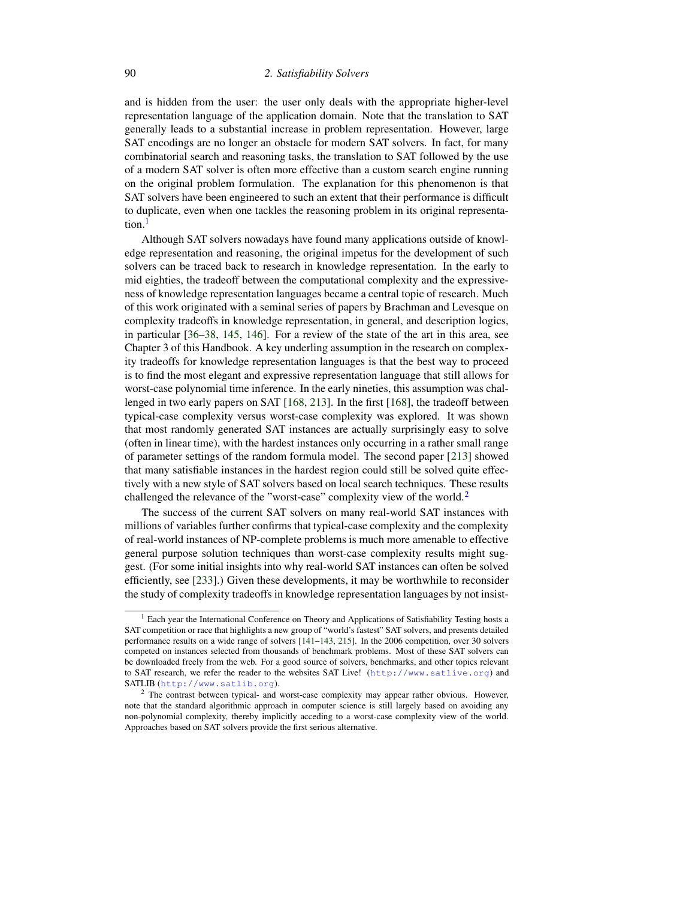and is hidden from the user: the user only deals with the appropriate higher-level representation language of the application domain. Note that the translation to SAT generally leads to a substantial increase in problem representation. However, large SAT encodings are no longer an obstacle for modern SAT solvers. In fact, for many combinatorial search and reasoning tasks, the translation to SAT followed by the use of a modern SAT solver is often more effective than a custom search engine running on the original problem formulation. The explanation for this phenomenon is that SAT solvers have been engineered to such an extent that their performance is difficult to duplicate, even when one tackles the reasoning problem in its original representation.[1]

Although SAT solvers nowadays have found many applications outside of knowledge representation and reasoning, the original impetus for the development of such solvers can be traced back to research in knowledge representation. In the early to mid eighties, the tradeoff between the computational complexity and the expressiveness of knowledge representation languages became a central topic of research. Much of this work originated with a seminal series of papers by Brachman and Levesque on complexity tradeoffs in knowledge representation, in general, and description logics, in particular [36–38, 145, 146]. For a review of the state of the art in this area, see Chapter 3 of this Handbook. A key underling assumption in the research on complexity tradeoffs for knowledge representation languages is that the best way to proceed is to find the most elegant and expressive representation language that still allows for worst-case polynomial time inference. In the early nineties, this assumption was challenged in two early papers on SAT [168, 213]. In the first [168], the tradeoff between typical-case complexity versus worst-case complexity was explored. It was shown that most randomly generated SAT instances are actually surprisingly easy to solve (often in linear time), with the hardest instances only occurring in a rather small range of parameter settings of the random formula model. The second paper [213] showed that many satisfiable instances in the hardest region could still be solved quite effectively with a new style of SAT solvers based on local search techniques. These results challenged the relevance of the "worst-case" complexity view of the world.[2]

The success of the current SAT solvers on many real-world SAT instances with millions of variables further confirms that typical-case complexity and the complexity of real-world instances of NP-complete problems is much more amenable to effective general purpose solution techniques than worst-case complexity results might suggest. (For some initial insights into why real-world SAT instances can often be solved efficiently, see [233].) Given these developments, it may be worthwhile to reconsider the study of complexity tradeoffs in knowledge representation languages by not insist-

---

[1] Each year the International Conference on Theory and Applications of Satisfiability Testing hosts a SAT competition or race that highlights a new group of "world's fastest" SAT solvers, and presents detailed performance results on a wide range of solvers [141–143, 215]. In the 2006 competition, over 30 solvers competed on instances selected from thousands of benchmark problems. Most of these SAT solvers can be downloaded freely from the web. For a good source of solvers, benchmarks, and other topics relevant to SAT research, we refer the reader to the websites SAT Live! (http://www.satlive.org) and SATLIB (http://www.satlib.org).

[2] The contrast between typical- and worst-case complexity may appear rather obvious. However, note that the standard algorithmic approach in computer science is still largely based on avoiding any non-polynomial complexity, thereby implicitly acceding to a worst-case complexity view of the world. Approaches based on SAT solvers provide the first serious alternative.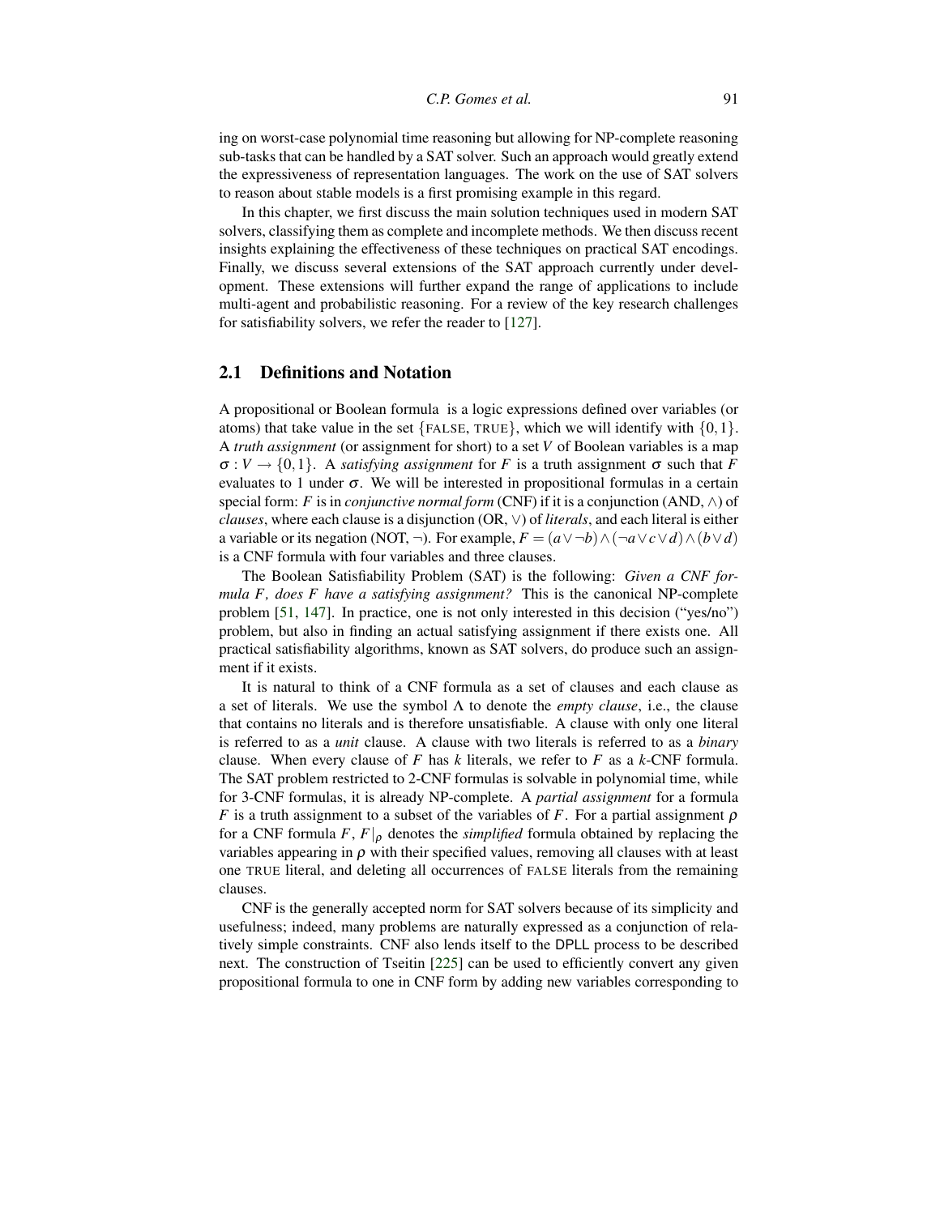ing on worst-case polynomial time reasoning but allowing for NP-complete reasoning sub-tasks that can be handled by a SAT solver. Such an approach would greatly extend the expressiveness of representation languages. The work on the use of SAT solvers to reason about stable models is a first promising example in this regard.

In this chapter, we first discuss the main solution techniques used in modern SAT solvers, classifying them as complete and incomplete methods. We then discuss recent insights explaining the effectiveness of these techniques on practical SAT encodings. Finally, we discuss several extensions of the SAT approach currently under development. These extensions will further expand the range of applications to include multi-agent and probabilistic reasoning. For a review of the key research challenges for satisfiability solvers, we refer the reader to [127].

## 2.1 Definitions and Notation

A propositional or Boolean formula is a logic expressions defined over variables (or atoms) that take value in the set $\{\text{FALSE}, \text{TRUE}\}$, which we will identify with $\{0,1\}$. A *truth assignment* (or assignment for short) to a set $V$ of Boolean variables is a map $\sigma : V \rightarrow \{0,1\}$. A *satisfying assignment* for $F$ is a truth assignment $\sigma$ such that $F$ evaluates to 1 under $\sigma$. We will be interested in propositional formulas in a certain special form: $F$ is in *conjunctive normal form* (CNF) if it is a conjunction (AND, $\wedge$) of *clauses*, where each clause is a disjunction (OR, $\vee$) of *literals*, and each literal is either a variable or its negation (NOT, $\neg$). For example, $F = (a \vee \neg b) \wedge (\neg a \vee c \vee d) \wedge (b \vee d)$ is a CNF formula with four variables and three clauses.

The Boolean Satisfiability Problem (SAT) is the following: *Given a CNF formula $F$, does $F$ have a satisfying assignment?* This is the canonical NP-complete problem [51, 147]. In practice, one is not only interested in this decision ("yes/no") problem, but also in finding an actual satisfying assignment if there exists one. All practical satisfiability algorithms, known as SAT solvers, do produce such an assignment if it exists.

It is natural to think of a CNF formula as a set of clauses and each clause as a set of literals. We use the symbol $\Lambda$ to denote the *empty clause*, i.e., the clause that contains no literals and is therefore unsatisfiable. A clause with only one literal is referred to as a *unit* clause. A clause with two literals is referred to as a *binary* clause. When every clause of $F$ has $k$ literals, we refer to $F$ as a $k$-CNF formula. The SAT problem restricted to 2-CNF formulas is solvable in polynomial time, while for 3-CNF formulas, it is already NP-complete. A *partial assignment* for a formula $F$ is a truth assignment to a subset of the variables of $F$. For a partial assignment $\rho$ for a CNF formula $F$, $F|_\rho$ denotes the *simplified* formula obtained by replacing the variables appearing in $\rho$ with their specified values, removing all clauses with at least one TRUE literal, and deleting all occurrences of FALSE literals from the remaining clauses.

CNF is the generally accepted norm for SAT solvers because of its simplicity and usefulness; indeed, many problems are naturally expressed as a conjunction of relatively simple constraints. CNF also lends itself to the DPLL process to be described next. The construction of Tseitin [225] can be used to efficiently convert any given propositional formula to one in CNF form by adding new variables corresponding to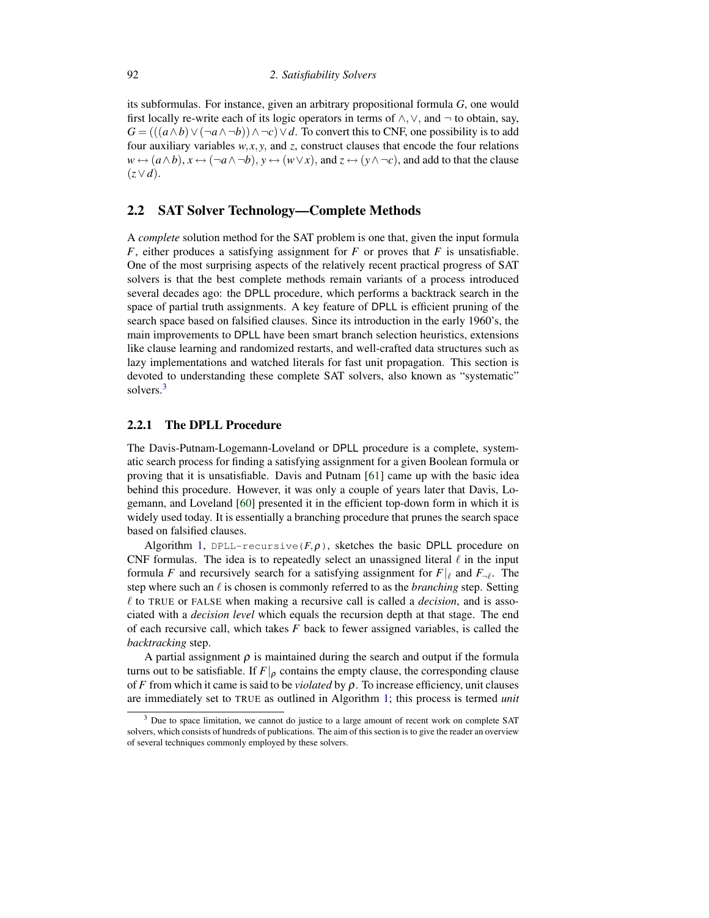its subformulas. For instance, given an arbitrary propositional formula $G$, one would first locally re-write each of its logic operators in terms of $\wedge, \vee$, and $\neg$ to obtain, say, $G = (((a \wedge b) \vee (\neg a \wedge \neg b)) \wedge \neg c) \vee d$. To convert this to CNF, one possibility is to add four auxiliary variables $w, x, y$, and $z$, construct clauses that encode the four relations $w \leftrightarrow (a \wedge b)$, $x \leftrightarrow (\neg a \wedge \neg b)$, $y \leftrightarrow (w \vee x)$, and $z \leftrightarrow (y \wedge \neg c)$, and add to that the clause $(z \vee d)$.

## 2.2 SAT Solver Technology—Complete Methods

A *complete* solution method for the SAT problem is one that, given the input formula $F$, either produces a satisfying assignment for $F$ or proves that $F$ is unsatisfiable. One of the most surprising aspects of the relatively recent practical progress of SAT solvers is that the best complete methods remain variants of a process introduced several decades ago: the DPLL procedure, which performs a backtrack search in the space of partial truth assignments. A key feature of DPLL is efficient pruning of the search space based on falsified clauses. Since its introduction in the early 1960's, the main improvements to DPLL have been smart branch selection heuristics, extensions like clause learning and randomized restarts, and well-crafted data structures such as lazy implementations and watched literals for fast unit propagation. This section is devoted to understanding these complete SAT solvers, also known as "systematic" solvers.[3]

### 2.2.1 The DPLL Procedure

The Davis-Putnam-Logemann-Loveland or DPLL procedure is a complete, systematic search process for finding a satisfying assignment for a given Boolean formula or proving that it is unsatisfiable. Davis and Putnam [61] came up with the basic idea behind this procedure. However, it was only a couple of years later that Davis, Logemann, and Loveland [60] presented it in the efficient top-down form in which it is widely used today. It is essentially a branching procedure that prunes the search space based on falsified clauses.

Algorithm 1, `DPLL-recursive(F,ρ)`, sketches the basic DPLL procedure on CNF formulas. The idea is to repeatedly select an unassigned literal $\ell$ in the input formula $F$ and recursively search for a satisfying assignment for $F|_\ell$ and $F_{\neg\ell}$. The step where such an $\ell$ is chosen is commonly referred to as the *branching* step. Setting $\ell$ to TRUE or FALSE when making a recursive call is called a *decision*, and is associated with a *decision level* which equals the recursion depth at that stage. The end of each recursive call, which takes $F$ back to fewer assigned variables, is called the *backtracking* step.

A partial assignment $\rho$ is maintained during the search and output if the formula turns out to be satisfiable. If $F|_\rho$ contains the empty clause, the corresponding clause of $F$ from which it came is said to be *violated* by $\rho$. To increase efficiency, unit clauses are immediately set to TRUE as outlined in Algorithm 1; this process is termed *unit*

[3] Due to space limitation, we cannot do justice to a large amount of recent work on complete SAT solvers, which consists of hundreds of publications. The aim of this section is to give the reader an overview of several techniques commonly employed by these solvers.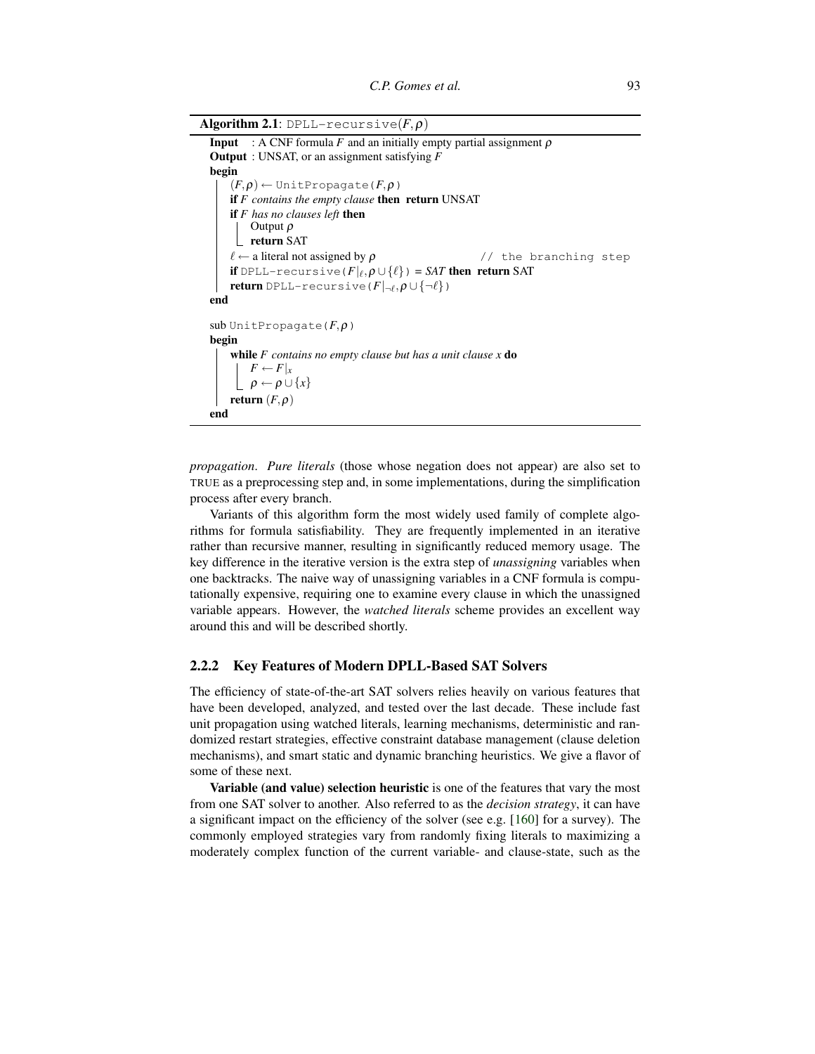**Algorithm 2.1**: DPLL-recursive$(F,\rho)$

```
Input   : A CNF formula F and an initially empty partial assignment ρ
Output  : UNSAT, or an assignment satisfying F
begin
    (F,ρ) ← UnitPropagate(F,ρ)
    if F contains the empty clause then return UNSAT
    if F has no clauses left then
        Output ρ
        return SAT
    ℓ ← a literal not assigned by ρ                    // the branching step
    if DPLL-recursive(F|ℓ, ρ ∪ {ℓ}) = SAT then return SAT
    return DPLL-recursive(F|¬ℓ, ρ ∪ {¬ℓ})
end

sub UnitPropagate(F,ρ)
begin
    while F contains no empty clause but has a unit clause x do
        F ← F|x
        ρ ← ρ ∪ {x}
    return (F,ρ)
end
```

*propagation*. *Pure literals* (those whose negation does not appear) are also set to TRUE as a preprocessing step and, in some implementations, during the simplification process after every branch.

Variants of this algorithm form the most widely used family of complete algorithms for formula satisfiability. They are frequently implemented in an iterative rather than recursive manner, resulting in significantly reduced memory usage. The key difference in the iterative version is the extra step of *unassigning* variables when one backtracks. The naive way of unassigning variables in a CNF formula is computationally expensive, requiring one to examine every clause in which the unassigned variable appears. However, the *watched literals* scheme provides an excellent way around this and will be described shortly.

### 2.2.2 Key Features of Modern DPLL-Based SAT Solvers

The efficiency of state-of-the-art SAT solvers relies heavily on various features that have been developed, analyzed, and tested over the last decade. These include fast unit propagation using watched literals, learning mechanisms, deterministic and randomized restart strategies, effective constraint database management (clause deletion mechanisms), and smart static and dynamic branching heuristics. We give a flavor of some of these next.

**Variable (and value) selection heuristic** is one of the features that vary the most from one SAT solver to another. Also referred to as the *decision strategy*, it can have a significant impact on the efficiency of the solver (see e.g. [160] for a survey). The commonly employed strategies vary from randomly fixing literals to maximizing a moderately complex function of the current variable- and clause-state, such as the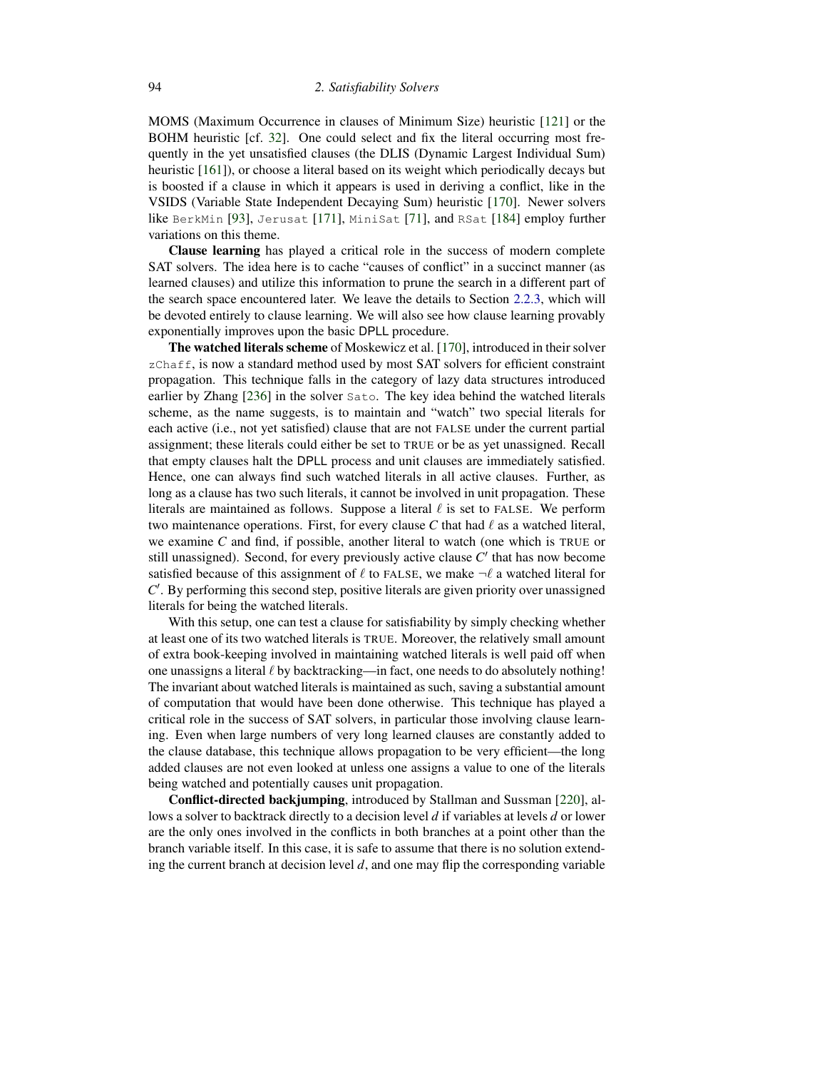MOMS (Maximum Occurrence in clauses of Minimum Size) heuristic [121] or the BOHM heuristic [cf. 32]. One could select and fix the literal occurring most frequently in the yet unsatisfied clauses (the DLIS (Dynamic Largest Individual Sum) heuristic [161]), or choose a literal based on its weight which periodically decays but is boosted if a clause in which it appears is used in deriving a conflict, like in the VSIDS (Variable State Independent Decaying Sum) heuristic [170]. Newer solvers like `BerkMin` [93], `Jerusat` [171], `MiniSat` [71], and `RSat` [184] employ further variations on this theme.

**Clause learning** has played a critical role in the success of modern complete SAT solvers. The idea here is to cache "causes of conflict" in a succinct manner (as learned clauses) and utilize this information to prune the search in a different part of the search space encountered later. We leave the details to Section 2.2.3, which will be devoted entirely to clause learning. We will also see how clause learning provably exponentially improves upon the basic DPLL procedure.

**The watched literals scheme** of Moskewicz et al. [170], introduced in their solver `zChaff`, is now a standard method used by most SAT solvers for efficient constraint propagation. This technique falls in the category of lazy data structures introduced earlier by Zhang [236] in the solver `Sato`. The key idea behind the watched literals scheme, as the name suggests, is to maintain and "watch" two special literals for each active (i.e., not yet satisfied) clause that are not FALSE under the current partial assignment; these literals could either be set to TRUE or be as yet unassigned. Recall that empty clauses halt the DPLL process and unit clauses are immediately satisfied. Hence, one can always find such watched literals in all active clauses. Further, as long as a clause has two such literals, it cannot be involved in unit propagation. These literals are maintained as follows. Suppose a literal $\ell$ is set to FALSE. We perform two maintenance operations. First, for every clause $C$ that had $\ell$ as a watched literal, we examine $C$ and find, if possible, another literal to watch (one which is TRUE or still unassigned). Second, for every previously active clause $C'$ that has now become satisfied because of this assignment of $\ell$ to FALSE, we make $\neg\ell$ a watched literal for $C'$. By performing this second step, positive literals are given priority over unassigned literals for being the watched literals.

With this setup, one can test a clause for satisfiability by simply checking whether at least one of its two watched literals is TRUE. Moreover, the relatively small amount of extra book-keeping involved in maintaining watched literals is well paid off when one unassigns a literal $\ell$ by backtracking—in fact, one needs to do absolutely nothing! The invariant about watched literals is maintained as such, saving a substantial amount of computation that would have been done otherwise. This technique has played a critical role in the success of SAT solvers, in particular those involving clause learning. Even when large numbers of very long learned clauses are constantly added to the clause database, this technique allows propagation to be very efficient—the long added clauses are not even looked at unless one assigns a value to one of the literals being watched and potentially causes unit propagation.

**Conflict-directed backjumping**, introduced by Stallman and Sussman [220], allows a solver to backtrack directly to a decision level $d$ if variables at levels $d$ or lower are the only ones involved in the conflicts in both branches at a point other than the branch variable itself. In this case, it is safe to assume that there is no solution extending the current branch at decision level $d$, and one may flip the corresponding variable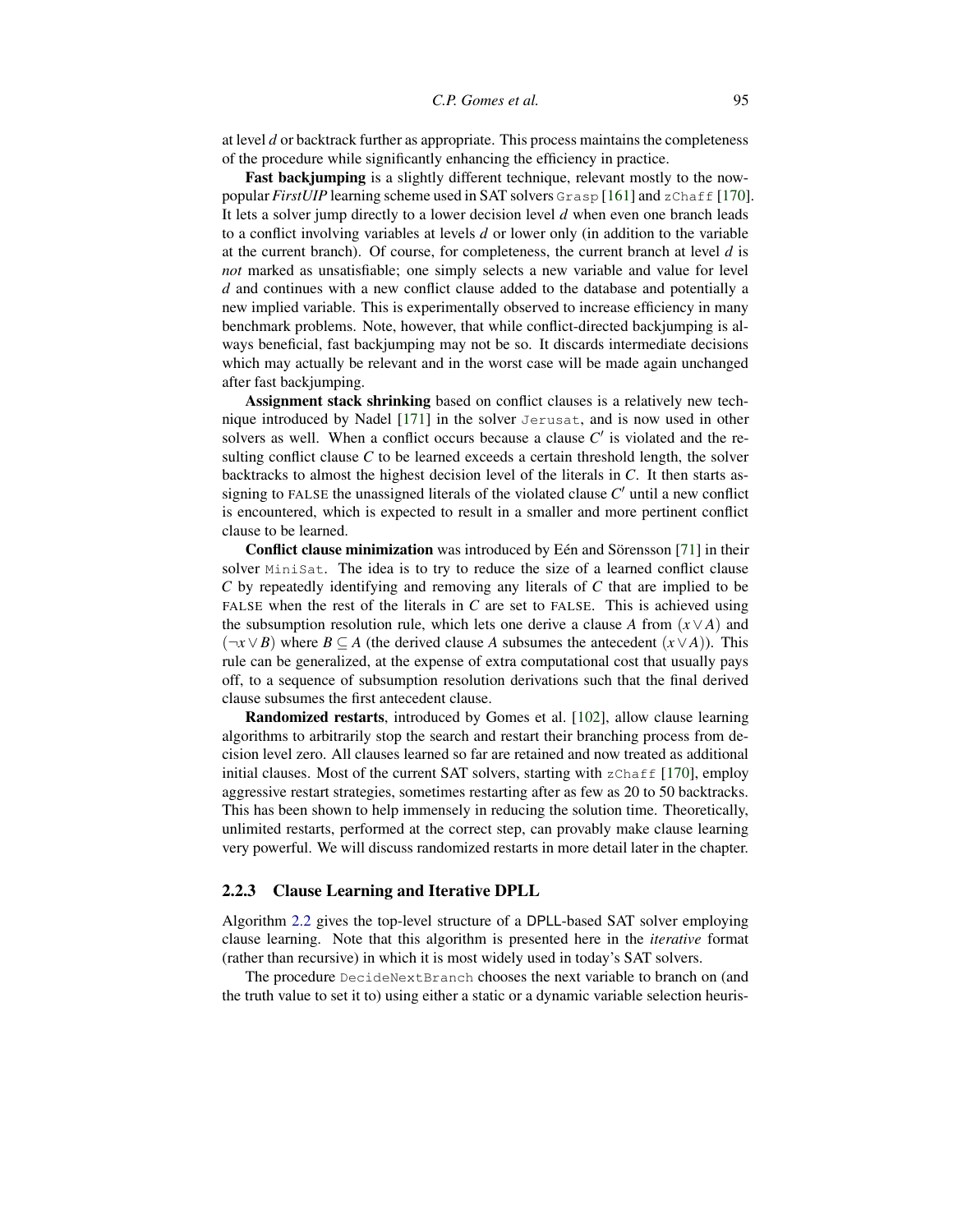at level $d$ or backtrack further as appropriate. This process maintains the completeness of the procedure while significantly enhancing the efficiency in practice.

**Fast backjumping** is a slightly different technique, relevant mostly to the now-popular *FirstUIP* learning scheme used in SAT solvers `Grasp` [161] and `zChaff` [170]. It lets a solver jump directly to a lower decision level $d$ when even one branch leads to a conflict involving variables at levels $d$ or lower only (in addition to the variable at the current branch). Of course, for completeness, the current branch at level $d$ is *not* marked as unsatisfiable; one simply selects a new variable and value for level $d$ and continues with a new conflict clause added to the database and potentially a new implied variable. This is experimentally observed to increase efficiency in many benchmark problems. Note, however, that while conflict-directed backjumping is always beneficial, fast backjumping may not be so. It discards intermediate decisions which may actually be relevant and in the worst case will be made again unchanged after fast backjumping.

**Assignment stack shrinking** based on conflict clauses is a relatively new technique introduced by Nadel [171] in the solver `Jerusat`, and is now used in other solvers as well. When a conflict occurs because a clause $C'$ is violated and the resulting conflict clause $C$ to be learned exceeds a certain threshold length, the solver backtracks to almost the highest decision level of the literals in $C$. It then starts assigning to FALSE the unassigned literals of the violated clause $C'$ until a new conflict is encountered, which is expected to result in a smaller and more pertinent conflict clause to be learned.

**Conflict clause minimization** was introduced by Eén and Sörensson [71] in their solver `MiniSat`. The idea is to try to reduce the size of a learned conflict clause $C$ by repeatedly identifying and removing any literals of $C$ that are implied to be FALSE when the rest of the literals in $C$ are set to FALSE. This is achieved using the subsumption resolution rule, which lets one derive a clause $A$ from $(x \vee A)$ and $(\neg x \vee B)$ where $B \subseteq A$ (the derived clause $A$ subsumes the antecedent $(x \vee A)$). This rule can be generalized, at the expense of extra computational cost that usually pays off, to a sequence of subsumption resolution derivations such that the final derived clause subsumes the first antecedent clause.

**Randomized restarts**, introduced by Gomes et al. [102], allow clause learning algorithms to arbitrarily stop the search and restart their branching process from decision level zero. All clauses learned so far are retained and now treated as additional initial clauses. Most of the current SAT solvers, starting with `zChaff` [170], employ aggressive restart strategies, sometimes restarting after as few as 20 to 50 backtracks. This has been shown to help immensely in reducing the solution time. Theoretically, unlimited restarts, performed at the correct step, can provably make clause learning very powerful. We will discuss randomized restarts in more detail later in the chapter.

### 2.2.3 Clause Learning and Iterative DPLL

Algorithm 2.2 gives the top-level structure of a DPLL-based SAT solver employing clause learning. Note that this algorithm is presented here in the *iterative* format (rather than recursive) in which it is most widely used in today's SAT solvers.

The procedure `DecideNextBranch` chooses the next variable to branch on (and the truth value to set it to) using either a static or a dynamic variable selection heuris-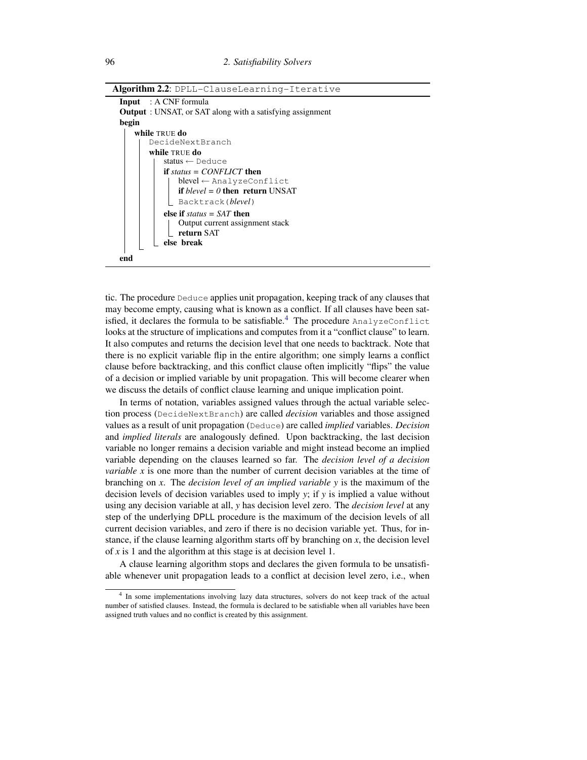**Algorithm 2.2**: `DPLL-ClauseLearning-Iterative`

```
Input  : A CNF formula
Output : UNSAT, or SAT along with a satisfying assignment
begin
    while TRUE do
        DecideNextBranch
        while TRUE do
            status ← Deduce
            if status = CONFLICT then
                blevel ← AnalyzeConflict
                if blevel = 0 then return UNSAT
                Backtrack(blevel)
            else if status = SAT then
                Output current assignment stack
                return SAT
            else break
end
```

tic. The procedure `Deduce` applies unit propagation, keeping track of any clauses that may become empty, causing what is known as a conflict. If all clauses have been satisfied, it declares the formula to be satisfiable.[4] The procedure `AnalyzeConflict` looks at the structure of implications and computes from it a "conflict clause" to learn. It also computes and returns the decision level that one needs to backtrack. Note that there is no explicit variable flip in the entire algorithm; one simply learns a conflict clause before backtracking, and this conflict clause often implicitly "flips" the value of a decision or implied variable by unit propagation. This will become clearer when we discuss the details of conflict clause learning and unique implication point.

In terms of notation, variables assigned values through the actual variable selection process (`DecideNextBranch`) are called *decision* variables and those assigned values as a result of unit propagation (`Deduce`) are called *implied* variables. *Decision* and *implied literals* are analogously defined. Upon backtracking, the last decision variable no longer remains a decision variable and might instead become an implied variable depending on the clauses learned so far. The *decision level of a decision variable x* is one more than the number of current decision variables at the time of branching on $x$. The *decision level of an implied variable y* is the maximum of the decision levels of decision variables used to imply $y$; if $y$ is implied a value without using any decision variable at all, $y$ has decision level zero. The *decision level* at any step of the underlying DPLL procedure is the maximum of the decision levels of all current decision variables, and zero if there is no decision variable yet. Thus, for instance, if the clause learning algorithm starts off by branching on $x$, the decision level of $x$ is 1 and the algorithm at this stage is at decision level 1.

A clause learning algorithm stops and declares the given formula to be unsatisfiable whenever unit propagation leads to a conflict at decision level zero, i.e., when

[4] In some implementations involving lazy data structures, solvers do not keep track of the actual number of satisfied clauses. Instead, the formula is declared to be satisfiable when all variables have been assigned truth values and no conflict is created by this assignment.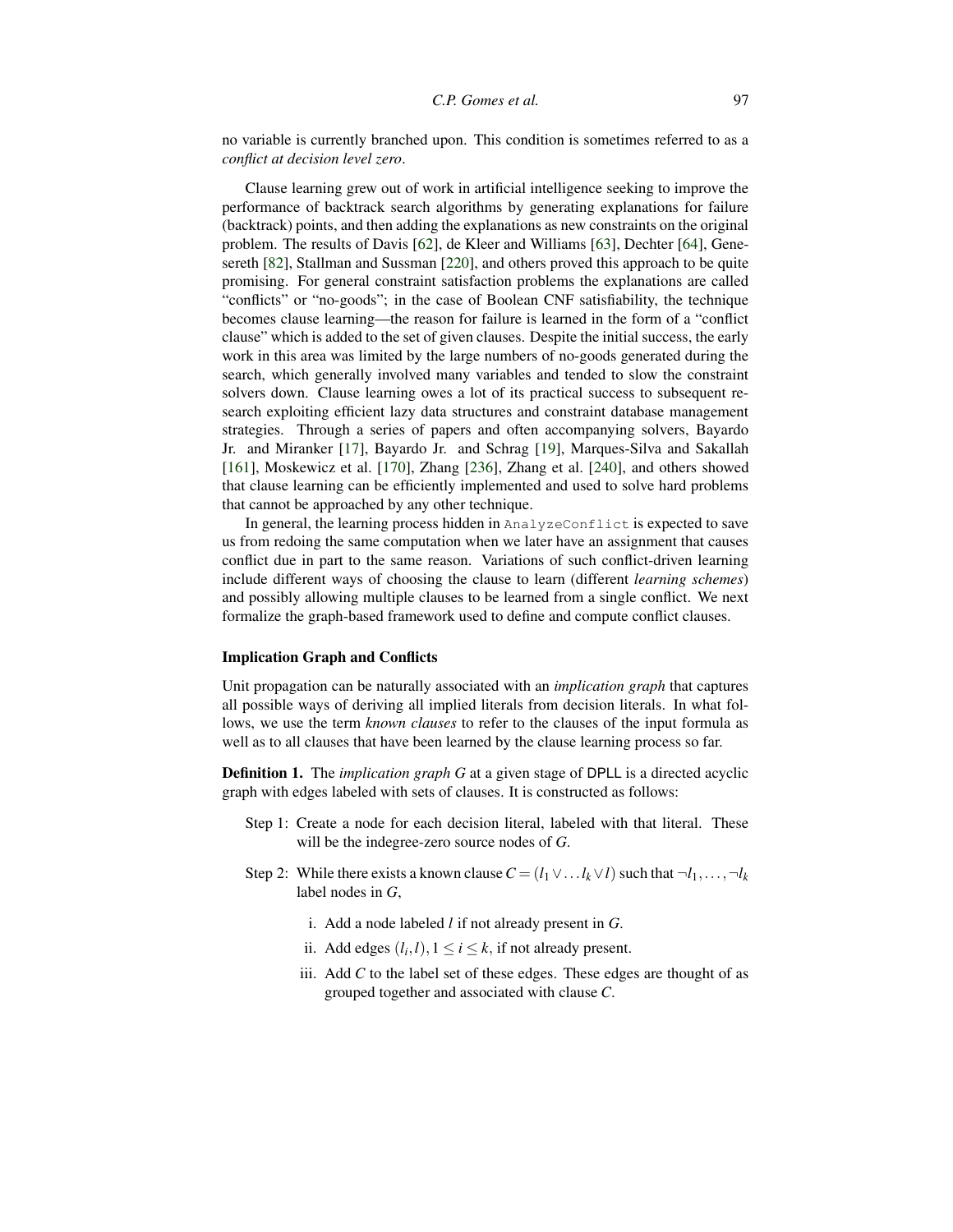no variable is currently branched upon. This condition is sometimes referred to as a *conflict at decision level zero*.

Clause learning grew out of work in artificial intelligence seeking to improve the performance of backtrack search algorithms by generating explanations for failure (backtrack) points, and then adding the explanations as new constraints on the original problem. The results of Davis [62], de Kleer and Williams [63], Dechter [64], Genesereth [82], Stallman and Sussman [220], and others proved this approach to be quite promising. For general constraint satisfaction problems the explanations are called "conflicts" or "no-goods"; in the case of Boolean CNF satisfiability, the technique becomes clause learning—the reason for failure is learned in the form of a "conflict clause" which is added to the set of given clauses. Despite the initial success, the early work in this area was limited by the large numbers of no-goods generated during the search, which generally involved many variables and tended to slow the constraint solvers down. Clause learning owes a lot of its practical success to subsequent research exploiting efficient lazy data structures and constraint database management strategies. Through a series of papers and often accompanying solvers, Bayardo Jr. and Miranker [17], Bayardo Jr. and Schrag [19], Marques-Silva and Sakallah [161], Moskewicz et al. [170], Zhang [236], Zhang et al. [240], and others showed that clause learning can be efficiently implemented and used to solve hard problems that cannot be approached by any other technique.

In general, the learning process hidden in `AnalyzeConflict` is expected to save us from redoing the same computation when we later have an assignment that causes conflict due in part to the same reason. Variations of such conflict-driven learning include different ways of choosing the clause to learn (different *learning schemes*) and possibly allowing multiple clauses to be learned from a single conflict. We next formalize the graph-based framework used to define and compute conflict clauses.

### Implication Graph and Conflicts

Unit propagation can be naturally associated with an *implication graph* that captures all possible ways of deriving all implied literals from decision literals. In what follows, we use the term *known clauses* to refer to the clauses of the input formula as well as to all clauses that have been learned by the clause learning process so far.

**Definition 1.** The *implication graph* $G$ at a given stage of DPLL is a directed acyclic graph with edges labeled with sets of clauses. It is constructed as follows:

Step 1: Create a node for each decision literal, labeled with that literal. These will be the indegree-zero source nodes of $G$.

Step 2: While there exists a known clause $C = (l_1 \vee \ldots l_k \vee l)$ such that $\neg l_1, \ldots, \neg l_k$ label nodes in $G$,

  i. Add a node labeled $l$ if not already present in $G$.

  ii. Add edges $(l_i, l), 1 \leq i \leq k$, if not already present.

  iii. Add $C$ to the label set of these edges. These edges are thought of as grouped together and associated with clause $C$.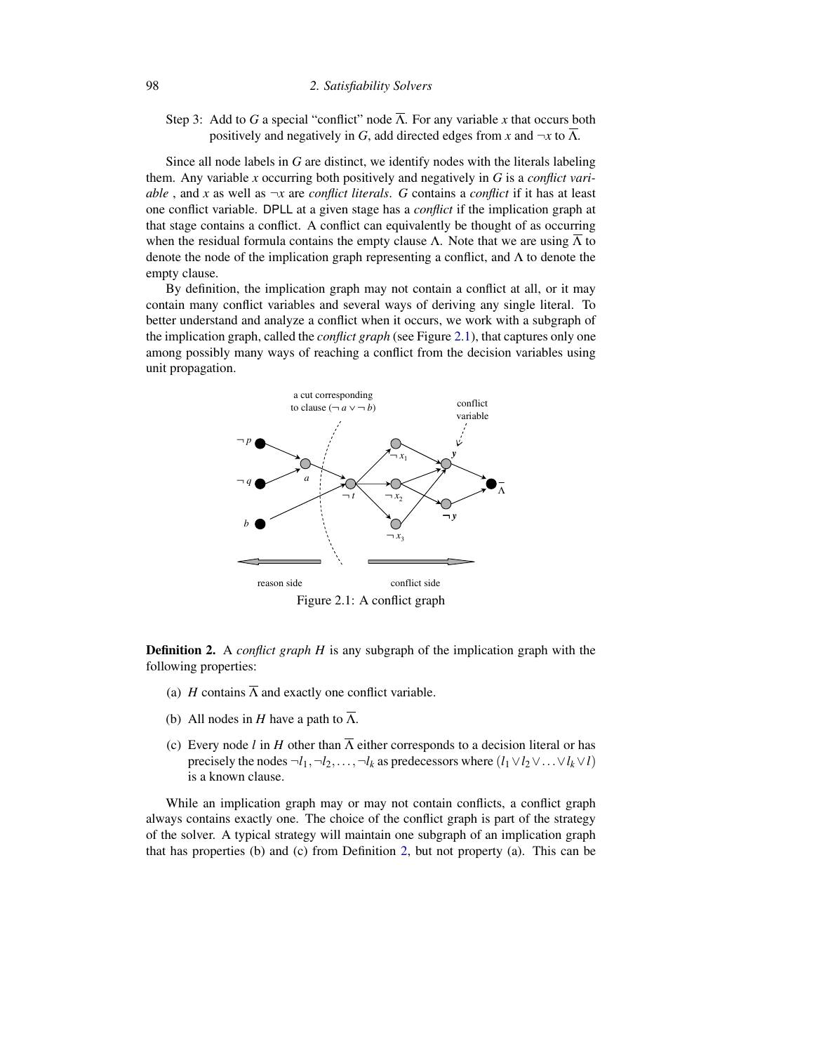Step 3: Add to $G$ a special "conflict" node $\overline{\Lambda}$. For any variable $x$ that occurs both positively and negatively in $G$, add directed edges from $x$ and $\neg x$ to $\overline{\Lambda}$.

Since all node labels in $G$ are distinct, we identify nodes with the literals labeling them. Any variable $x$ occurring both positively and negatively in $G$ is a *conflict variable* , and $x$ as well as $\neg x$ are *conflict literals*. $G$ contains a *conflict* if it has at least one conflict variable. DPLL at a given stage has a *conflict* if the implication graph at that stage contains a conflict. A conflict can equivalently be thought of as occurring when the residual formula contains the empty clause $\Lambda$. Note that we are using $\overline{\Lambda}$ to denote the node of the implication graph representing a conflict, and $\Lambda$ to denote the empty clause.

By definition, the implication graph may not contain a conflict at all, or it may contain many conflict variables and several ways of deriving any single literal. To better understand and analyze a conflict when it occurs, we work with a subgraph of the implication graph, called the *conflict graph* (see Figure 2.1), that captures only one among possibly many ways of reaching a conflict from the decision variables using unit propagation.

Figure 2.1: A conflict graph

**Definition 2.** A *conflict graph* $H$ is any subgraph of the implication graph with the following properties:

(a) $H$ contains $\overline{\Lambda}$ and exactly one conflict variable.

(b) All nodes in $H$ have a path to $\overline{\Lambda}$.

(c) Every node $l$ in $H$ other than $\overline{\Lambda}$ either corresponds to a decision literal or has precisely the nodes $\neg l_1, \neg l_2, \ldots, \neg l_k$ as predecessors where $(l_1 \vee l_2 \vee \ldots \vee l_k \vee l)$ is a known clause.

While an implication graph may or may not contain conflicts, a conflict graph always contains exactly one. The choice of the conflict graph is part of the strategy of the solver. A typical strategy will maintain one subgraph of an implication graph that has properties (b) and (c) from Definition 2, but not property (a). This can be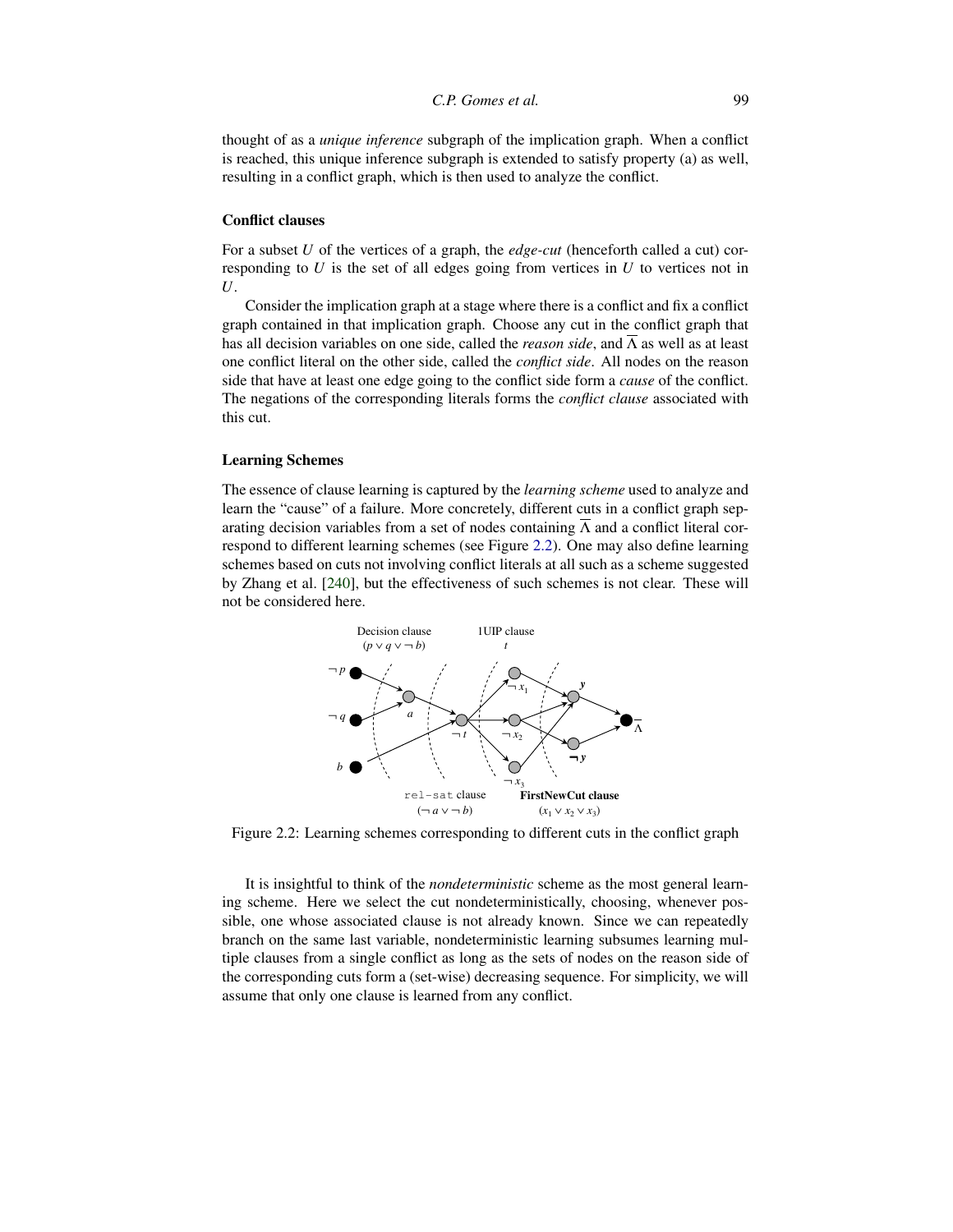thought of as a *unique inference* subgraph of the implication graph. When a conflict is reached, this unique inference subgraph is extended to satisfy property (a) as well, resulting in a conflict graph, which is then used to analyze the conflict.

### Conflict clauses

For a subset $U$ of the vertices of a graph, the *edge-cut* (henceforth called a cut) corresponding to $U$ is the set of all edges going from vertices in $U$ to vertices not in $U$.

Consider the implication graph at a stage where there is a conflict and fix a conflict graph contained in that implication graph. Choose any cut in the conflict graph that has all decision variables on one side, called the *reason side*, and $\overline{\Lambda}$ as well as at least one conflict literal on the other side, called the *conflict side*. All nodes on the reason side that have at least one edge going to the conflict side form a *cause* of the conflict. The negations of the corresponding literals forms the *conflict clause* associated with this cut.

### Learning Schemes

The essence of clause learning is captured by the *learning scheme* used to analyze and learn the "cause" of a failure. More concretely, different cuts in a conflict graph separating decision variables from a set of nodes containing $\overline{\Lambda}$ and a conflict literal correspond to different learning schemes (see Figure 2.2). One may also define learning schemes based on cuts not involving conflict literals at all such as a scheme suggested by Zhang et al. [240], but the effectiveness of such schemes is not clear. These will not be considered here.

Decision clause
$(p \vee q \vee \neg b)$

1UIP clause
$t$

$\neg p$

$\neg q$

$b$

$a$

$\neg t$

$\neg x_1$

$\neg x_2$

$\neg x_3$

$y$

$\neg y$

$\overline{\Lambda}$

rel-sat clause
$(\neg a \vee \neg b)$

**FirstNewCut clause**
$(x_1 \vee x_2 \vee x_3)$

Figure 2.2: Learning schemes corresponding to different cuts in the conflict graph

It is insightful to think of the *nondeterministic* scheme as the most general learning scheme. Here we select the cut nondeterministically, choosing, whenever possible, one whose associated clause is not already known. Since we can repeatedly branch on the same last variable, nondeterministic learning subsumes learning multiple clauses from a single conflict as long as the sets of nodes on the reason side of the corresponding cuts form a (set-wise) decreasing sequence. For simplicity, we will assume that only one clause is learned from any conflict.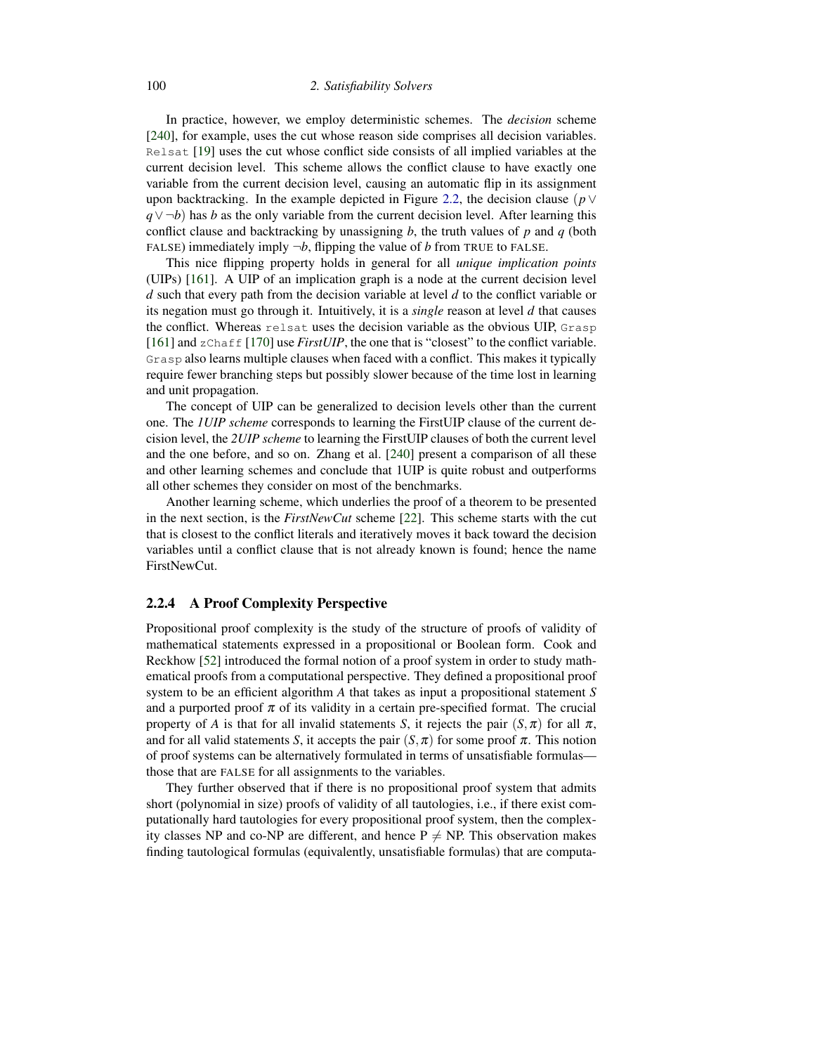In practice, however, we employ deterministic schemes. The *decision* scheme [240], for example, uses the cut whose reason side comprises all decision variables. Relsat [19] uses the cut whose conflict side consists of all implied variables at the current decision level. This scheme allows the conflict clause to have exactly one variable from the current decision level, causing an automatic flip in its assignment upon backtracking. In the example depicted in Figure 2.2, the decision clause $(p \lor q \lor \neg b)$ has $b$ as the only variable from the current decision level. After learning this conflict clause and backtracking by unassigning $b$, the truth values of $p$ and $q$ (both FALSE) immediately imply $\neg b$, flipping the value of $b$ from TRUE to FALSE.

This nice flipping property holds in general for all *unique implication points* (UIPs) [161]. A UIP of an implication graph is a node at the current decision level $d$ such that every path from the decision variable at level $d$ to the conflict variable or its negation must go through it. Intuitively, it is a *single* reason at level $d$ that causes the conflict. Whereas relsat uses the decision variable as the obvious UIP, Grasp [161] and zChaff [170] use *FirstUIP*, the one that is "closest" to the conflict variable. Grasp also learns multiple clauses when faced with a conflict. This makes it typically require fewer branching steps but possibly slower because of the time lost in learning and unit propagation.

The concept of UIP can be generalized to decision levels other than the current one. The *1UIP scheme* corresponds to learning the FirstUIP clause of the current decision level, the *2UIP scheme* to learning the FirstUIP clauses of both the current level and the one before, and so on. Zhang et al. [240] present a comparison of all these and other learning schemes and conclude that 1UIP is quite robust and outperforms all other schemes they consider on most of the benchmarks.

Another learning scheme, which underlies the proof of a theorem to be presented in the next section, is the *FirstNewCut* scheme [22]. This scheme starts with the cut that is closest to the conflict literals and iteratively moves it back toward the decision variables until a conflict clause that is not already known is found; hence the name FirstNewCut.

### 2.2.4 A Proof Complexity Perspective

Propositional proof complexity is the study of the structure of proofs of validity of mathematical statements expressed in a propositional or Boolean form. Cook and Reckhow [52] introduced the formal notion of a proof system in order to study mathematical proofs from a computational perspective. They defined a propositional proof system to be an efficient algorithm $A$ that takes as input a propositional statement $S$ and a purported proof $\pi$ of its validity in a certain pre-specified format. The crucial property of $A$ is that for all invalid statements $S$, it rejects the pair $(S, \pi)$ for all $\pi$, and for all valid statements $S$, it accepts the pair $(S, \pi)$ for some proof $\pi$. This notion of proof systems can be alternatively formulated in terms of unsatisfiable formulas—those that are FALSE for all assignments to the variables.

They further observed that if there is no propositional proof system that admits short (polynomial in size) proofs of validity of all tautologies, i.e., if there exist computationally hard tautologies for every propositional proof system, then the complexity classes NP and co-NP are different, and hence P $\neq$ NP. This observation makes finding tautological formulas (equivalently, unsatisfiable formulas) that are computa-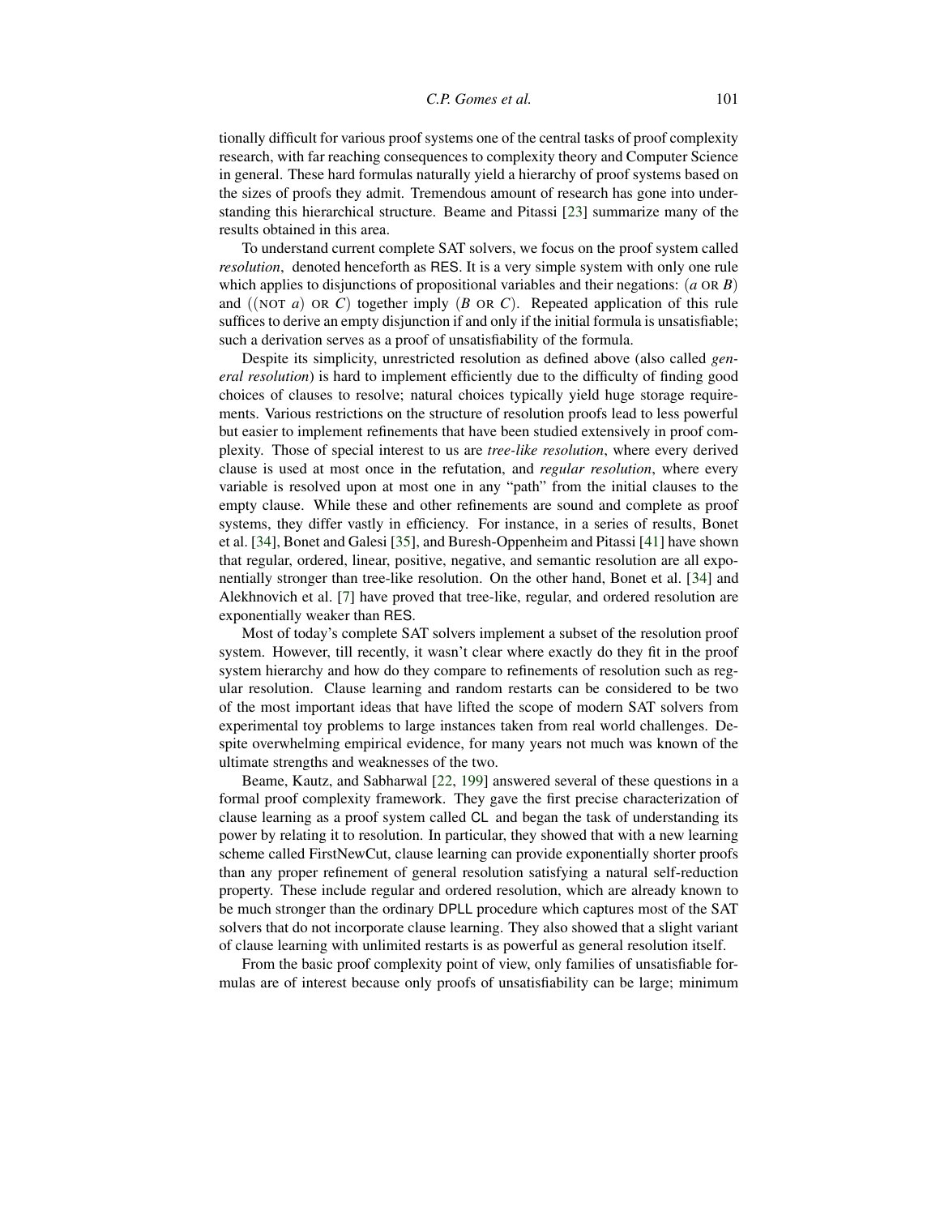tionally difficult for various proof systems one of the central tasks of proof complexity research, with far reaching consequences to complexity theory and Computer Science in general. These hard formulas naturally yield a hierarchy of proof systems based on the sizes of proofs they admit. Tremendous amount of research has gone into understanding this hierarchical structure. Beame and Pitassi [23] summarize many of the results obtained in this area.

To understand current complete SAT solvers, we focus on the proof system called *resolution*, denoted henceforth as RES. It is a very simple system with only one rule which applies to disjunctions of propositional variables and their negations: ($a$ OR $B$) and ((NOT $a$) OR $C$) together imply ($B$ OR $C$). Repeated application of this rule suffices to derive an empty disjunction if and only if the initial formula is unsatisfiable; such a derivation serves as a proof of unsatisfiability of the formula.

Despite its simplicity, unrestricted resolution as defined above (also called *general resolution*) is hard to implement efficiently due to the difficulty of finding good choices of clauses to resolve; natural choices typically yield huge storage requirements. Various restrictions on the structure of resolution proofs lead to less powerful but easier to implement refinements that have been studied extensively in proof complexity. Those of special interest to us are *tree-like resolution*, where every derived clause is used at most once in the refutation, and *regular resolution*, where every variable is resolved upon at most one in any "path" from the initial clauses to the empty clause. While these and other refinements are sound and complete as proof systems, they differ vastly in efficiency. For instance, in a series of results, Bonet et al. [34], Bonet and Galesi [35], and Buresh-Oppenheim and Pitassi [41] have shown that regular, ordered, linear, positive, negative, and semantic resolution are all exponentially stronger than tree-like resolution. On the other hand, Bonet et al. [34] and Alekhnovich et al. [7] have proved that tree-like, regular, and ordered resolution are exponentially weaker than RES.

Most of today's complete SAT solvers implement a subset of the resolution proof system. However, till recently, it wasn't clear where exactly do they fit in the proof system hierarchy and how do they compare to refinements of resolution such as regular resolution. Clause learning and random restarts can be considered to be two of the most important ideas that have lifted the scope of modern SAT solvers from experimental toy problems to large instances taken from real world challenges. Despite overwhelming empirical evidence, for many years not much was known of the ultimate strengths and weaknesses of the two.

Beame, Kautz, and Sabharwal [22, 199] answered several of these questions in a formal proof complexity framework. They gave the first precise characterization of clause learning as a proof system called CL and began the task of understanding its power by relating it to resolution. In particular, they showed that with a new learning scheme called FirstNewCut, clause learning can provide exponentially shorter proofs than any proper refinement of general resolution satisfying a natural self-reduction property. These include regular and ordered resolution, which are already known to be much stronger than the ordinary DPLL procedure which captures most of the SAT solvers that do not incorporate clause learning. They also showed that a slight variant of clause learning with unlimited restarts is as powerful as general resolution itself.

From the basic proof complexity point of view, only families of unsatisfiable formulas are of interest because only proofs of unsatisfiability can be large; minimum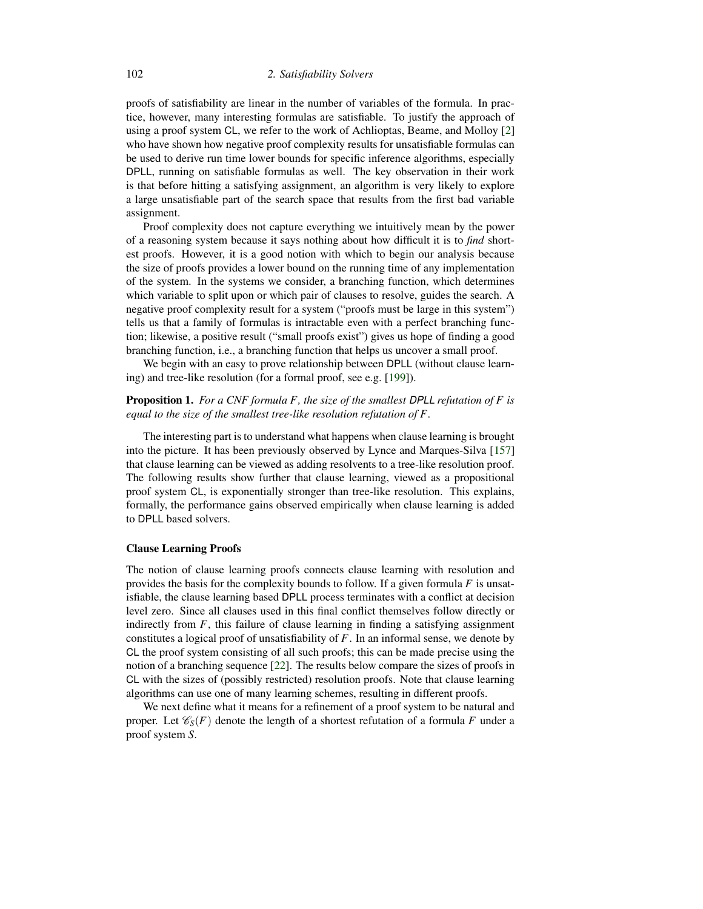proofs of satisfiability are linear in the number of variables of the formula. In practice, however, many interesting formulas are satisfiable. To justify the approach of using a proof system CL, we refer to the work of Achlioptas, Beame, and Molloy [2] who have shown how negative proof complexity results for unsatisfiable formulas can be used to derive run time lower bounds for specific inference algorithms, especially DPLL, running on satisfiable formulas as well. The key observation in their work is that before hitting a satisfying assignment, an algorithm is very likely to explore a large unsatisfiable part of the search space that results from the first bad variable assignment.

Proof complexity does not capture everything we intuitively mean by the power of a reasoning system because it says nothing about how difficult it is to *find* shortest proofs. However, it is a good notion with which to begin our analysis because the size of proofs provides a lower bound on the running time of any implementation of the system. In the systems we consider, a branching function, which determines which variable to split upon or which pair of clauses to resolve, guides the search. A negative proof complexity result for a system ("proofs must be large in this system") tells us that a family of formulas is intractable even with a perfect branching function; likewise, a positive result ("small proofs exist") gives us hope of finding a good branching function, i.e., a branching function that helps us uncover a small proof.

We begin with an easy to prove relationship between DPLL (without clause learning) and tree-like resolution (for a formal proof, see e.g. [199]).

**Proposition 1.** *For a CNF formula $F$, the size of the smallest* DPLL *refutation of $F$ is equal to the size of the smallest tree-like resolution refutation of $F$.*

The interesting part is to understand what happens when clause learning is brought into the picture. It has been previously observed by Lynce and Marques-Silva [157] that clause learning can be viewed as adding resolvents to a tree-like resolution proof. The following results show further that clause learning, viewed as a propositional proof system CL, is exponentially stronger than tree-like resolution. This explains, formally, the performance gains observed empirically when clause learning is added to DPLL based solvers.

### Clause Learning Proofs

The notion of clause learning proofs connects clause learning with resolution and provides the basis for the complexity bounds to follow. If a given formula $F$ is unsatisfiable, the clause learning based DPLL process terminates with a conflict at decision level zero. Since all clauses used in this final conflict themselves follow directly or indirectly from $F$, this failure of clause learning in finding a satisfying assignment constitutes a logical proof of unsatisfiability of $F$. In an informal sense, we denote by CL the proof system consisting of all such proofs; this can be made precise using the notion of a branching sequence [22]. The results below compare the sizes of proofs in CL with the sizes of (possibly restricted) resolution proofs. Note that clause learning algorithms can use one of many learning schemes, resulting in different proofs.

We next define what it means for a refinement of a proof system to be natural and proper. Let $\mathscr{C}_S(F)$ denote the length of a shortest refutation of a formula $F$ under a proof system $S$.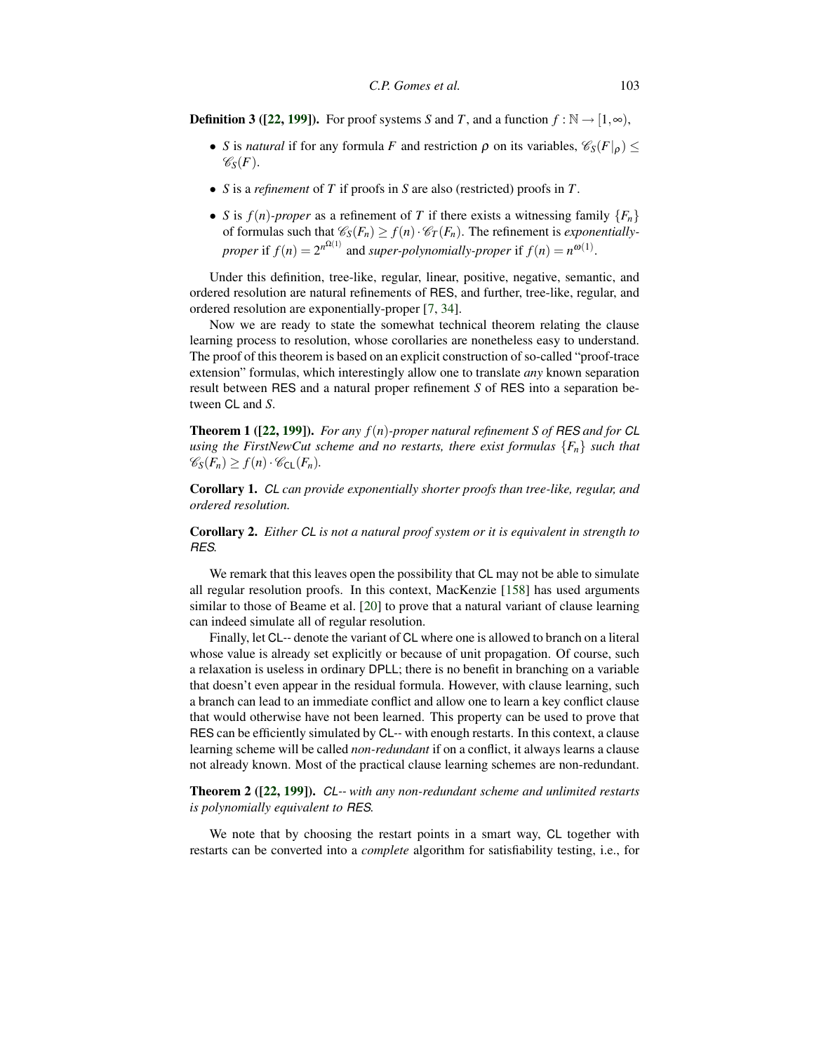**Definition 3 ([22, 199]).** For proof systems $S$ and $T$, and a function $f : \mathbb{N} \to [1, \infty)$,

- $S$ is *natural* if for any formula $F$ and restriction $\rho$ on its variables, $\mathscr{C}_S(F|_\rho) \leq \mathscr{C}_S(F)$.
- $S$ is a *refinement* of $T$ if proofs in $S$ are also (restricted) proofs in $T$.
- $S$ is $f(n)$*-proper* as a refinement of $T$ if there exists a witnessing family $\{F_n\}$ of formulas such that $\mathscr{C}_S(F_n) \geq f(n) \cdot \mathscr{C}_T(F_n)$. The refinement is *exponentially-proper* if $f(n) = 2^{n^{\Omega(1)}}$ and *super-polynomially-proper* if $f(n) = n^{\omega(1)}$.

Under this definition, tree-like, regular, linear, positive, negative, semantic, and ordered resolution are natural refinements of RES, and further, tree-like, regular, and ordered resolution are exponentially-proper [7, 34].

Now we are ready to state the somewhat technical theorem relating the clause learning process to resolution, whose corollaries are nonetheless easy to understand. The proof of this theorem is based on an explicit construction of so-called "proof-trace extension" formulas, which interestingly allow one to translate *any* known separation result between RES and a natural proper refinement $S$ of RES into a separation between CL and $S$.

**Theorem 1 ([22, 199]).** *For any $f(n)$-proper natural refinement $S$ of RES and for CL using the FirstNewCut scheme and no restarts, there exist formulas $\{F_n\}$ such that $\mathscr{C}_S(F_n) \geq f(n) \cdot \mathscr{C}_{\mathsf{CL}}(F_n)$.*

**Corollary 1.** *CL can provide exponentially shorter proofs than tree-like, regular, and ordered resolution.*

**Corollary 2.** *Either CL is not a natural proof system or it is equivalent in strength to RES.*

We remark that this leaves open the possibility that CL may not be able to simulate all regular resolution proofs. In this context, MacKenzie [158] has used arguments similar to those of Beame et al. [20] to prove that a natural variant of clause learning can indeed simulate all of regular resolution.

Finally, let CL-- denote the variant of CL where one is allowed to branch on a literal whose value is already set explicitly or because of unit propagation. Of course, such a relaxation is useless in ordinary DPLL; there is no benefit in branching on a variable that doesn't even appear in the residual formula. However, with clause learning, such a branch can lead to an immediate conflict and allow one to learn a key conflict clause that would otherwise have not been learned. This property can be used to prove that RES can be efficiently simulated by CL-- with enough restarts. In this context, a clause learning scheme will be called *non-redundant* if on a conflict, it always learns a clause not already known. Most of the practical clause learning schemes are non-redundant.

**Theorem 2 ([22, 199]).** *CL-- with any non-redundant scheme and unlimited restarts is polynomially equivalent to RES.*

We note that by choosing the restart points in a smart way, CL together with restarts can be converted into a *complete* algorithm for satisfiability testing, i.e., for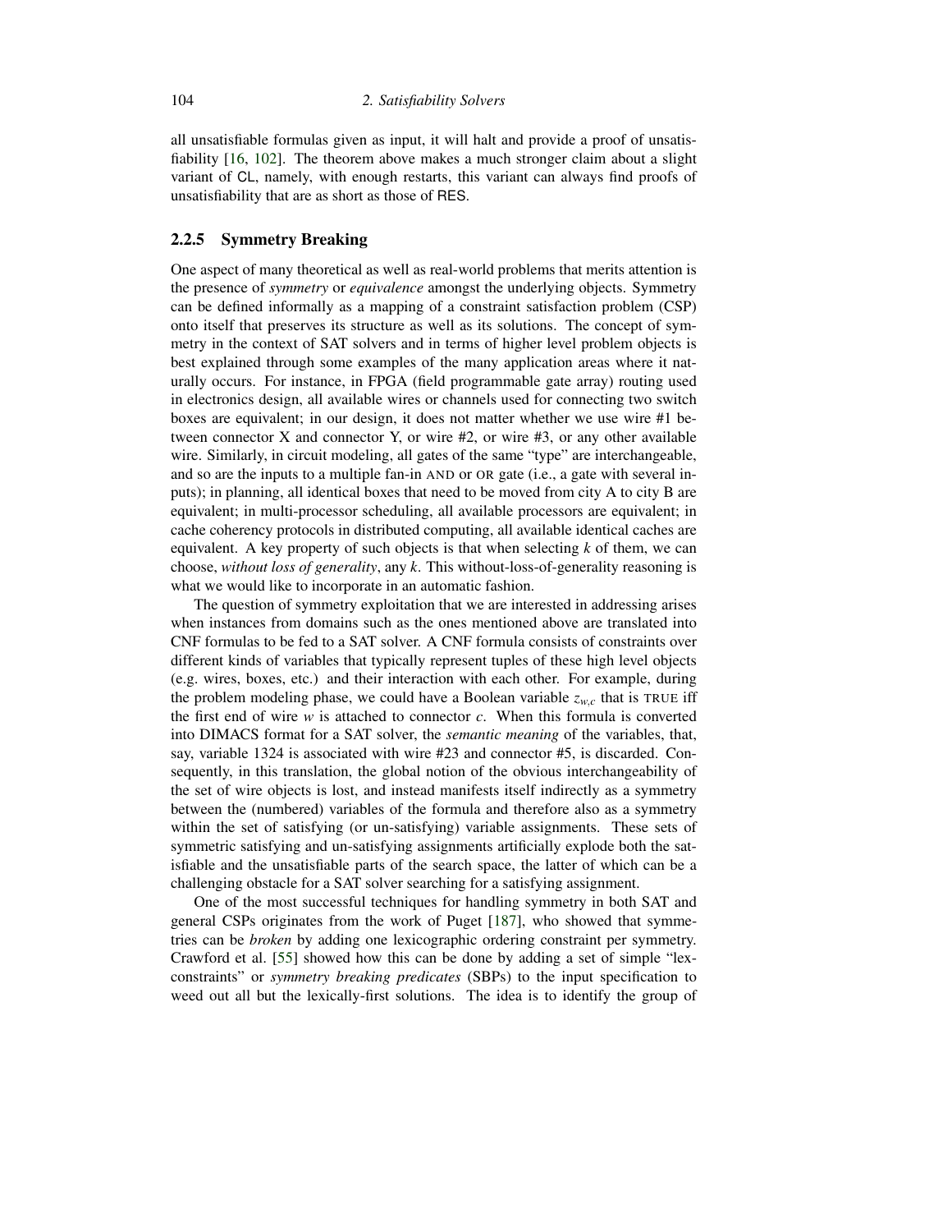all unsatisfiable formulas given as input, it will halt and provide a proof of unsatisfiability [16, 102]. The theorem above makes a much stronger claim about a slight variant of CL, namely, with enough restarts, this variant can always find proofs of unsatisfiability that are as short as those of RES.

### 2.2.5 Symmetry Breaking

One aspect of many theoretical as well as real-world problems that merits attention is the presence of *symmetry* or *equivalence* amongst the underlying objects. Symmetry can be defined informally as a mapping of a constraint satisfaction problem (CSP) onto itself that preserves its structure as well as its solutions. The concept of symmetry in the context of SAT solvers and in terms of higher level problem objects is best explained through some examples of the many application areas where it naturally occurs. For instance, in FPGA (field programmable gate array) routing used in electronics design, all available wires or channels used for connecting two switch boxes are equivalent; in our design, it does not matter whether we use wire #1 between connector X and connector Y, or wire #2, or wire #3, or any other available wire. Similarly, in circuit modeling, all gates of the same "type" are interchangeable, and so are the inputs to a multiple fan-in AND or OR gate (i.e., a gate with several inputs); in planning, all identical boxes that need to be moved from city A to city B are equivalent; in multi-processor scheduling, all available processors are equivalent; in cache coherency protocols in distributed computing, all available identical caches are equivalent. A key property of such objects is that when selecting $k$ of them, we can choose, *without loss of generality*, any $k$. This without-loss-of-generality reasoning is what we would like to incorporate in an automatic fashion.

The question of symmetry exploitation that we are interested in addressing arises when instances from domains such as the ones mentioned above are translated into CNF formulas to be fed to a SAT solver. A CNF formula consists of constraints over different kinds of variables that typically represent tuples of these high level objects (e.g. wires, boxes, etc.) and their interaction with each other. For example, during the problem modeling phase, we could have a Boolean variable $z_{w,c}$ that is TRUE iff the first end of wire $w$ is attached to connector $c$. When this formula is converted into DIMACS format for a SAT solver, the *semantic meaning* of the variables, that, say, variable 1324 is associated with wire #23 and connector #5, is discarded. Consequently, in this translation, the global notion of the obvious interchangeability of the set of wire objects is lost, and instead manifests itself indirectly as a symmetry between the (numbered) variables of the formula and therefore also as a symmetry within the set of satisfying (or un-satisfying) variable assignments. These sets of symmetric satisfying and un-satisfying assignments artificially explode both the satisfiable and the unsatisfiable parts of the search space, the latter of which can be a challenging obstacle for a SAT solver searching for a satisfying assignment.

One of the most successful techniques for handling symmetry in both SAT and general CSPs originates from the work of Puget [187], who showed that symmetries can be *broken* by adding one lexicographic ordering constraint per symmetry. Crawford et al. [55] showed how this can be done by adding a set of simple "lex-constraints" or *symmetry breaking predicates* (SBPs) to the input specification to weed out all but the lexically-first solutions. The idea is to identify the group of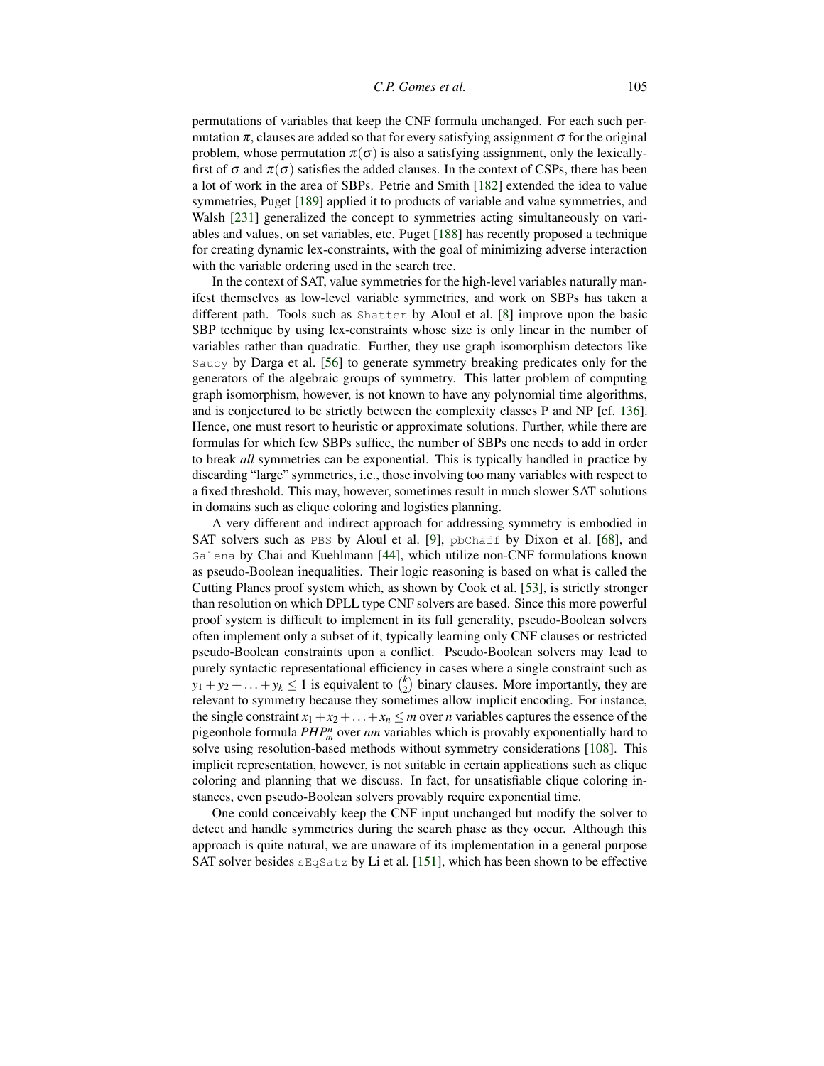permutations of variables that keep the CNF formula unchanged. For each such permutation $\pi$, clauses are added so that for every satisfying assignment $\sigma$ for the original problem, whose permutation $\pi(\sigma)$ is also a satisfying assignment, only the lexically-first of $\sigma$ and $\pi(\sigma)$ satisfies the added clauses. In the context of CSPs, there has been a lot of work in the area of SBPs. Petrie and Smith [182] extended the idea to value symmetries, Puget [189] applied it to products of variable and value symmetries, and Walsh [231] generalized the concept to symmetries acting simultaneously on variables and values, on set variables, etc. Puget [188] has recently proposed a technique for creating dynamic lex-constraints, with the goal of minimizing adverse interaction with the variable ordering used in the search tree.

In the context of SAT, value symmetries for the high-level variables naturally manifest themselves as low-level variable symmetries, and work on SBPs has taken a different path. Tools such as `Shatter` by Aloul et al. [8] improve upon the basic SBP technique by using lex-constraints whose size is only linear in the number of variables rather than quadratic. Further, they use graph isomorphism detectors like `Saucy` by Darga et al. [56] to generate symmetry breaking predicates only for the generators of the algebraic groups of symmetry. This latter problem of computing graph isomorphism, however, is not known to have any polynomial time algorithms, and is conjectured to be strictly between the complexity classes P and NP [cf. 136]. Hence, one must resort to heuristic or approximate solutions. Further, while there are formulas for which few SBPs suffice, the number of SBPs one needs to add in order to break *all* symmetries can be exponential. This is typically handled in practice by discarding "large" symmetries, i.e., those involving too many variables with respect to a fixed threshold. This may, however, sometimes result in much slower SAT solutions in domains such as clique coloring and logistics planning.

A very different and indirect approach for addressing symmetry is embodied in SAT solvers such as `PBS` by Aloul et al. [9], `pbChaff` by Dixon et al. [68], and `Galena` by Chai and Kuehlmann [44], which utilize non-CNF formulations known as pseudo-Boolean inequalities. Their logic reasoning is based on what is called the Cutting Planes proof system which, as shown by Cook et al. [53], is strictly stronger than resolution on which DPLL type CNF solvers are based. Since this more powerful proof system is difficult to implement in its full generality, pseudo-Boolean solvers often implement only a subset of it, typically learning only CNF clauses or restricted pseudo-Boolean constraints upon a conflict. Pseudo-Boolean solvers may lead to purely syntactic representational efficiency in cases where a single constraint such as $y_1 + y_2 + \ldots + y_k \leq 1$ is equivalent to $\binom{k}{2}$ binary clauses. More importantly, they are relevant to symmetry because they sometimes allow implicit encoding. For instance, the single constraint $x_1 + x_2 + \ldots + x_n \leq m$ over $n$ variables captures the essence of the pigeonhole formula $PHP^n_m$ over $nm$ variables which is provably exponentially hard to solve using resolution-based methods without symmetry considerations [108]. This implicit representation, however, is not suitable in certain applications such as clique coloring and planning that we discuss. In fact, for unsatisfiable clique coloring instances, even pseudo-Boolean solvers provably require exponential time.

One could conceivably keep the CNF input unchanged but modify the solver to detect and handle symmetries during the search phase as they occur. Although this approach is quite natural, we are unaware of its implementation in a general purpose SAT solver besides `sEqSatz` by Li et al. [151], which has been shown to be effective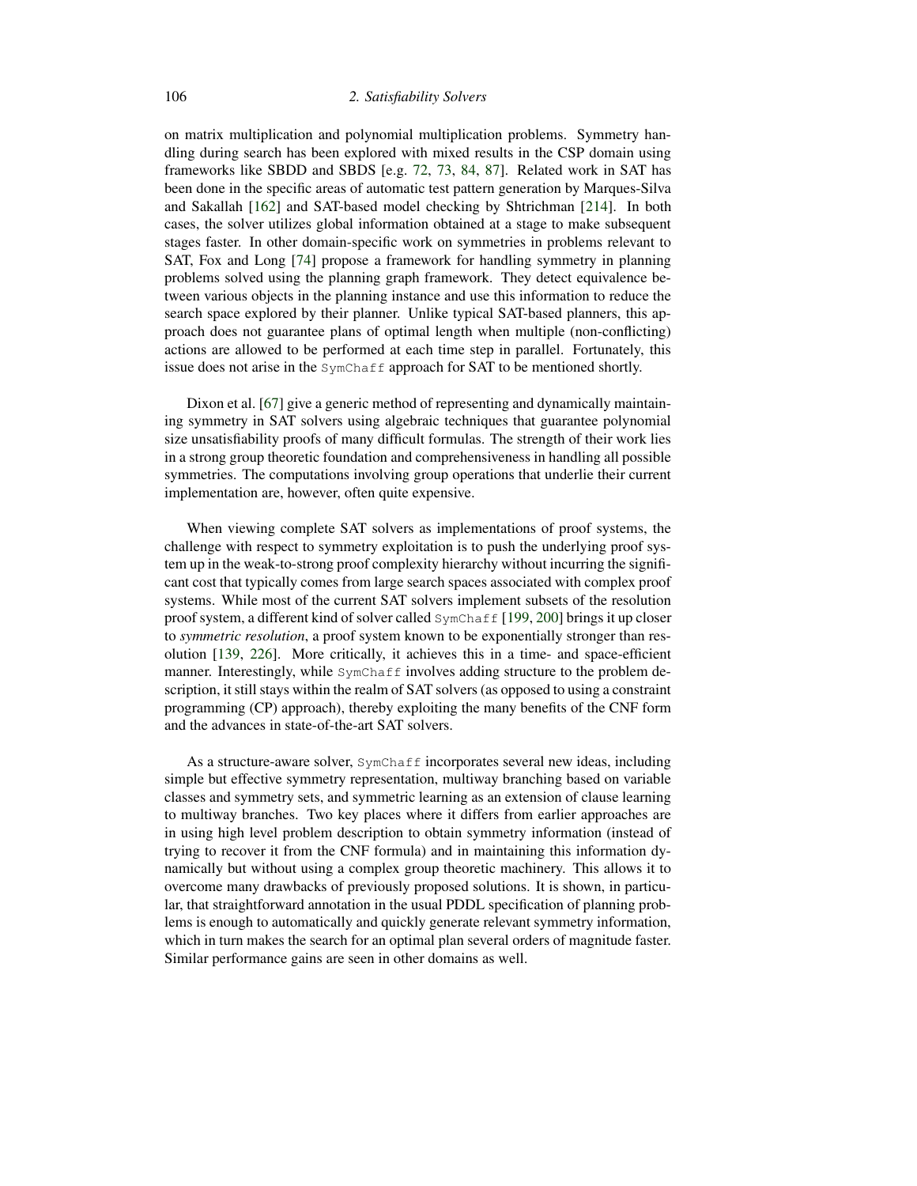on matrix multiplication and polynomial multiplication problems. Symmetry handling during search has been explored with mixed results in the CSP domain using frameworks like SBDD and SBDS [e.g. 72, 73, 84, 87]. Related work in SAT has been done in the specific areas of automatic test pattern generation by Marques-Silva and Sakallah [162] and SAT-based model checking by Shtrichman [214]. In both cases, the solver utilizes global information obtained at a stage to make subsequent stages faster. In other domain-specific work on symmetries in problems relevant to SAT, Fox and Long [74] propose a framework for handling symmetry in planning problems solved using the planning graph framework. They detect equivalence between various objects in the planning instance and use this information to reduce the search space explored by their planner. Unlike typical SAT-based planners, this approach does not guarantee plans of optimal length when multiple (non-conflicting) actions are allowed to be performed at each time step in parallel. Fortunately, this issue does not arise in the `SymChaff` approach for SAT to be mentioned shortly.

Dixon et al. [67] give a generic method of representing and dynamically maintaining symmetry in SAT solvers using algebraic techniques that guarantee polynomial size unsatisfiability proofs of many difficult formulas. The strength of their work lies in a strong group theoretic foundation and comprehensiveness in handling all possible symmetries. The computations involving group operations that underlie their current implementation are, however, often quite expensive.

When viewing complete SAT solvers as implementations of proof systems, the challenge with respect to symmetry exploitation is to push the underlying proof system up in the weak-to-strong proof complexity hierarchy without incurring the significant cost that typically comes from large search spaces associated with complex proof systems. While most of the current SAT solvers implement subsets of the resolution proof system, a different kind of solver called `SymChaff` [199, 200] brings it up closer to *symmetric resolution*, a proof system known to be exponentially stronger than resolution [139, 226]. More critically, it achieves this in a time- and space-efficient manner. Interestingly, while `SymChaff` involves adding structure to the problem description, it still stays within the realm of SAT solvers (as opposed to using a constraint programming (CP) approach), thereby exploiting the many benefits of the CNF form and the advances in state-of-the-art SAT solvers.

As a structure-aware solver, `SymChaff` incorporates several new ideas, including simple but effective symmetry representation, multiway branching based on variable classes and symmetry sets, and symmetric learning as an extension of clause learning to multiway branches. Two key places where it differs from earlier approaches are in using high level problem description to obtain symmetry information (instead of trying to recover it from the CNF formula) and in maintaining this information dynamically but without using a complex group theoretic machinery. This allows it to overcome many drawbacks of previously proposed solutions. It is shown, in particular, that straightforward annotation in the usual PDDL specification of planning problems is enough to automatically and quickly generate relevant symmetry information, which in turn makes the search for an optimal plan several orders of magnitude faster. Similar performance gains are seen in other domains as well.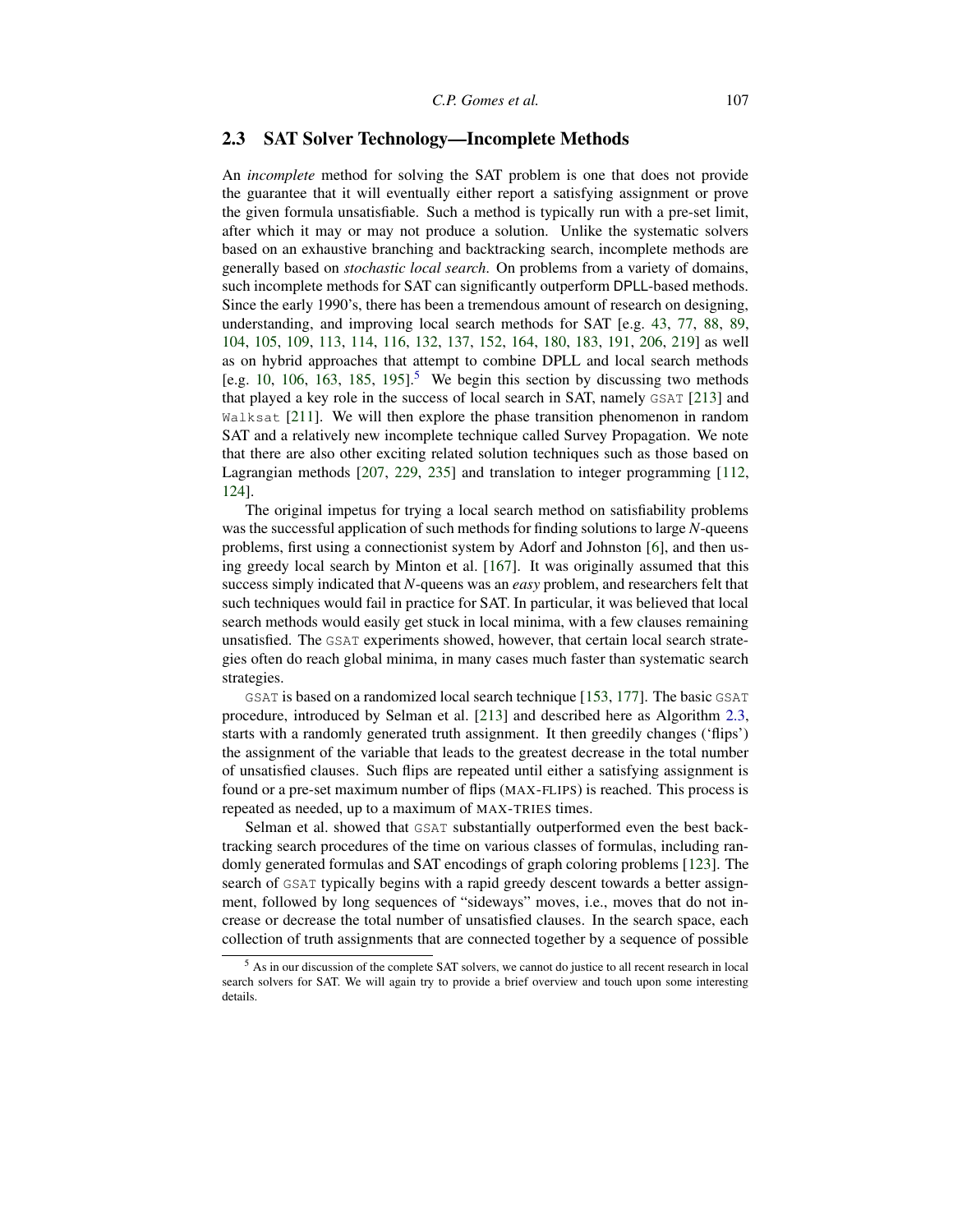## 2.3 SAT Solver Technology—Incomplete Methods

An *incomplete* method for solving the SAT problem is one that does not provide the guarantee that it will eventually either report a satisfying assignment or prove the given formula unsatisfiable. Such a method is typically run with a pre-set limit, after which it may or may not produce a solution. Unlike the systematic solvers based on an exhaustive branching and backtracking search, incomplete methods are generally based on *stochastic local search*. On problems from a variety of domains, such incomplete methods for SAT can significantly outperform DPLL-based methods. Since the early 1990's, there has been a tremendous amount of research on designing, understanding, and improving local search methods for SAT [e.g. 43, 77, 88, 89, 104, 105, 109, 113, 114, 116, 132, 137, 152, 164, 180, 183, 191, 206, 219] as well as on hybrid approaches that attempt to combine DPLL and local search methods [e.g. 10, 106, 163, 185, 195].[5] We begin this section by discussing two methods that played a key role in the success of local search in SAT, namely `GSAT` [213] and `Walksat` [211]. We will then explore the phase transition phenomenon in random SAT and a relatively new incomplete technique called Survey Propagation. We note that there are also other exciting related solution techniques such as those based on Lagrangian methods [207, 229, 235] and translation to integer programming [112, 124].

The original impetus for trying a local search method on satisfiability problems was the successful application of such methods for finding solutions to large *N*-queens problems, first using a connectionist system by Adorf and Johnston [6], and then using greedy local search by Minton et al. [167]. It was originally assumed that this success simply indicated that *N*-queens was an *easy* problem, and researchers felt that such techniques would fail in practice for SAT. In particular, it was believed that local search methods would easily get stuck in local minima, with a few clauses remaining unsatisfied. The `GSAT` experiments showed, however, that certain local search strategies often do reach global minima, in many cases much faster than systematic search strategies.

`GSAT` is based on a randomized local search technique [153, 177]. The basic `GSAT` procedure, introduced by Selman et al. [213] and described here as Algorithm 2.3, starts with a randomly generated truth assignment. It then greedily changes ('flips') the assignment of the variable that leads to the greatest decrease in the total number of unsatisfied clauses. Such flips are repeated until either a satisfying assignment is found or a pre-set maximum number of flips (MAX-FLIPS) is reached. This process is repeated as needed, up to a maximum of MAX-TRIES times.

Selman et al. showed that `GSAT` substantially outperformed even the best backtracking search procedures of the time on various classes of formulas, including randomly generated formulas and SAT encodings of graph coloring problems [123]. The search of `GSAT` typically begins with a rapid greedy descent towards a better assignment, followed by long sequences of "sideways" moves, i.e., moves that do not increase or decrease the total number of unsatisfied clauses. In the search space, each collection of truth assignments that are connected together by a sequence of possible

[5] As in our discussion of the complete SAT solvers, we cannot do justice to all recent research in local search solvers for SAT. We will again try to provide a brief overview and touch upon some interesting details.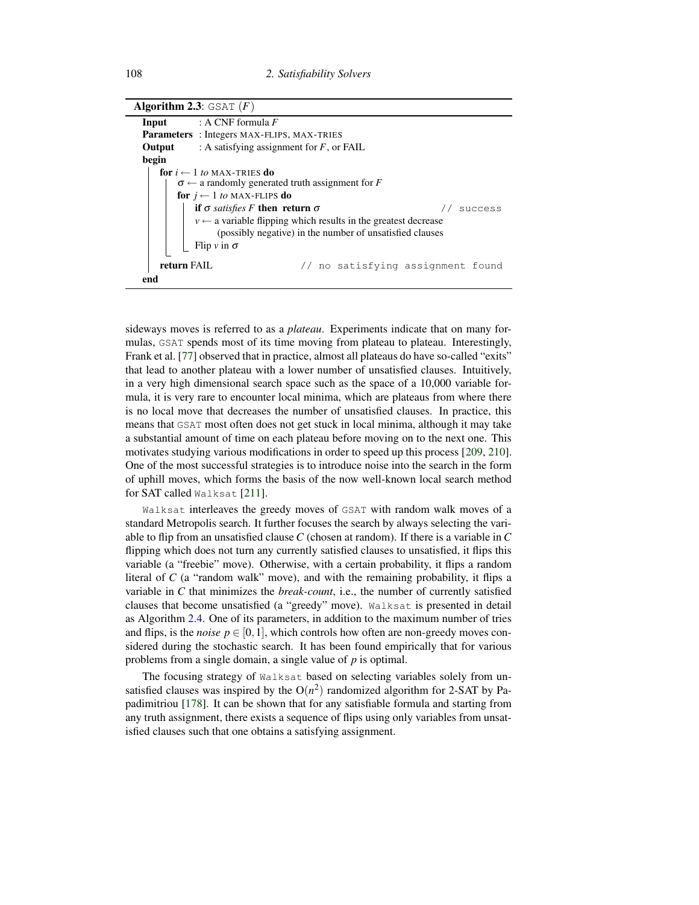**Algorithm 2.3**: `GSAT` $(F)$

```
Input      : A CNF formula F
Parameters : Integers MAX-FLIPS, MAX-TRIES
Output     : A satisfying assignment for F, or FAIL
begin
    for i ← 1 to MAX-TRIES do
        σ ← a randomly generated truth assignment for F
        for j ← 1 to MAX-FLIPS do
            if σ satisfies F then return σ                        // success
            v ← a variable flipping which results in the greatest decrease
                  (possibly negative) in the number of unsatisfied clauses
            Flip v in σ
    return FAIL                      // no satisfying assignment found
end
```

sideways moves is referred to as a *plateau*. Experiments indicate that on many formulas, `GSAT` spends most of its time moving from plateau to plateau. Interestingly, Frank et al. [77] observed that in practice, almost all plateaus do have so-called "exits" that lead to another plateau with a lower number of unsatisfied clauses. Intuitively, in a very high dimensional search space such as the space of a 10,000 variable formula, it is very rare to encounter local minima, which are plateaus from where there is no local move that decreases the number of unsatisfied clauses. In practice, this means that `GSAT` most often does not get stuck in local minima, although it may take a substantial amount of time on each plateau before moving on to the next one. This motivates studying various modifications in order to speed up this process [209, 210]. One of the most successful strategies is to introduce noise into the search in the form of uphill moves, which forms the basis of the now well-known local search method for SAT called `Walksat` [211].

`Walksat` interleaves the greedy moves of `GSAT` with random walk moves of a standard Metropolis search. It further focuses the search by always selecting the variable to flip from an unsatisfied clause $C$ (chosen at random). If there is a variable in $C$ flipping which does not turn any currently satisfied clauses to unsatisfied, it flips this variable (a "freebie" move). Otherwise, with a certain probability, it flips a random literal of $C$ (a "random walk" move), and with the remaining probability, it flips a variable in $C$ that minimizes the *break-count*, i.e., the number of currently satisfied clauses that become unsatisfied (a "greedy" move). `Walksat` is presented in detail as Algorithm 2.4. One of its parameters, in addition to the maximum number of tries and flips, is the *noise* $p \in [0,1]$, which controls how often are non-greedy moves considered during the stochastic search. It has been found empirically that for various problems from a single domain, a single value of $p$ is optimal.

The focusing strategy of `Walksat` based on selecting variables solely from unsatisfied clauses was inspired by the $O(n^2)$ randomized algorithm for 2-SAT by Papadimitriou [178]. It can be shown that for any satisfiable formula and starting from any truth assignment, there exists a sequence of flips using only variables from unsatisfied clauses such that one obtains a satisfying assignment.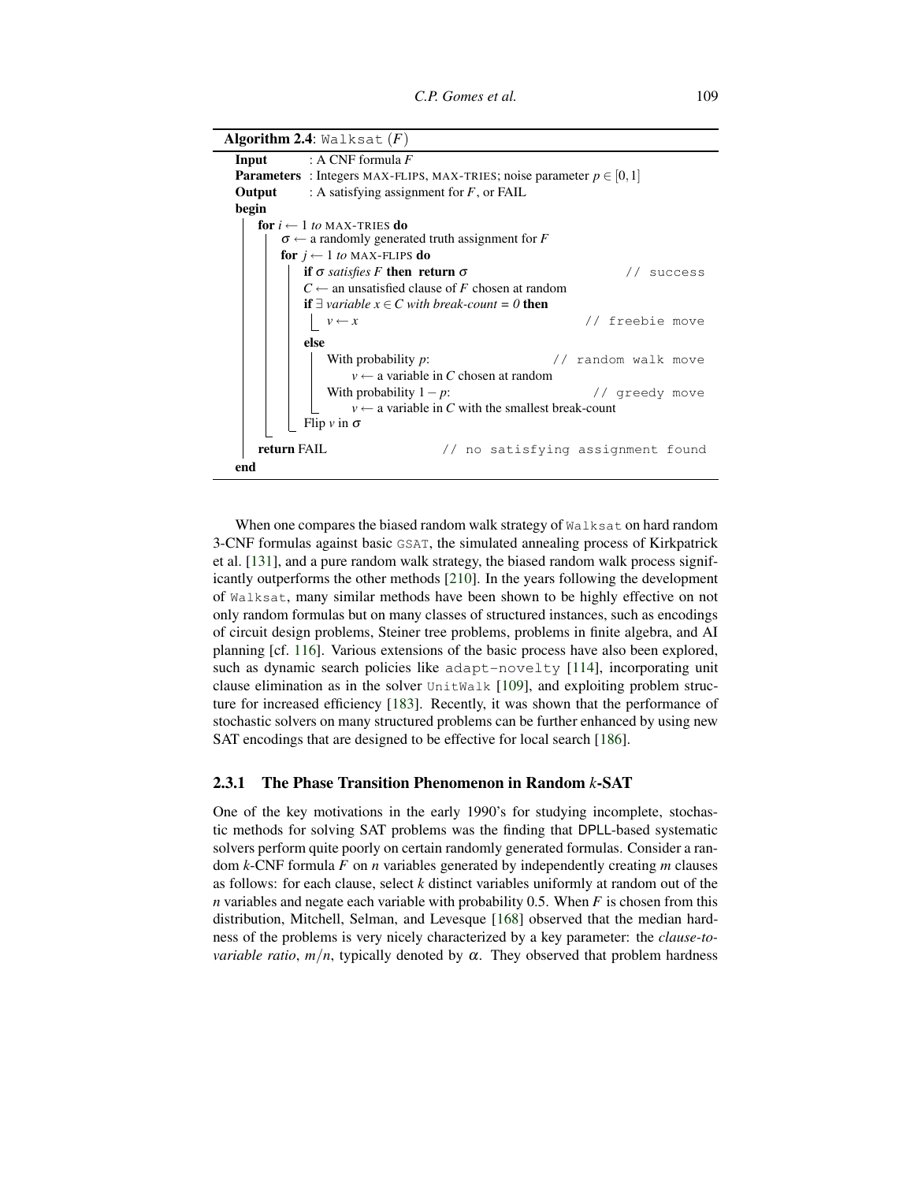**Algorithm 2.4**: `Walksat` $(F)$

```
Input      : A CNF formula F
Parameters : Integers MAX-FLIPS, MAX-TRIES; noise parameter p ∈ [0,1]
Output     : A satisfying assignment for F, or FAIL
begin
    for i ← 1 to MAX-TRIES do
        σ ← a randomly generated truth assignment for F
        for j ← 1 to MAX-FLIPS do
            if σ satisfies F then return σ                      // success
            C ← an unsatisfied clause of F chosen at random
            if ∃ variable x ∈ C with break-count = 0 then
                v ← x                                            // freebie move
            else
                With probability p:                              // random walk move
                    v ← a variable in C chosen at random
                With probability 1 − p:                          // greedy move
                    v ← a variable in C with the smallest break-count
            Flip v in σ
    return FAIL                    // no satisfying assignment found
end
```

When one compares the biased random walk strategy of `Walksat` on hard random 3-CNF formulas against basic `GSAT`, the simulated annealing process of Kirkpatrick et al. [131], and a pure random walk strategy, the biased random walk process significantly outperforms the other methods [210]. In the years following the development of `Walksat`, many similar methods have been shown to be highly effective on not only random formulas but on many classes of structured instances, such as encodings of circuit design problems, Steiner tree problems, problems in finite algebra, and AI planning [cf. 116]. Various extensions of the basic process have also been explored, such as dynamic search policies like `adapt-novelty` [114], incorporating unit clause elimination as in the solver `UnitWalk` [109], and exploiting problem structure for increased efficiency [183]. Recently, it was shown that the performance of stochastic solvers on many structured problems can be further enhanced by using new SAT encodings that are designed to be effective for local search [186].

### 2.3.1 The Phase Transition Phenomenon in Random $k$-SAT

One of the key motivations in the early 1990's for studying incomplete, stochastic methods for solving SAT problems was the finding that DPLL-based systematic solvers perform quite poorly on certain randomly generated formulas. Consider a random $k$-CNF formula $F$ on $n$ variables generated by independently creating $m$ clauses as follows: for each clause, select $k$ distinct variables uniformly at random out of the $n$ variables and negate each variable with probability 0.5. When $F$ is chosen from this distribution, Mitchell, Selman, and Levesque [168] observed that the median hardness of the problems is very nicely characterized by a key parameter: the *clause-to-variable ratio*, $m/n$, typically denoted by $\alpha$. They observed that problem hardness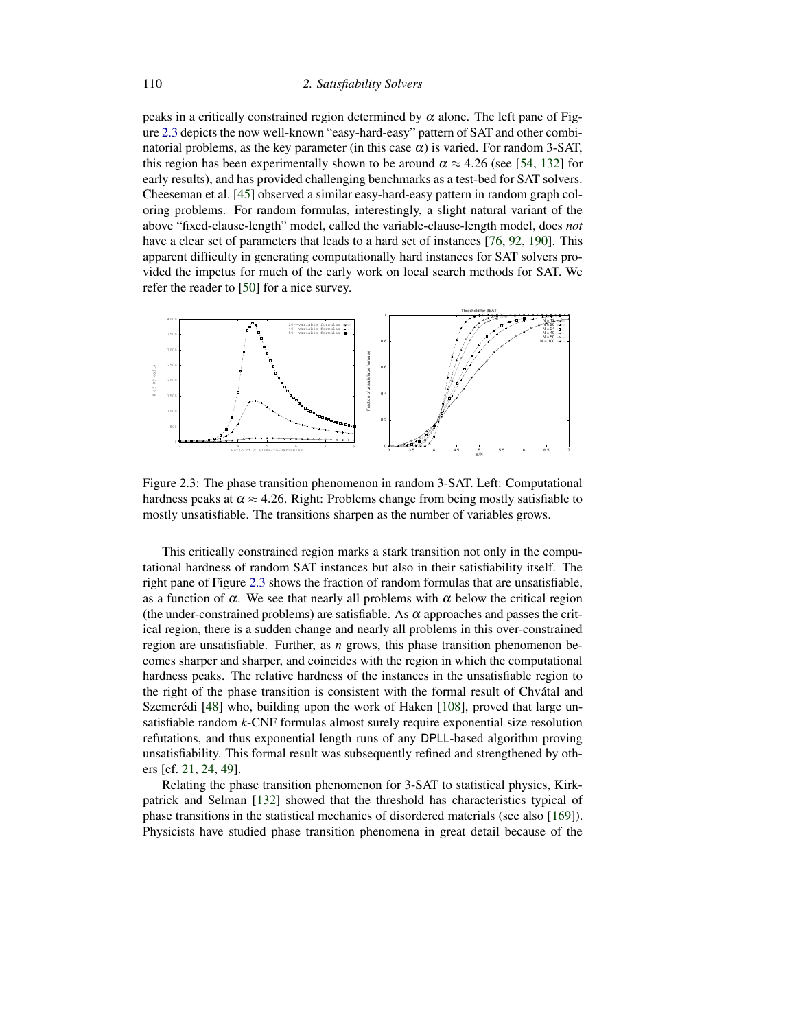peaks in a critically constrained region determined by $\alpha$ alone. The left pane of Figure 2.3 depicts the now well-known "easy-hard-easy" pattern of SAT and other combinatorial problems, as the key parameter (in this case $\alpha$) is varied. For random 3-SAT, this region has been experimentally shown to be around $\alpha \approx 4.26$ (see [54, 132] for early results), and has provided challenging benchmarks as a test-bed for SAT solvers. Cheeseman et al. [45] observed a similar easy-hard-easy pattern in random graph coloring problems. For random formulas, interestingly, a slight natural variant of the above "fixed-clause-length" model, called the variable-clause-length model, does *not* have a clear set of parameters that leads to a hard set of instances [76, 92, 190]. This apparent difficulty in generating computationally hard instances for SAT solvers provided the impetus for much of the early work on local search methods for SAT. We refer the reader to [50] for a nice survey.

Figure 2.3: The phase transition phenomenon in random 3-SAT. Left: Computational hardness peaks at $\alpha \approx 4.26$. Right: Problems change from being mostly satisfiable to mostly unsatisfiable. The transitions sharpen as the number of variables grows.

This critically constrained region marks a stark transition not only in the computational hardness of random SAT instances but also in their satisfiability itself. The right pane of Figure 2.3 shows the fraction of random formulas that are unsatisfiable, as a function of $\alpha$. We see that nearly all problems with $\alpha$ below the critical region (the under-constrained problems) are satisfiable. As $\alpha$ approaches and passes the critical region, there is a sudden change and nearly all problems in this over-constrained region are unsatisfiable. Further, as $n$ grows, this phase transition phenomenon becomes sharper and sharper, and coincides with the region in which the computational hardness peaks. The relative hardness of the instances in the unsatisfiable region to the right of the phase transition is consistent with the formal result of Chvátal and Szemerédi [48] who, building upon the work of Haken [108], proved that large unsatisfiable random $k$-CNF formulas almost surely require exponential size resolution refutations, and thus exponential length runs of any DPLL-based algorithm proving unsatisfiability. This formal result was subsequently refined and strengthened by others [cf. 21, 24, 49].

Relating the phase transition phenomenon for 3-SAT to statistical physics, Kirkpatrick and Selman [132] showed that the threshold has characteristics typical of phase transitions in the statistical mechanics of disordered materials (see also [169]). Physicists have studied phase transition phenomena in great detail because of the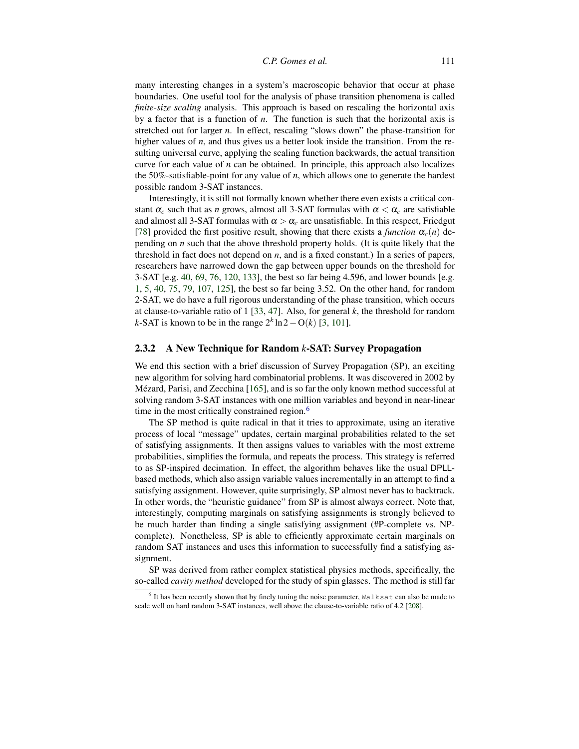many interesting changes in a system's macroscopic behavior that occur at phase boundaries. One useful tool for the analysis of phase transition phenomena is called *finite-size scaling* analysis. This approach is based on rescaling the horizontal axis by a factor that is a function of $n$. The function is such that the horizontal axis is stretched out for larger $n$. In effect, rescaling "slows down" the phase-transition for higher values of $n$, and thus gives us a better look inside the transition. From the resulting universal curve, applying the scaling function backwards, the actual transition curve for each value of $n$ can be obtained. In principle, this approach also localizes the 50%-satisfiable-point for any value of $n$, which allows one to generate the hardest possible random 3-SAT instances.

Interestingly, it is still not formally known whether there even exists a critical constant $\alpha_c$ such that as $n$ grows, almost all 3-SAT formulas with $\alpha < \alpha_c$ are satisfiable and almost all 3-SAT formulas with $\alpha > \alpha_c$ are unsatisfiable. In this respect, Friedgut [78] provided the first positive result, showing that there exists a *function* $\alpha_c(n)$ depending on $n$ such that the above threshold property holds. (It is quite likely that the threshold in fact does not depend on $n$, and is a fixed constant.) In a series of papers, researchers have narrowed down the gap between upper bounds on the threshold for 3-SAT [e.g. 40, 69, 76, 120, 133], the best so far being 4.596, and lower bounds [e.g. 1, 5, 40, 75, 79, 107, 125], the best so far being 3.52. On the other hand, for random 2-SAT, we do have a full rigorous understanding of the phase transition, which occurs at clause-to-variable ratio of 1 [33, 47]. Also, for general $k$, the threshold for random $k$-SAT is known to be in the range $2^k \ln 2 - O(k)$ [3, 101].

### 2.3.2 A New Technique for Random $k$-SAT: Survey Propagation

We end this section with a brief discussion of Survey Propagation (SP), an exciting new algorithm for solving hard combinatorial problems. It was discovered in 2002 by Mézard, Parisi, and Zecchina [165], and is so far the only known method successful at solving random 3-SAT instances with one million variables and beyond in near-linear time in the most critically constrained region.[6]

The SP method is quite radical in that it tries to approximate, using an iterative process of local "message" updates, certain marginal probabilities related to the set of satisfying assignments. It then assigns values to variables with the most extreme probabilities, simplifies the formula, and repeats the process. This strategy is referred to as SP-inspired decimation. In effect, the algorithm behaves like the usual DPLL-based methods, which also assign variable values incrementally in an attempt to find a satisfying assignment. However, quite surprisingly, SP almost never has to backtrack. In other words, the "heuristic guidance" from SP is almost always correct. Note that, interestingly, computing marginals on satisfying assignments is strongly believed to be much harder than finding a single satisfying assignment (#P-complete vs. NP-complete). Nonetheless, SP is able to efficiently approximate certain marginals on random SAT instances and uses this information to successfully find a satisfying assignment.

SP was derived from rather complex statistical physics methods, specifically, the so-called *cavity method* developed for the study of spin glasses. The method is still far

[6] It has been recently shown that by finely tuning the noise parameter, `Walksat` can also be made to scale well on hard random 3-SAT instances, well above the clause-to-variable ratio of 4.2 [208].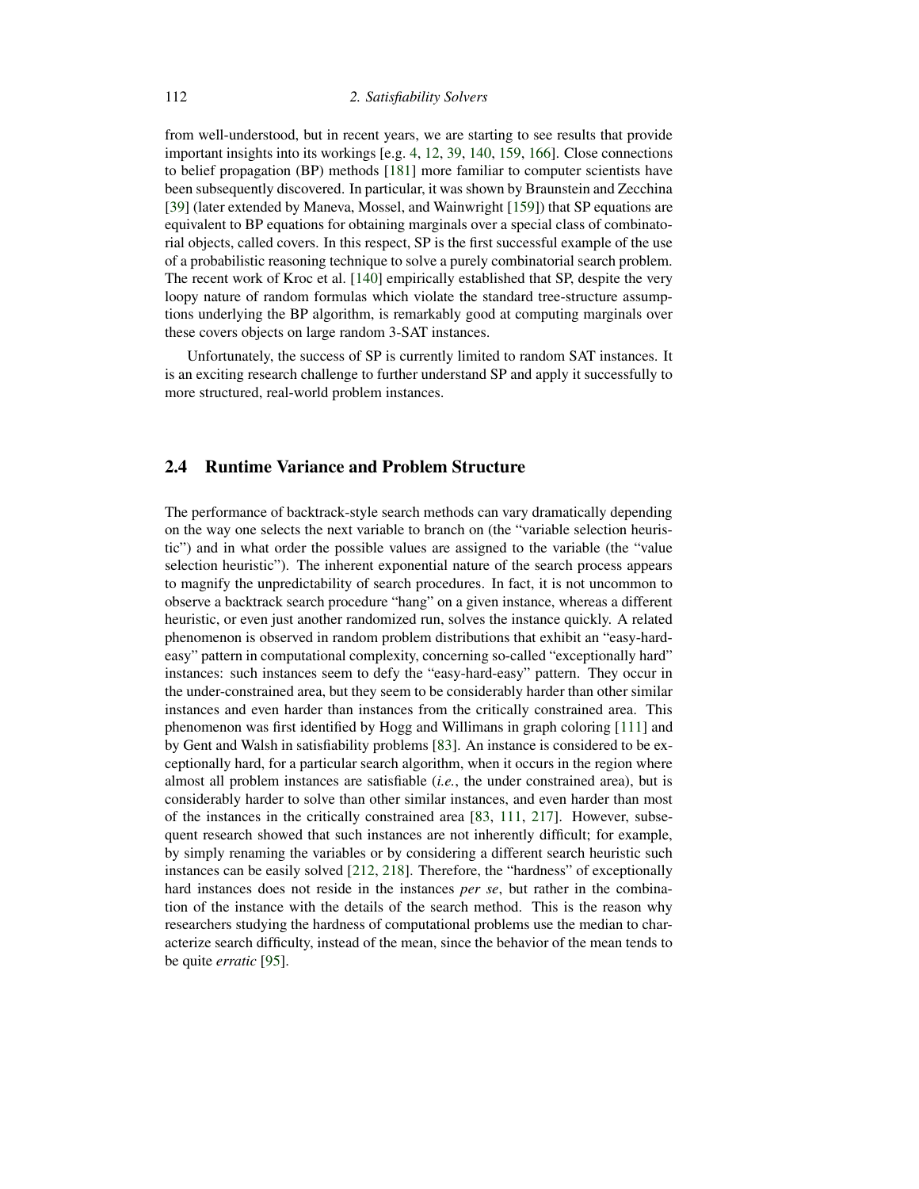from well-understood, but in recent years, we are starting to see results that provide important insights into its workings [e.g. 4, 12, 39, 140, 159, 166]. Close connections to belief propagation (BP) methods [181] more familiar to computer scientists have been subsequently discovered. In particular, it was shown by Braunstein and Zecchina [39] (later extended by Maneva, Mossel, and Wainwright [159]) that SP equations are equivalent to BP equations for obtaining marginals over a special class of combinatorial objects, called covers. In this respect, SP is the first successful example of the use of a probabilistic reasoning technique to solve a purely combinatorial search problem. The recent work of Kroc et al. [140] empirically established that SP, despite the very loopy nature of random formulas which violate the standard tree-structure assumptions underlying the BP algorithm, is remarkably good at computing marginals over these covers objects on large random 3-SAT instances.

Unfortunately, the success of SP is currently limited to random SAT instances. It is an exciting research challenge to further understand SP and apply it successfully to more structured, real-world problem instances.

## 2.4 Runtime Variance and Problem Structure

The performance of backtrack-style search methods can vary dramatically depending on the way one selects the next variable to branch on (the "variable selection heuristic") and in what order the possible values are assigned to the variable (the "value selection heuristic"). The inherent exponential nature of the search process appears to magnify the unpredictability of search procedures. In fact, it is not uncommon to observe a backtrack search procedure "hang" on a given instance, whereas a different heuristic, or even just another randomized run, solves the instance quickly. A related phenomenon is observed in random problem distributions that exhibit an "easy-hard-easy" pattern in computational complexity, concerning so-called "exceptionally hard" instances: such instances seem to defy the "easy-hard-easy" pattern. They occur in the under-constrained area, but they seem to be considerably harder than other similar instances and even harder than instances from the critically constrained area. This phenomenon was first identified by Hogg and Willimans in graph coloring [111] and by Gent and Walsh in satisfiability problems [83]. An instance is considered to be exceptionally hard, for a particular search algorithm, when it occurs in the region where almost all problem instances are satisfiable (*i.e.*, the under constrained area), but is considerably harder to solve than other similar instances, and even harder than most of the instances in the critically constrained area [83, 111, 217]. However, subsequent research showed that such instances are not inherently difficult; for example, by simply renaming the variables or by considering a different search heuristic such instances can be easily solved [212, 218]. Therefore, the "hardness" of exceptionally hard instances does not reside in the instances *per se*, but rather in the combination of the instance with the details of the search method. This is the reason why researchers studying the hardness of computational problems use the median to characterize search difficulty, instead of the mean, since the behavior of the mean tends to be quite *erratic* [95].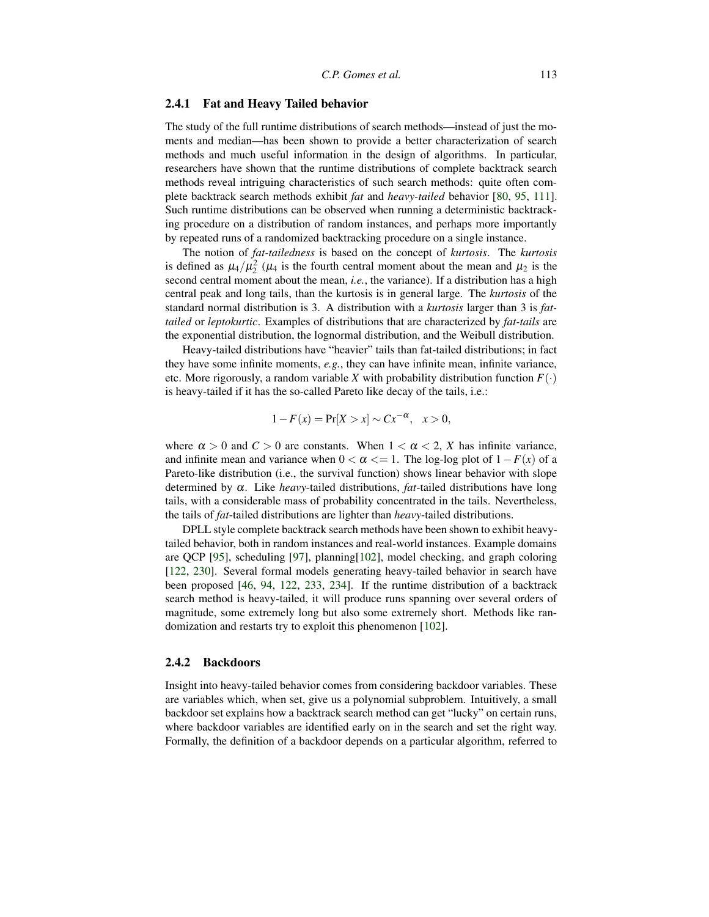### 2.4.1 Fat and Heavy Tailed behavior

The study of the full runtime distributions of search methods—instead of just the moments and median—has been shown to provide a better characterization of search methods and much useful information in the design of algorithms. In particular, researchers have shown that the runtime distributions of complete backtrack search methods reveal intriguing characteristics of such search methods: quite often complete backtrack search methods exhibit *fat* and *heavy-tailed* behavior [80, 95, 111]. Such runtime distributions can be observed when running a deterministic backtracking procedure on a distribution of random instances, and perhaps more importantly by repeated runs of a randomized backtracking procedure on a single instance.

The notion of *fat-tailedness* is based on the concept of *kurtosis*. The *kurtosis* is defined as $\mu_4/\mu_2^2$ ($\mu_4$ is the fourth central moment about the mean and $\mu_2$ is the second central moment about the mean, *i.e.*, the variance). If a distribution has a high central peak and long tails, than the kurtosis is in general large. The *kurtosis* of the standard normal distribution is 3. A distribution with a *kurtosis* larger than 3 is *fat-tailed* or *leptokurtic*. Examples of distributions that are characterized by *fat-tails* are the exponential distribution, the lognormal distribution, and the Weibull distribution.

Heavy-tailed distributions have "heavier" tails than fat-tailed distributions; in fact they have some infinite moments, *e.g.*, they can have infinite mean, infinite variance, etc. More rigorously, a random variable $X$ with probability distribution function $F(\cdot)$ is heavy-tailed if it has the so-called Pareto like decay of the tails, i.e.:

$$1 - F(x) = \Pr[X > x] \sim Cx^{-\alpha}, \quad x > 0,$$

where $\alpha > 0$ and $C > 0$ are constants. When $1 < \alpha < 2$, $X$ has infinite variance, and infinite mean and variance when $0 < \alpha <= 1$. The log-log plot of $1 - F(x)$ of a Pareto-like distribution (i.e., the survival function) shows linear behavior with slope determined by $\alpha$. Like *heavy*-tailed distributions, *fat*-tailed distributions have long tails, with a considerable mass of probability concentrated in the tails. Nevertheless, the tails of *fat*-tailed distributions are lighter than *heavy*-tailed distributions.

DPLL style complete backtrack search methods have been shown to exhibit heavy-tailed behavior, both in random instances and real-world instances. Example domains are QCP [95], scheduling [97], planning[102], model checking, and graph coloring [122, 230]. Several formal models generating heavy-tailed behavior in search have been proposed [46, 94, 122, 233, 234]. If the runtime distribution of a backtrack search method is heavy-tailed, it will produce runs spanning over several orders of magnitude, some extremely long but also some extremely short. Methods like randomization and restarts try to exploit this phenomenon [102].

### 2.4.2 Backdoors

Insight into heavy-tailed behavior comes from considering backdoor variables. These are variables which, when set, give us a polynomial subproblem. Intuitively, a small backdoor set explains how a backtrack search method can get "lucky" on certain runs, where backdoor variables are identified early on in the search and set the right way. Formally, the definition of a backdoor depends on a particular algorithm, referred to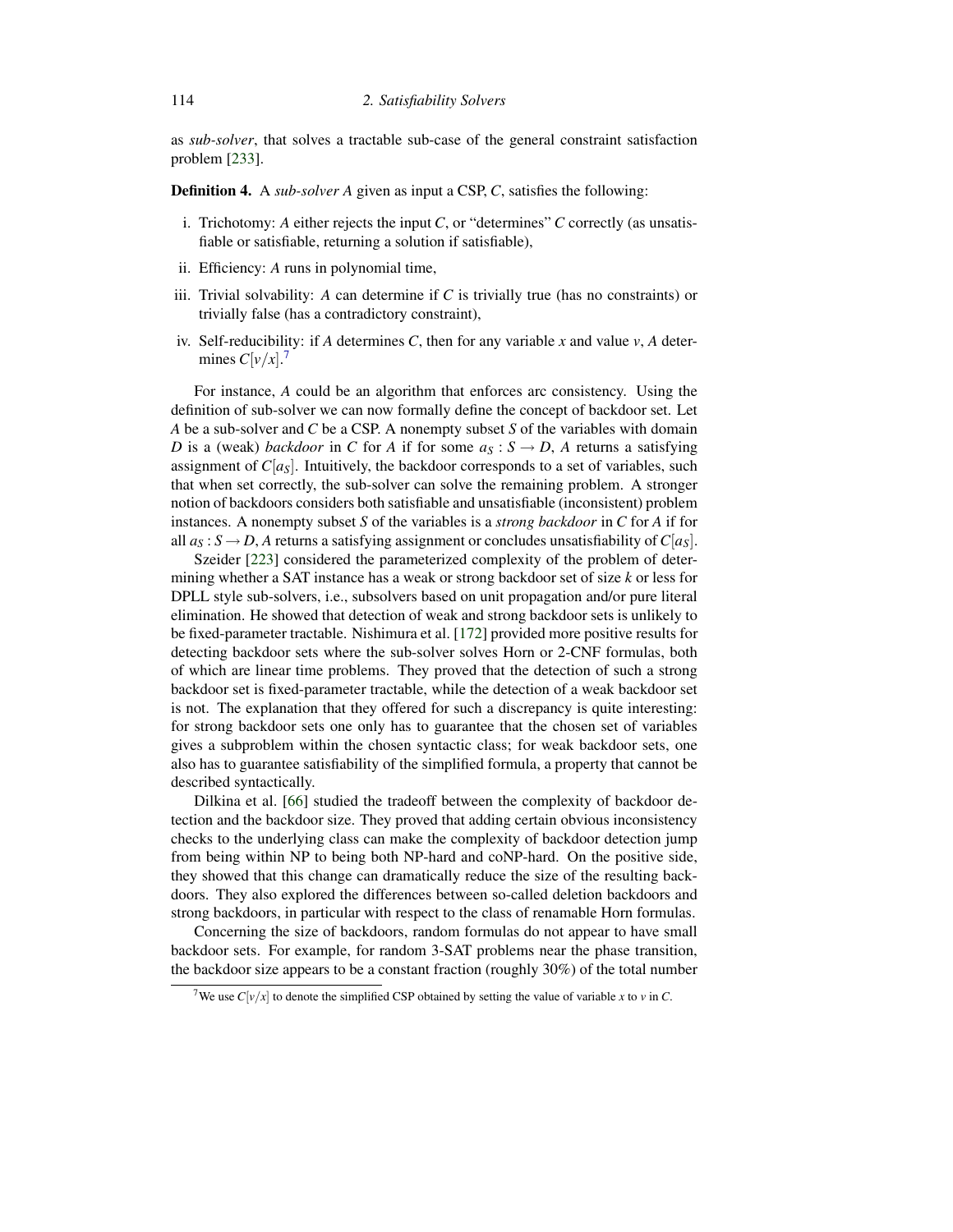as *sub-solver*, that solves a tractable sub-case of the general constraint satisfaction problem [233].

**Definition 4.** A *sub-solver* $A$ given as input a CSP, $C$, satisfies the following:

i. Trichotomy: $A$ either rejects the input $C$, or "determines" $C$ correctly (as unsatisfiable or satisfiable, returning a solution if satisfiable),

ii. Efficiency: $A$ runs in polynomial time,

iii. Trivial solvability: $A$ can determine if $C$ is trivially true (has no constraints) or trivially false (has a contradictory constraint),

iv. Self-reducibility: if $A$ determines $C$, then for any variable $x$ and value $v$, $A$ determines $C[v/x]$.[7]

For instance, $A$ could be an algorithm that enforces arc consistency. Using the definition of sub-solver we can now formally define the concept of backdoor set. Let $A$ be a sub-solver and $C$ be a CSP. A nonempty subset $S$ of the variables with domain $D$ is a (weak) *backdoor* in $C$ for $A$ if for some $a_S : S \to D$, $A$ returns a satisfying assignment of $C[a_S]$. Intuitively, the backdoor corresponds to a set of variables, such that when set correctly, the sub-solver can solve the remaining problem. A stronger notion of backdoors considers both satisfiable and unsatisfiable (inconsistent) problem instances. A nonempty subset $S$ of the variables is a *strong backdoor* in $C$ for $A$ if for all $a_S : S \to D$, $A$ returns a satisfying assignment or concludes unsatisfiability of $C[a_S]$.

Szeider [223] considered the parameterized complexity of the problem of determining whether a SAT instance has a weak or strong backdoor set of size $k$ or less for DPLL style sub-solvers, i.e., subsolvers based on unit propagation and/or pure literal elimination. He showed that detection of weak and strong backdoor sets is unlikely to be fixed-parameter tractable. Nishimura et al. [172] provided more positive results for detecting backdoor sets where the sub-solver solves Horn or 2-CNF formulas, both of which are linear time problems. They proved that the detection of such a strong backdoor set is fixed-parameter tractable, while the detection of a weak backdoor set is not. The explanation that they offered for such a discrepancy is quite interesting: for strong backdoor sets one only has to guarantee that the chosen set of variables gives a subproblem within the chosen syntactic class; for weak backdoor sets, one also has to guarantee satisfiability of the simplified formula, a property that cannot be described syntactically.

Dilkina et al. [66] studied the tradeoff between the complexity of backdoor detection and the backdoor size. They proved that adding certain obvious inconsistency checks to the underlying class can make the complexity of backdoor detection jump from being within NP to being both NP-hard and coNP-hard. On the positive side, they showed that this change can dramatically reduce the size of the resulting backdoors. They also explored the differences between so-called deletion backdoors and strong backdoors, in particular with respect to the class of renamable Horn formulas.

Concerning the size of backdoors, random formulas do not appear to have small backdoor sets. For example, for random 3-SAT problems near the phase transition, the backdoor size appears to be a constant fraction (roughly 30%) of the total number

[7] We use $C[v/x]$ to denote the simplified CSP obtained by setting the value of variable $x$ to $v$ in $C$.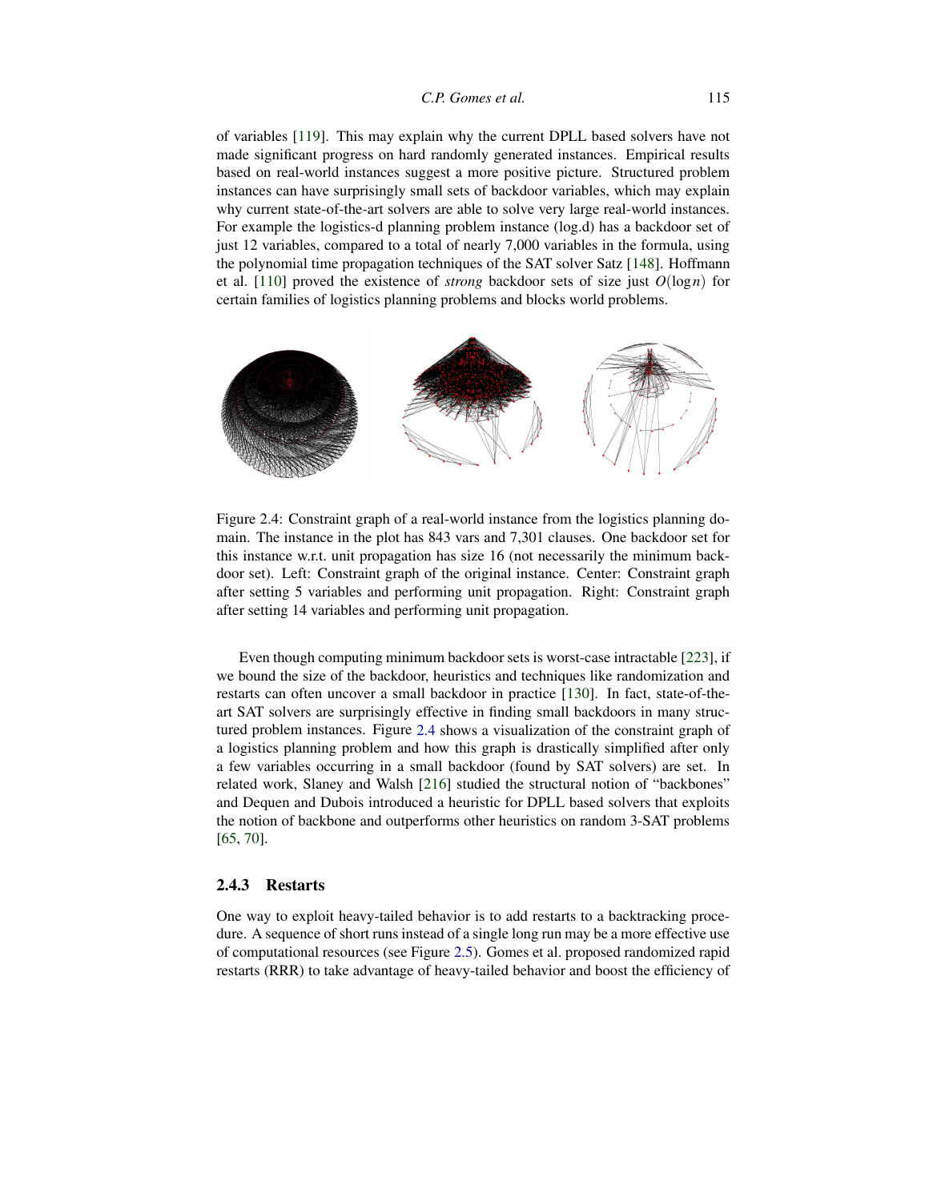of variables [119]. This may explain why the current DPLL based solvers have not made significant progress on hard randomly generated instances. Empirical results based on real-world instances suggest a more positive picture. Structured problem instances can have surprisingly small sets of backdoor variables, which may explain why current state-of-the-art solvers are able to solve very large real-world instances. For example the logistics-d planning problem instance (log.d) has a backdoor set of just 12 variables, compared to a total of nearly 7,000 variables in the formula, using the polynomial time propagation techniques of the SAT solver Satz [148]. Hoffmann et al. [110] proved the existence of *strong* backdoor sets of size just $O(\log n)$ for certain families of logistics planning problems and blocks world problems.

Figure 2.4: Constraint graph of a real-world instance from the logistics planning domain. The instance in the plot has 843 vars and 7,301 clauses. One backdoor set for this instance w.r.t. unit propagation has size 16 (not necessarily the minimum backdoor set). Left: Constraint graph of the original instance. Center: Constraint graph after setting 5 variables and performing unit propagation. Right: Constraint graph after setting 14 variables and performing unit propagation.

Even though computing minimum backdoor sets is worst-case intractable [223], if we bound the size of the backdoor, heuristics and techniques like randomization and restarts can often uncover a small backdoor in practice [130]. In fact, state-of-the-art SAT solvers are surprisingly effective in finding small backdoors in many structured problem instances. Figure 2.4 shows a visualization of the constraint graph of a logistics planning problem and how this graph is drastically simplified after only a few variables occurring in a small backdoor (found by SAT solvers) are set. In related work, Slaney and Walsh [216] studied the structural notion of "backbones" and Dequen and Dubois introduced a heuristic for DPLL based solvers that exploits the notion of backbone and outperforms other heuristics on random 3-SAT problems [65, 70].

### 2.4.3 Restarts

One way to exploit heavy-tailed behavior is to add restarts to a backtracking procedure. A sequence of short runs instead of a single long run may be a more effective use of computational resources (see Figure 2.5). Gomes et al. proposed randomized rapid restarts (RRR) to take advantage of heavy-tailed behavior and boost the efficiency of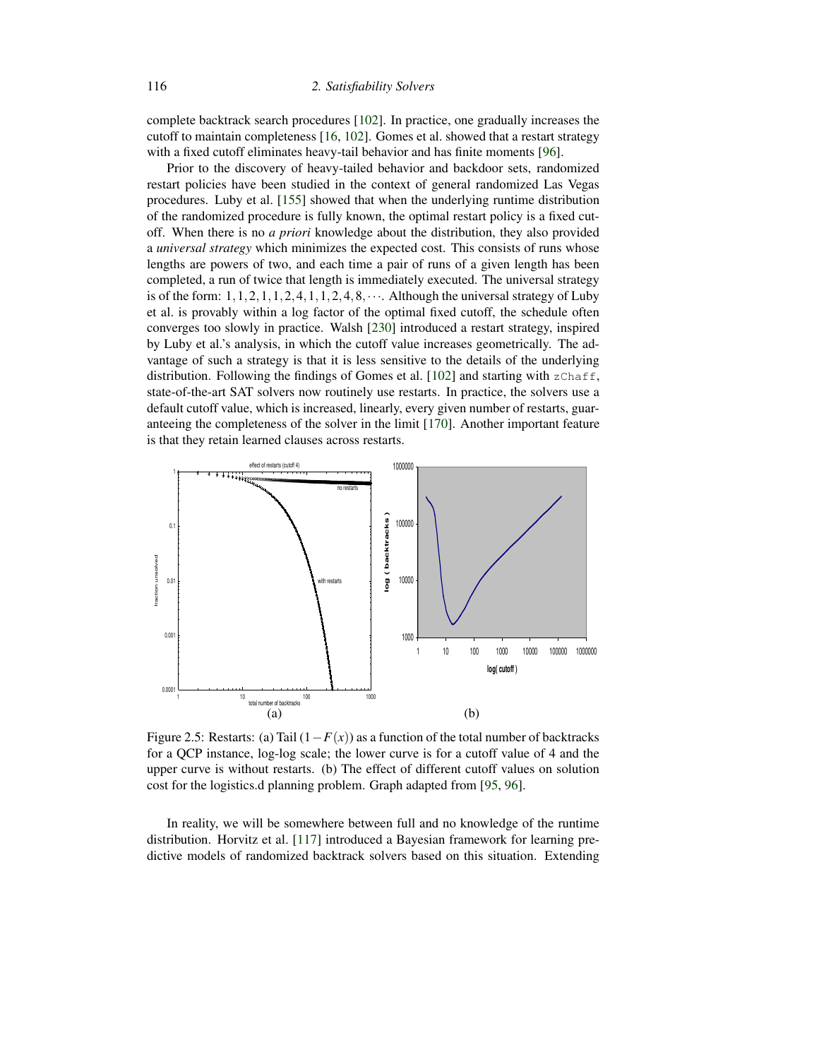complete backtrack search procedures [102]. In practice, one gradually increases the cutoff to maintain completeness [16, 102]. Gomes et al. showed that a restart strategy with a fixed cutoff eliminates heavy-tail behavior and has finite moments [96].

Prior to the discovery of heavy-tailed behavior and backdoor sets, randomized restart policies have been studied in the context of general randomized Las Vegas procedures. Luby et al. [155] showed that when the underlying runtime distribution of the randomized procedure is fully known, the optimal restart policy is a fixed cutoff. When there is no *a priori* knowledge about the distribution, they also provided a *universal strategy* which minimizes the expected cost. This consists of runs whose lengths are powers of two, and each time a pair of runs of a given length has been completed, a run of twice that length is immediately executed. The universal strategy is of the form: $1,1,2,1,1,2,4,1,1,2,4,8,\cdots$. Although the universal strategy of Luby et al. is provably within a log factor of the optimal fixed cutoff, the schedule often converges too slowly in practice. Walsh [230] introduced a restart strategy, inspired by Luby et al.'s analysis, in which the cutoff value increases geometrically. The advantage of such a strategy is that it is less sensitive to the details of the underlying distribution. Following the findings of Gomes et al. [102] and starting with `zChaff`, state-of-the-art SAT solvers now routinely use restarts. In practice, the solvers use a default cutoff value, which is increased, linearly, every given number of restarts, guaranteeing the completeness of the solver in the limit [170]. Another important feature is that they retain learned clauses across restarts.

Figure 2.5: Restarts: (a) Tail $(1-F(x))$ as a function of the total number of backtracks for a QCP instance, log-log scale; the lower curve is for a cutoff value of 4 and the upper curve is without restarts. (b) The effect of different cutoff values on solution cost for the logistics.d planning problem. Graph adapted from [95, 96].

In reality, we will be somewhere between full and no knowledge of the runtime distribution. Horvitz et al. [117] introduced a Bayesian framework for learning predictive models of randomized backtrack solvers based on this situation. Extending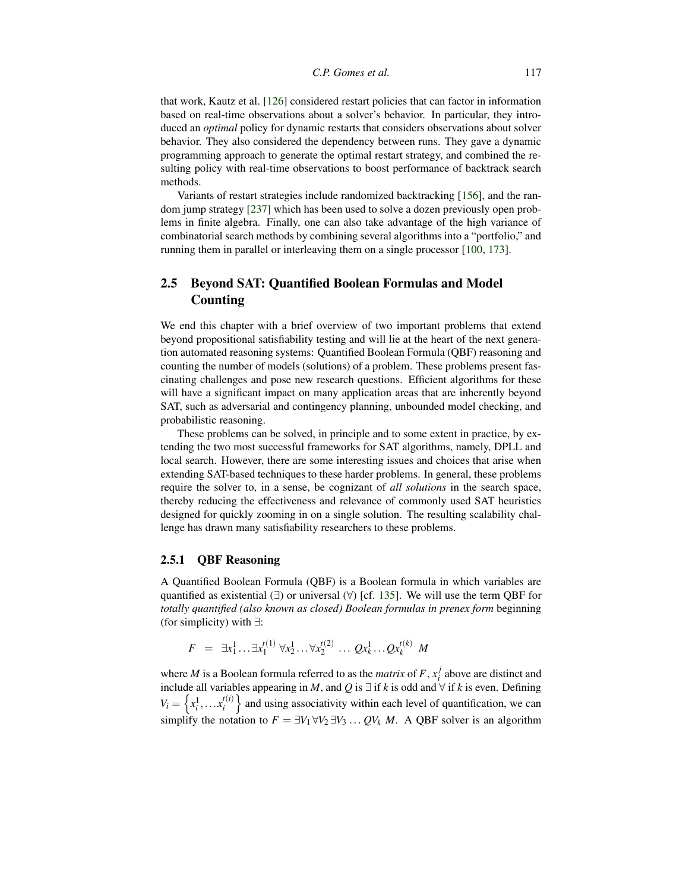that work, Kautz et al. [126] considered restart policies that can factor in information based on real-time observations about a solver's behavior. In particular, they introduced an *optimal* policy for dynamic restarts that considers observations about solver behavior. They also considered the dependency between runs. They gave a dynamic programming approach to generate the optimal restart strategy, and combined the resulting policy with real-time observations to boost performance of backtrack search methods.

Variants of restart strategies include randomized backtracking [156], and the random jump strategy [237] which has been used to solve a dozen previously open problems in finite algebra. Finally, one can also take advantage of the high variance of combinatorial search methods by combining several algorithms into a "portfolio," and running them in parallel or interleaving them on a single processor [100, 173].

## 2.5 Beyond SAT: Quantified Boolean Formulas and Model Counting

We end this chapter with a brief overview of two important problems that extend beyond propositional satisfiability testing and will lie at the heart of the next generation automated reasoning systems: Quantified Boolean Formula (QBF) reasoning and counting the number of models (solutions) of a problem. These problems present fascinating challenges and pose new research questions. Efficient algorithms for these will have a significant impact on many application areas that are inherently beyond SAT, such as adversarial and contingency planning, unbounded model checking, and probabilistic reasoning.

These problems can be solved, in principle and to some extent in practice, by extending the two most successful frameworks for SAT algorithms, namely, DPLL and local search. However, there are some interesting issues and choices that arise when extending SAT-based techniques to these harder problems. In general, these problems require the solver to, in a sense, be cognizant of *all solutions* in the search space, thereby reducing the effectiveness and relevance of commonly used SAT heuristics designed for quickly zooming in on a single solution. The resulting scalability challenge has drawn many satisfiability researchers to these problems.

### 2.5.1 QBF Reasoning

A Quantified Boolean Formula (QBF) is a Boolean formula in which variables are quantified as existential ($\exists$) or universal ($\forall$) [cf. 135]. We will use the term QBF for *totally quantified (also known as closed) Boolean formulas in prenex form* beginning (for simplicity) with $\exists$:

$$F \;=\; \exists x_1^1 \ldots \exists x_1^{t(1)} \, \forall x_2^1 \ldots \forall x_2^{t(2)} \; \ldots \; Q x_k^1 \ldots Q x_k^{t(k)} \;\; M$$

where $M$ is a Boolean formula referred to as the *matrix* of $F$, $x_i^j$ above are distinct and include all variables appearing in $M$, and $Q$ is $\exists$ if $k$ is odd and $\forall$ if $k$ is even. Defining $V_i = \left\{ x_i^1, \ldots x_i^{t(i)} \right\}$ and using associativity within each level of quantification, we can simplify the notation to $F = \exists V_1 \, \forall V_2 \, \exists V_3 \ldots Q V_k \; M$. A QBF solver is an algorithm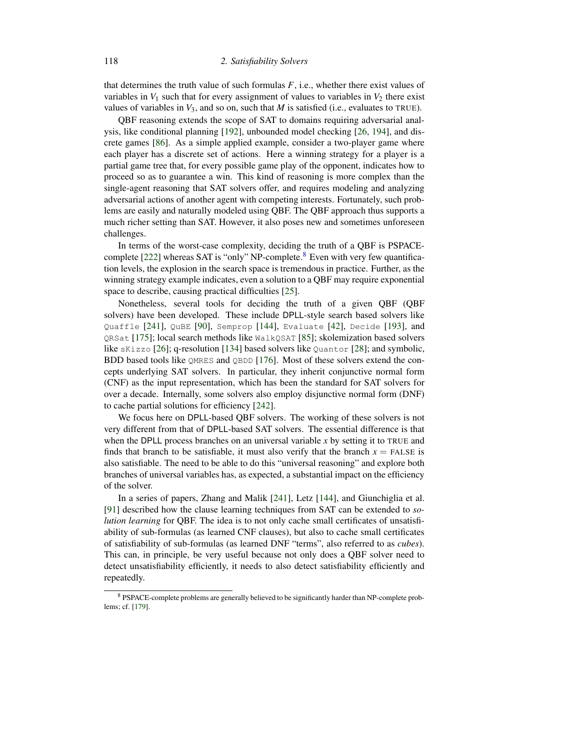that determines the truth value of such formulas $F$, i.e., whether there exist values of variables in $V_1$ such that for every assignment of values to variables in $V_2$ there exist values of variables in $V_3$, and so on, such that $M$ is satisfied (i.e., evaluates to TRUE).

QBF reasoning extends the scope of SAT to domains requiring adversarial analysis, like conditional planning [192], unbounded model checking [26, 194], and discrete games [86]. As a simple applied example, consider a two-player game where each player has a discrete set of actions. Here a winning strategy for a player is a partial game tree that, for every possible game play of the opponent, indicates how to proceed so as to guarantee a win. This kind of reasoning is more complex than the single-agent reasoning that SAT solvers offer, and requires modeling and analyzing adversarial actions of another agent with competing interests. Fortunately, such problems are easily and naturally modeled using QBF. The QBF approach thus supports a much richer setting than SAT. However, it also poses new and sometimes unforeseen challenges.

In terms of the worst-case complexity, deciding the truth of a QBF is PSPACE-complete [222] whereas SAT is "only" NP-complete.[8] Even with very few quantification levels, the explosion in the search space is tremendous in practice. Further, as the winning strategy example indicates, even a solution to a QBF may require exponential space to describe, causing practical difficulties [25].

Nonetheless, several tools for deciding the truth of a given QBF (QBF solvers) have been developed. These include DPLL-style search based solvers like `Quaffle` [241], `QuBE` [90], `Semprop` [144], `Evaluate` [42], `Decide` [193], and `QRSat` [175]; local search methods like `WalkQSAT` [85]; skolemization based solvers like `sKizzo` [26]; q-resolution [134] based solvers like `Quantor` [28]; and symbolic, BDD based tools like `QMRES` and `QBDD` [176]. Most of these solvers extend the concepts underlying SAT solvers. In particular, they inherit conjunctive normal form (CNF) as the input representation, which has been the standard for SAT solvers for over a decade. Internally, some solvers also employ disjunctive normal form (DNF) to cache partial solutions for efficiency [242].

We focus here on DPLL-based QBF solvers. The working of these solvers is not very different from that of DPLL-based SAT solvers. The essential difference is that when the DPLL process branches on an universal variable $x$ by setting it to TRUE and finds that branch to be satisfiable, it must also verify that the branch $x = \text{FALSE}$ is also satisfiable. The need to be able to do this "universal reasoning" and explore both branches of universal variables has, as expected, a substantial impact on the efficiency of the solver.

In a series of papers, Zhang and Malik [241], Letz [144], and Giunchiglia et al. [91] described how the clause learning techniques from SAT can be extended to *solution learning* for QBF. The idea is to not only cache small certificates of unsatisfiability of sub-formulas (as learned CNF clauses), but also to cache small certificates of satisfiability of sub-formulas (as learned DNF "terms", also referred to as *cubes*). This can, in principle, be very useful because not only does a QBF solver need to detect unsatisfiability efficiently, it needs to also detect satisfiability efficiently and repeatedly.

[8] PSPACE-complete problems are generally believed to be significantly harder than NP-complete problems; cf. [179].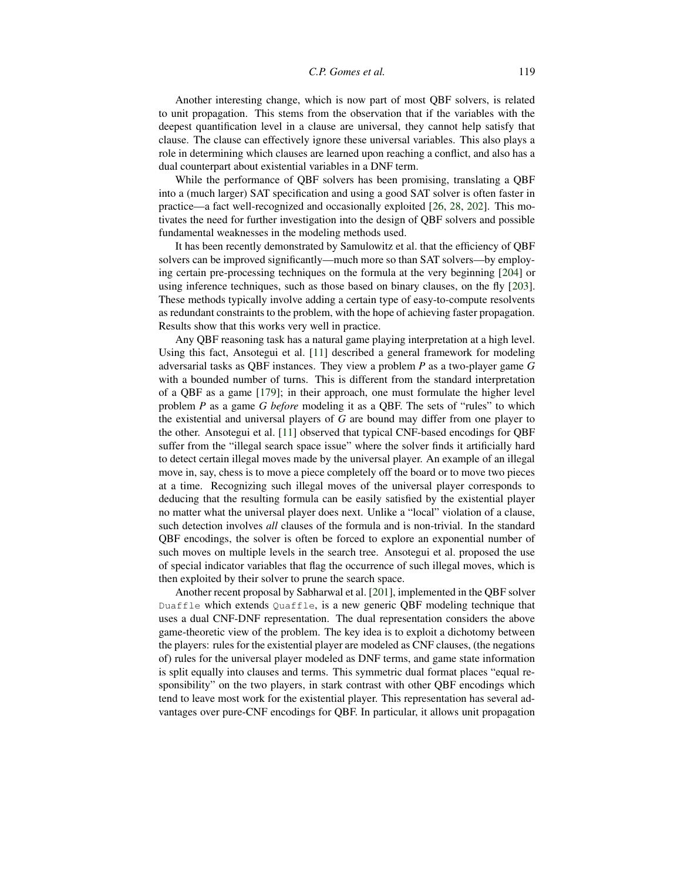Another interesting change, which is now part of most QBF solvers, is related to unit propagation. This stems from the observation that if the variables with the deepest quantification level in a clause are universal, they cannot help satisfy that clause. The clause can effectively ignore these universal variables. This also plays a role in determining which clauses are learned upon reaching a conflict, and also has a dual counterpart about existential variables in a DNF term.

While the performance of QBF solvers has been promising, translating a QBF into a (much larger) SAT specification and using a good SAT solver is often faster in practice—a fact well-recognized and occasionally exploited [26, 28, 202]. This motivates the need for further investigation into the design of QBF solvers and possible fundamental weaknesses in the modeling methods used.

It has been recently demonstrated by Samulowitz et al. that the efficiency of QBF solvers can be improved significantly—much more so than SAT solvers—by employing certain pre-processing techniques on the formula at the very beginning [204] or using inference techniques, such as those based on binary clauses, on the fly [203]. These methods typically involve adding a certain type of easy-to-compute resolvents as redundant constraints to the problem, with the hope of achieving faster propagation. Results show that this works very well in practice.

Any QBF reasoning task has a natural game playing interpretation at a high level. Using this fact, Ansotegui et al. [11] described a general framework for modeling adversarial tasks as QBF instances. They view a problem *P* as a two-player game *G* with a bounded number of turns. This is different from the standard interpretation of a QBF as a game [179]; in their approach, one must formulate the higher level problem *P* as a game *G before* modeling it as a QBF. The sets of "rules" to which the existential and universal players of *G* are bound may differ from one player to the other. Ansotegui et al. [11] observed that typical CNF-based encodings for QBF suffer from the "illegal search space issue" where the solver finds it artificially hard to detect certain illegal moves made by the universal player. An example of an illegal move in, say, chess is to move a piece completely off the board or to move two pieces at a time. Recognizing such illegal moves of the universal player corresponds to deducing that the resulting formula can be easily satisfied by the existential player no matter what the universal player does next. Unlike a "local" violation of a clause, such detection involves *all* clauses of the formula and is non-trivial. In the standard QBF encodings, the solver is often be forced to explore an exponential number of such moves on multiple levels in the search tree. Ansotegui et al. proposed the use of special indicator variables that flag the occurrence of such illegal moves, which is then exploited by their solver to prune the search space.

Another recent proposal by Sabharwal et al. [201], implemented in the QBF solver `Duaffle` which extends `Quaffle`, is a new generic QBF modeling technique that uses a dual CNF-DNF representation. The dual representation considers the above game-theoretic view of the problem. The key idea is to exploit a dichotomy between the players: rules for the existential player are modeled as CNF clauses, (the negations of) rules for the universal player modeled as DNF terms, and game state information is split equally into clauses and terms. This symmetric dual format places "equal responsibility" on the two players, in stark contrast with other QBF encodings which tend to leave most work for the existential player. This representation has several advantages over pure-CNF encodings for QBF. In particular, it allows unit propagation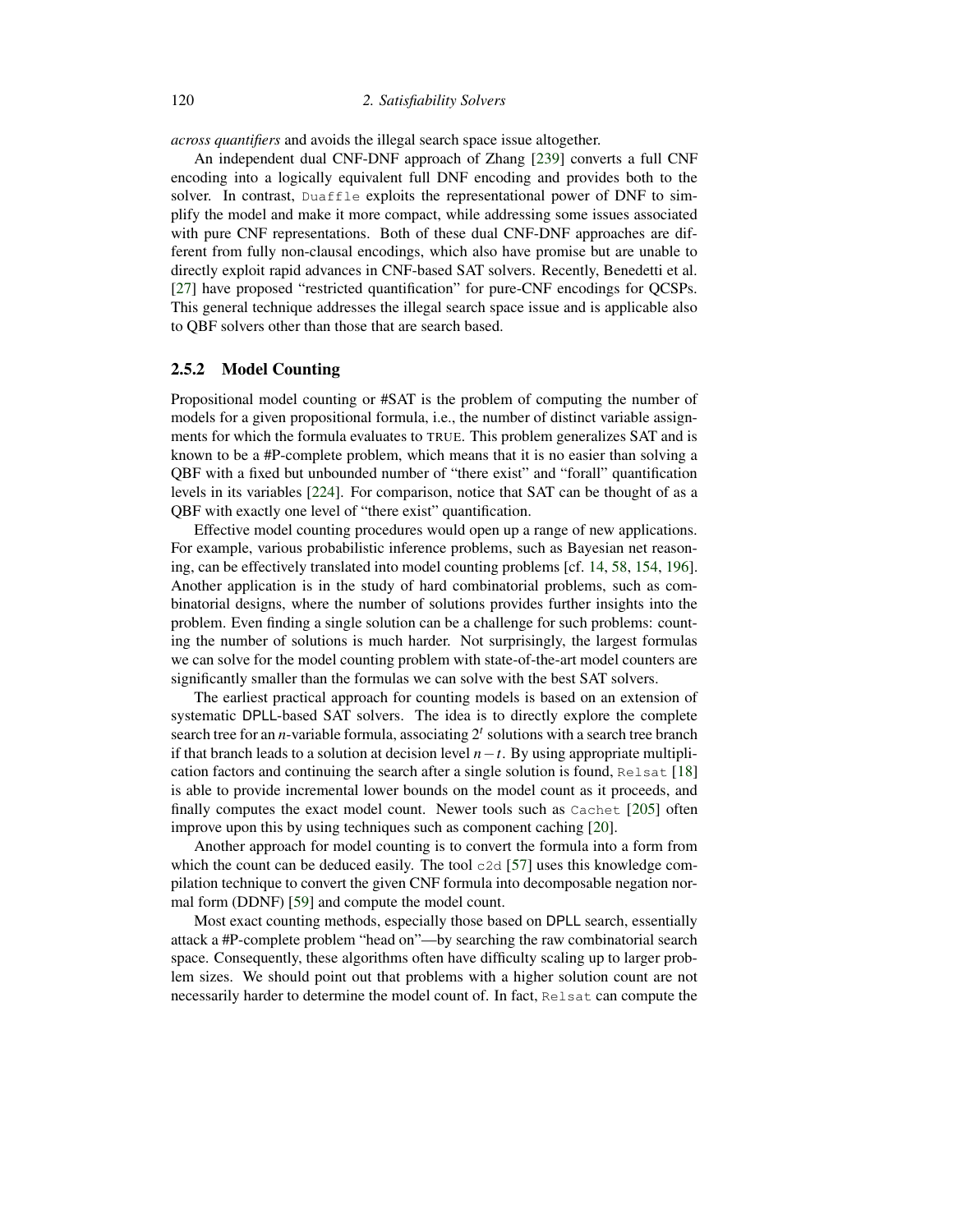*across quantifiers* and avoids the illegal search space issue altogether.

An independent dual CNF-DNF approach of Zhang [239] converts a full CNF encoding into a logically equivalent full DNF encoding and provides both to the solver. In contrast, `Duaffle` exploits the representational power of DNF to simplify the model and make it more compact, while addressing some issues associated with pure CNF representations. Both of these dual CNF-DNF approaches are different from fully non-clausal encodings, which also have promise but are unable to directly exploit rapid advances in CNF-based SAT solvers. Recently, Benedetti et al. [27] have proposed "restricted quantification" for pure-CNF encodings for QCSPs. This general technique addresses the illegal search space issue and is applicable also to QBF solvers other than those that are search based.

### 2.5.2 Model Counting

Propositional model counting or #SAT is the problem of computing the number of models for a given propositional formula, i.e., the number of distinct variable assignments for which the formula evaluates to TRUE. This problem generalizes SAT and is known to be a #P-complete problem, which means that it is no easier than solving a QBF with a fixed but unbounded number of "there exist" and "forall" quantification levels in its variables [224]. For comparison, notice that SAT can be thought of as a QBF with exactly one level of "there exist" quantification.

Effective model counting procedures would open up a range of new applications. For example, various probabilistic inference problems, such as Bayesian net reasoning, can be effectively translated into model counting problems [cf. 14, 58, 154, 196]. Another application is in the study of hard combinatorial problems, such as combinatorial designs, where the number of solutions provides further insights into the problem. Even finding a single solution can be a challenge for such problems: counting the number of solutions is much harder. Not surprisingly, the largest formulas we can solve for the model counting problem with state-of-the-art model counters are significantly smaller than the formulas we can solve with the best SAT solvers.

The earliest practical approach for counting models is based on an extension of systematic DPLL-based SAT solvers. The idea is to directly explore the complete search tree for an $n$-variable formula, associating $2^t$ solutions with a search tree branch if that branch leads to a solution at decision level $n-t$. By using appropriate multiplication factors and continuing the search after a single solution is found, `Relsat` [18] is able to provide incremental lower bounds on the model count as it proceeds, and finally computes the exact model count. Newer tools such as `Cachet` [205] often improve upon this by using techniques such as component caching [20].

Another approach for model counting is to convert the formula into a form from which the count can be deduced easily. The tool `c2d` [57] uses this knowledge compilation technique to convert the given CNF formula into decomposable negation normal form (DDNF) [59] and compute the model count.

Most exact counting methods, especially those based on DPLL search, essentially attack a #P-complete problem "head on"—by searching the raw combinatorial search space. Consequently, these algorithms often have difficulty scaling up to larger problem sizes. We should point out that problems with a higher solution count are not necessarily harder to determine the model count of. In fact, `Relsat` can compute the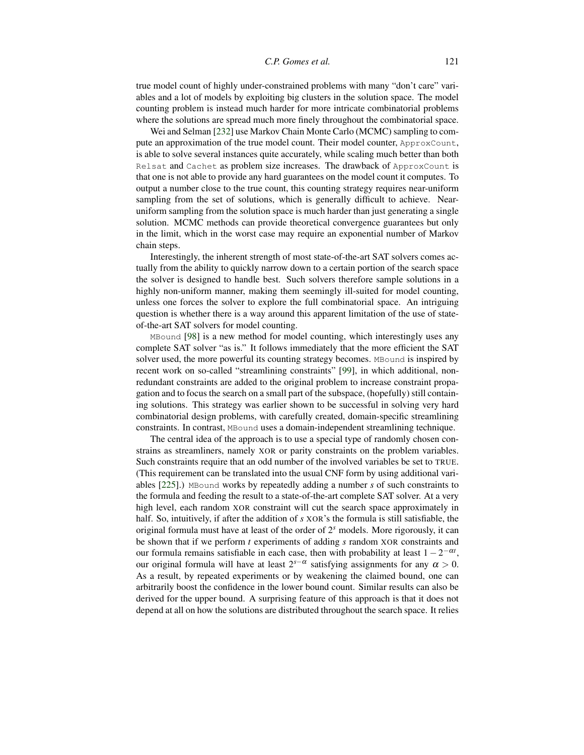true model count of highly under-constrained problems with many "don't care" variables and a lot of models by exploiting big clusters in the solution space. The model counting problem is instead much harder for more intricate combinatorial problems where the solutions are spread much more finely throughout the combinatorial space.

Wei and Selman [232] use Markov Chain Monte Carlo (MCMC) sampling to compute an approximation of the true model count. Their model counter, `ApproxCount`, is able to solve several instances quite accurately, while scaling much better than both `Relsat` and `Cachet` as problem size increases. The drawback of `ApproxCount` is that one is not able to provide any hard guarantees on the model count it computes. To output a number close to the true count, this counting strategy requires near-uniform sampling from the set of solutions, which is generally difficult to achieve. Near-uniform sampling from the solution space is much harder than just generating a single solution. MCMC methods can provide theoretical convergence guarantees but only in the limit, which in the worst case may require an exponential number of Markov chain steps.

Interestingly, the inherent strength of most state-of-the-art SAT solvers comes actually from the ability to quickly narrow down to a certain portion of the search space the solver is designed to handle best. Such solvers therefore sample solutions in a highly non-uniform manner, making them seemingly ill-suited for model counting, unless one forces the solver to explore the full combinatorial space. An intriguing question is whether there is a way around this apparent limitation of the use of state-of-the-art SAT solvers for model counting.

`MBound` [98] is a new method for model counting, which interestingly uses any complete SAT solver "as is." It follows immediately that the more efficient the SAT solver used, the more powerful its counting strategy becomes. `MBound` is inspired by recent work on so-called "streamlining constraints" [99], in which additional, non-redundant constraints are added to the original problem to increase constraint propagation and to focus the search on a small part of the subspace, (hopefully) still containing solutions. This strategy was earlier shown to be successful in solving very hard combinatorial design problems, with carefully created, domain-specific streamlining constraints. In contrast, `MBound` uses a domain-independent streamlining technique.

The central idea of the approach is to use a special type of randomly chosen constrains as streamliners, namely XOR or parity constraints on the problem variables. Such constraints require that an odd number of the involved variables be set to TRUE. (This requirement can be translated into the usual CNF form by using additional variables [225].) `MBound` works by repeatedly adding a number $s$ of such constraints to the formula and feeding the result to a state-of-the-art complete SAT solver. At a very high level, each random XOR constraint will cut the search space approximately in half. So, intuitively, if after the addition of $s$ XOR's the formula is still satisfiable, the original formula must have at least of the order of $2^s$ models. More rigorously, it can be shown that if we perform $t$ experiments of adding $s$ random XOR constraints and our formula remains satisfiable in each case, then with probability at least $1-2^{-\alpha t}$, our original formula will have at least $2^{s-\alpha}$ satisfying assignments for any $\alpha > 0$. As a result, by repeated experiments or by weakening the claimed bound, one can arbitrarily boost the confidence in the lower bound count. Similar results can also be derived for the upper bound. A surprising feature of this approach is that it does not depend at all on how the solutions are distributed throughout the search space. It relies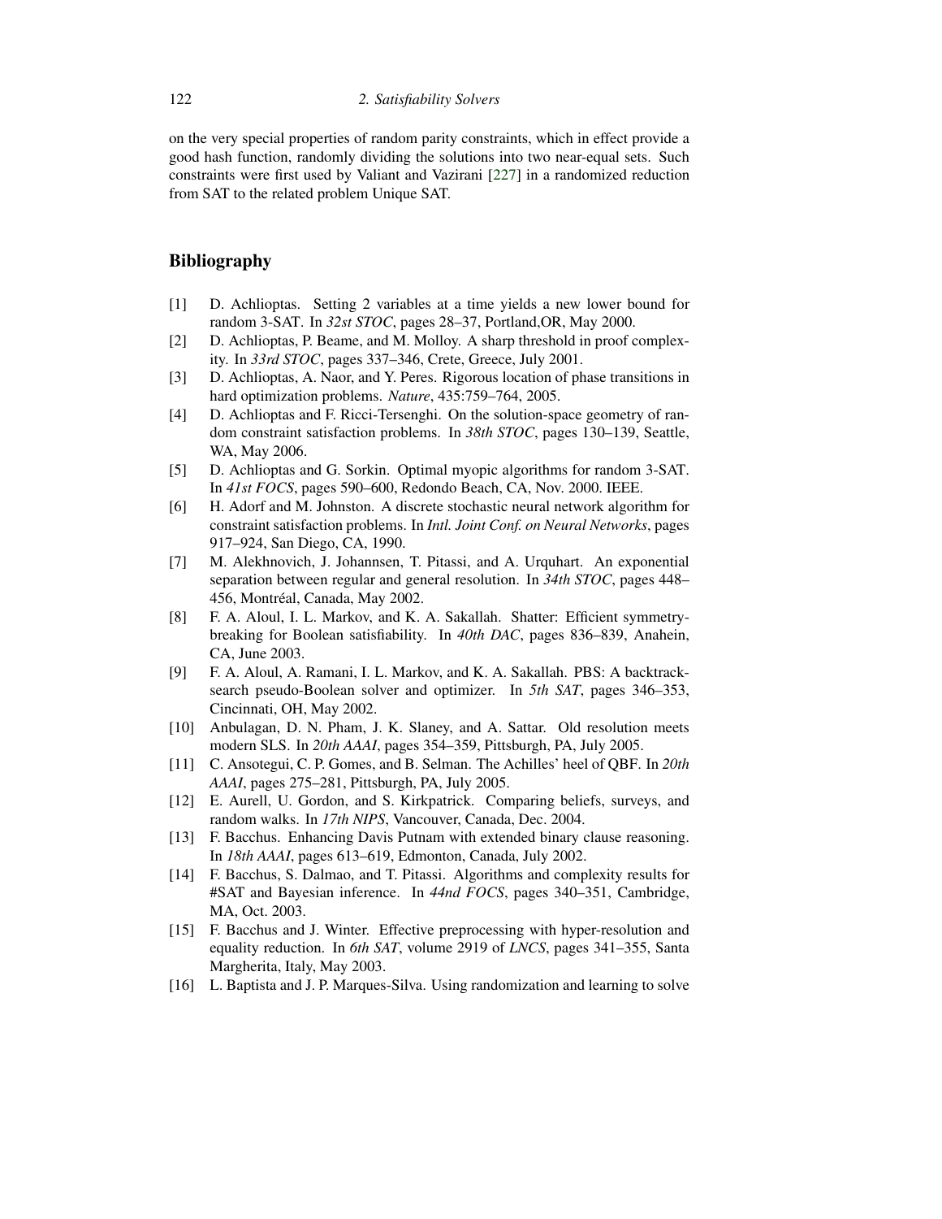on the very special properties of random parity constraints, which in effect provide a good hash function, randomly dividing the solutions into two near-equal sets. Such constraints were first used by Valiant and Vazirani [227] in a randomized reduction from SAT to the related problem Unique SAT.

## Bibliography

[1] D. Achlioptas. Setting 2 variables at a time yields a new lower bound for random 3-SAT. In *32st STOC*, pages 28–37, Portland,OR, May 2000.

[2] D. Achlioptas, P. Beame, and M. Molloy. A sharp threshold in proof complexity. In *33rd STOC*, pages 337–346, Crete, Greece, July 2001.

[3] D. Achlioptas, A. Naor, and Y. Peres. Rigorous location of phase transitions in hard optimization problems. *Nature*, 435:759–764, 2005.

[4] D. Achlioptas and F. Ricci-Tersenghi. On the solution-space geometry of random constraint satisfaction problems. In *38th STOC*, pages 130–139, Seattle, WA, May 2006.

[5] D. Achlioptas and G. Sorkin. Optimal myopic algorithms for random 3-SAT. In *41st FOCS*, pages 590–600, Redondo Beach, CA, Nov. 2000. IEEE.

[6] H. Adorf and M. Johnston. A discrete stochastic neural network algorithm for constraint satisfaction problems. In *Intl. Joint Conf. on Neural Networks*, pages 917–924, San Diego, CA, 1990.

[7] M. Alekhnovich, J. Johannsen, T. Pitassi, and A. Urquhart. An exponential separation between regular and general resolution. In *34th STOC*, pages 448–456, Montréal, Canada, May 2002.

[8] F. A. Aloul, I. L. Markov, and K. A. Sakallah. Shatter: Efficient symmetry-breaking for Boolean satisfiability. In *40th DAC*, pages 836–839, Anahein, CA, June 2003.

[9] F. A. Aloul, A. Ramani, I. L. Markov, and K. A. Sakallah. PBS: A backtrack-search pseudo-Boolean solver and optimizer. In *5th SAT*, pages 346–353, Cincinnati, OH, May 2002.

[10] Anbulagan, D. N. Pham, J. K. Slaney, and A. Sattar. Old resolution meets modern SLS. In *20th AAAI*, pages 354–359, Pittsburgh, PA, July 2005.

[11] C. Ansotegui, C. P. Gomes, and B. Selman. The Achilles' heel of QBF. In *20th AAAI*, pages 275–281, Pittsburgh, PA, July 2005.

[12] E. Aurell, U. Gordon, and S. Kirkpatrick. Comparing beliefs, surveys, and random walks. In *17th NIPS*, Vancouver, Canada, Dec. 2004.

[13] F. Bacchus. Enhancing Davis Putnam with extended binary clause reasoning. In *18th AAAI*, pages 613–619, Edmonton, Canada, July 2002.

[14] F. Bacchus, S. Dalmao, and T. Pitassi. Algorithms and complexity results for #SAT and Bayesian inference. In *44nd FOCS*, pages 340–351, Cambridge, MA, Oct. 2003.

[15] F. Bacchus and J. Winter. Effective preprocessing with hyper-resolution and equality reduction. In *6th SAT*, volume 2919 of *LNCS*, pages 341–355, Santa Margherita, Italy, May 2003.

[16] L. Baptista and J. P. Marques-Silva. Using randomization and learning to solve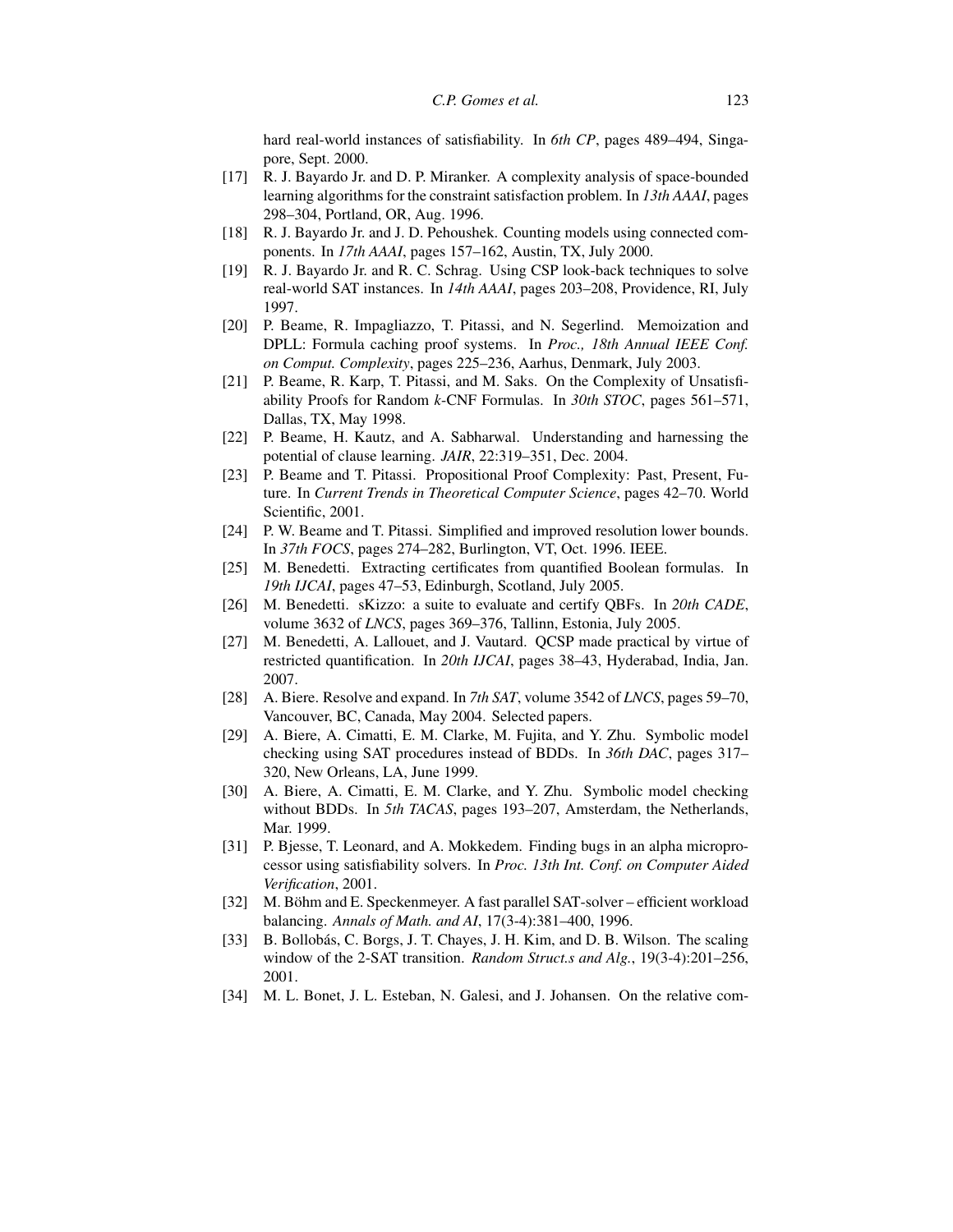hard real-world instances of satisfiability. In *6th CP*, pages 489–494, Singapore, Sept. 2000.

[17] R. J. Bayardo Jr. and D. P. Miranker. A complexity analysis of space-bounded learning algorithms for the constraint satisfaction problem. In *13th AAAI*, pages 298–304, Portland, OR, Aug. 1996.

[18] R. J. Bayardo Jr. and J. D. Pehoushek. Counting models using connected components. In *17th AAAI*, pages 157–162, Austin, TX, July 2000.

[19] R. J. Bayardo Jr. and R. C. Schrag. Using CSP look-back techniques to solve real-world SAT instances. In *14th AAAI*, pages 203–208, Providence, RI, July 1997.

[20] P. Beame, R. Impagliazzo, T. Pitassi, and N. Segerlind. Memoization and DPLL: Formula caching proof systems. In *Proc., 18th Annual IEEE Conf. on Comput. Complexity*, pages 225–236, Aarhus, Denmark, July 2003.

[21] P. Beame, R. Karp, T. Pitassi, and M. Saks. On the Complexity of Unsatisfiability Proofs for Random *k*-CNF Formulas. In *30th STOC*, pages 561–571, Dallas, TX, May 1998.

[22] P. Beame, H. Kautz, and A. Sabharwal. Understanding and harnessing the potential of clause learning. *JAIR*, 22:319–351, Dec. 2004.

[23] P. Beame and T. Pitassi. Propositional Proof Complexity: Past, Present, Future. In *Current Trends in Theoretical Computer Science*, pages 42–70. World Scientific, 2001.

[24] P. W. Beame and T. Pitassi. Simplified and improved resolution lower bounds. In *37th FOCS*, pages 274–282, Burlington, VT, Oct. 1996. IEEE.

[25] M. Benedetti. Extracting certificates from quantified Boolean formulas. In *19th IJCAI*, pages 47–53, Edinburgh, Scotland, July 2005.

[26] M. Benedetti. sKizzo: a suite to evaluate and certify QBFs. In *20th CADE*, volume 3632 of *LNCS*, pages 369–376, Tallinn, Estonia, July 2005.

[27] M. Benedetti, A. Lallouet, and J. Vautard. QCSP made practical by virtue of restricted quantification. In *20th IJCAI*, pages 38–43, Hyderabad, India, Jan. 2007.

[28] A. Biere. Resolve and expand. In *7th SAT*, volume 3542 of *LNCS*, pages 59–70, Vancouver, BC, Canada, May 2004. Selected papers.

[29] A. Biere, A. Cimatti, E. M. Clarke, M. Fujita, and Y. Zhu. Symbolic model checking using SAT procedures instead of BDDs. In *36th DAC*, pages 317–320, New Orleans, LA, June 1999.

[30] A. Biere, A. Cimatti, E. M. Clarke, and Y. Zhu. Symbolic model checking without BDDs. In *5th TACAS*, pages 193–207, Amsterdam, the Netherlands, Mar. 1999.

[31] P. Bjesse, T. Leonard, and A. Mokkedem. Finding bugs in an alpha microprocessor using satisfiability solvers. In *Proc. 13th Int. Conf. on Computer Aided Verification*, 2001.

[32] M. Böhm and E. Speckenmeyer. A fast parallel SAT-solver – efficient workload balancing. *Annals of Math. and AI*, 17(3-4):381–400, 1996.

[33] B. Bollobás, C. Borgs, J. T. Chayes, J. H. Kim, and D. B. Wilson. The scaling window of the 2-SAT transition. *Random Struct.s and Alg.*, 19(3-4):201–256, 2001.

[34] M. L. Bonet, J. L. Esteban, N. Galesi, and J. Johansen. On the relative com-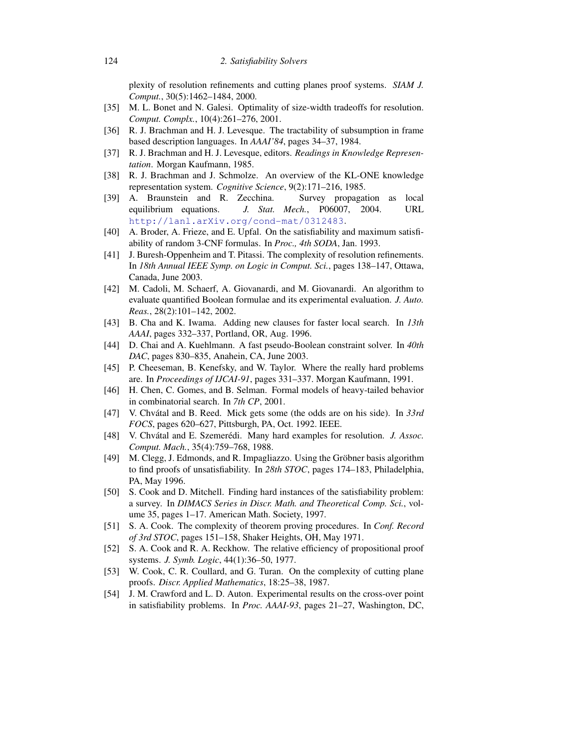plexity of resolution refinements and cutting planes proof systems. *SIAM J. Comput.*, 30(5):1462–1484, 2000.

[35] M. L. Bonet and N. Galesi. Optimality of size-width tradeoffs for resolution. *Comput. Complx.*, 10(4):261–276, 2001.

[36] R. J. Brachman and H. J. Levesque. The tractability of subsumption in frame based description languages. In *AAAI'84*, pages 34–37, 1984.

[37] R. J. Brachman and H. J. Levesque, editors. *Readings in Knowledge Representation*. Morgan Kaufmann, 1985.

[38] R. J. Brachman and J. Schmolze. An overview of the KL-ONE knowledge representation system. *Cognitive Science*, 9(2):171–216, 1985.

[39] A. Braunstein and R. Zecchina. Survey propagation as local equilibrium equations. *J. Stat. Mech.*, P06007, 2004. URL http://lanl.arXiv.org/cond-mat/0312483.

[40] A. Broder, A. Frieze, and E. Upfal. On the satisfiability and maximum satisfiability of random 3-CNF formulas. In *Proc., 4th SODA*, Jan. 1993.

[41] J. Buresh-Oppenheim and T. Pitassi. The complexity of resolution refinements. In *18th Annual IEEE Symp. on Logic in Comput. Sci.*, pages 138–147, Ottawa, Canada, June 2003.

[42] M. Cadoli, M. Schaerf, A. Giovanardi, and M. Giovanardi. An algorithm to evaluate quantified Boolean formulae and its experimental evaluation. *J. Auto. Reas.*, 28(2):101–142, 2002.

[43] B. Cha and K. Iwama. Adding new clauses for faster local search. In *13th AAAI*, pages 332–337, Portland, OR, Aug. 1996.

[44] D. Chai and A. Kuehlmann. A fast pseudo-Boolean constraint solver. In *40th DAC*, pages 830–835, Anahein, CA, June 2003.

[45] P. Cheeseman, B. Kenefsky, and W. Taylor. Where the really hard problems are. In *Proceedings of IJCAI-91*, pages 331–337. Morgan Kaufmann, 1991.

[46] H. Chen, C. Gomes, and B. Selman. Formal models of heavy-tailed behavior in combinatorial search. In *7th CP*, 2001.

[47] V. Chvátal and B. Reed. Mick gets some (the odds are on his side). In *33rd FOCS*, pages 620–627, Pittsburgh, PA, Oct. 1992. IEEE.

[48] V. Chvátal and E. Szemerédi. Many hard examples for resolution. *J. Assoc. Comput. Mach.*, 35(4):759–768, 1988.

[49] M. Clegg, J. Edmonds, and R. Impagliazzo. Using the Gröbner basis algorithm to find proofs of unsatisfiability. In *28th STOC*, pages 174–183, Philadelphia, PA, May 1996.

[50] S. Cook and D. Mitchell. Finding hard instances of the satisfiability problem: a survey. In *DIMACS Series in Discr. Math. and Theoretical Comp. Sci.*, volume 35, pages 1–17. American Math. Society, 1997.

[51] S. A. Cook. The complexity of theorem proving procedures. In *Conf. Record of 3rd STOC*, pages 151–158, Shaker Heights, OH, May 1971.

[52] S. A. Cook and R. A. Reckhow. The relative efficiency of propositional proof systems. *J. Symb. Logic*, 44(1):36–50, 1977.

[53] W. Cook, C. R. Coullard, and G. Turan. On the complexity of cutting plane proofs. *Discr. Applied Mathematics*, 18:25–38, 1987.

[54] J. M. Crawford and L. D. Auton. Experimental results on the cross-over point in satisfiability problems. In *Proc. AAAI-93*, pages 21–27, Washington, DC,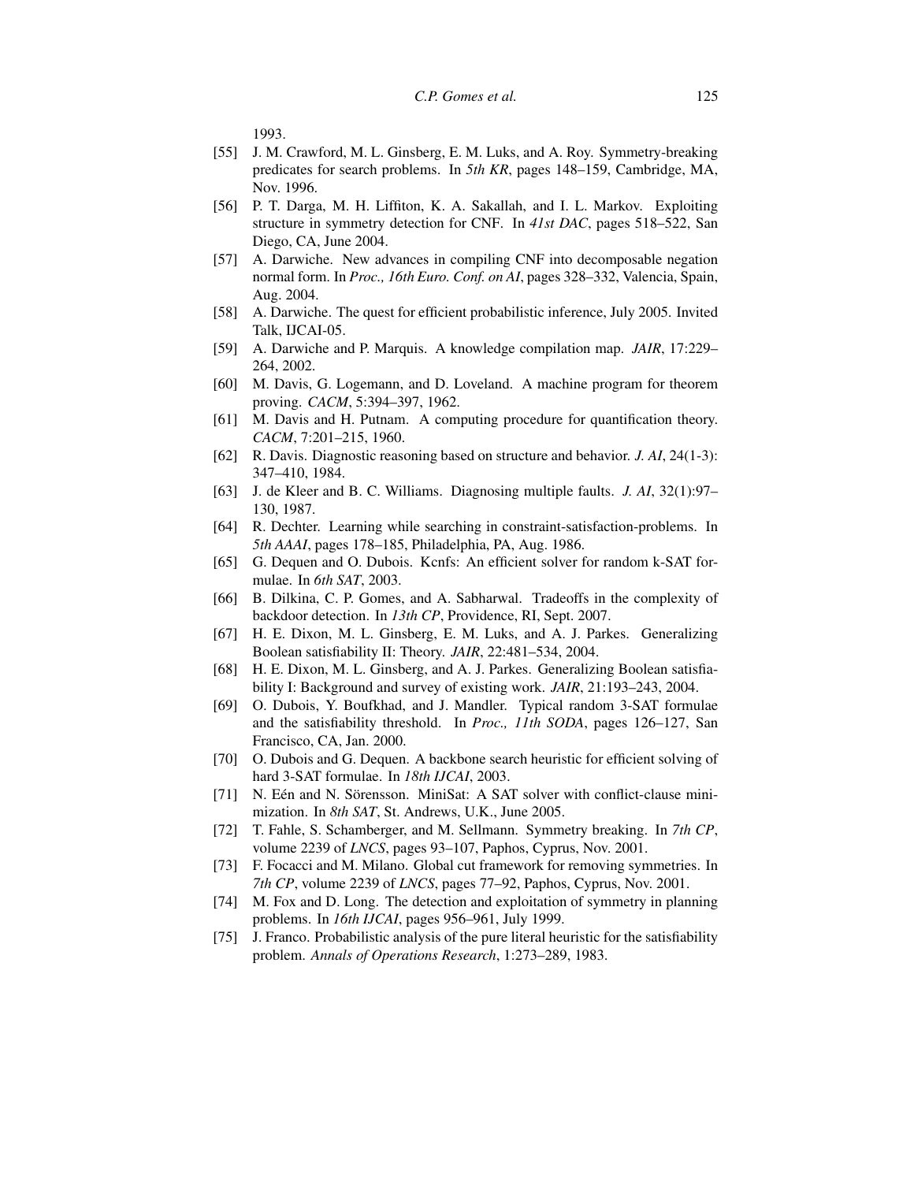1993.

[55] J. M. Crawford, M. L. Ginsberg, E. M. Luks, and A. Roy. Symmetry-breaking predicates for search problems. In *5th KR*, pages 148–159, Cambridge, MA, Nov. 1996.

[56] P. T. Darga, M. H. Liffiton, K. A. Sakallah, and I. L. Markov. Exploiting structure in symmetry detection for CNF. In *41st DAC*, pages 518–522, San Diego, CA, June 2004.

[57] A. Darwiche. New advances in compiling CNF into decomposable negation normal form. In *Proc., 16th Euro. Conf. on AI*, pages 328–332, Valencia, Spain, Aug. 2004.

[58] A. Darwiche. The quest for efficient probabilistic inference, July 2005. Invited Talk, IJCAI-05.

[59] A. Darwiche and P. Marquis. A knowledge compilation map. *JAIR*, 17:229–264, 2002.

[60] M. Davis, G. Logemann, and D. Loveland. A machine program for theorem proving. *CACM*, 5:394–397, 1962.

[61] M. Davis and H. Putnam. A computing procedure for quantification theory. *CACM*, 7:201–215, 1960.

[62] R. Davis. Diagnostic reasoning based on structure and behavior. *J. AI*, 24(1-3): 347–410, 1984.

[63] J. de Kleer and B. C. Williams. Diagnosing multiple faults. *J. AI*, 32(1):97–130, 1987.

[64] R. Dechter. Learning while searching in constraint-satisfaction-problems. In *5th AAAI*, pages 178–185, Philadelphia, PA, Aug. 1986.

[65] G. Dequen and O. Dubois. Kcnfs: An efficient solver for random k-SAT formulae. In *6th SAT*, 2003.

[66] B. Dilkina, C. P. Gomes, and A. Sabharwal. Tradeoffs in the complexity of backdoor detection. In *13th CP*, Providence, RI, Sept. 2007.

[67] H. E. Dixon, M. L. Ginsberg, E. M. Luks, and A. J. Parkes. Generalizing Boolean satisfiability II: Theory. *JAIR*, 22:481–534, 2004.

[68] H. E. Dixon, M. L. Ginsberg, and A. J. Parkes. Generalizing Boolean satisfiability I: Background and survey of existing work. *JAIR*, 21:193–243, 2004.

[69] O. Dubois, Y. Boufkhad, and J. Mandler. Typical random 3-SAT formulae and the satisfiability threshold. In *Proc., 11th SODA*, pages 126–127, San Francisco, CA, Jan. 2000.

[70] O. Dubois and G. Dequen. A backbone search heuristic for efficient solving of hard 3-SAT formulae. In *18th IJCAI*, 2003.

[71] N. Eén and N. Sörensson. MiniSat: A SAT solver with conflict-clause minimization. In *8th SAT*, St. Andrews, U.K., June 2005.

[72] T. Fahle, S. Schamberger, and M. Sellmann. Symmetry breaking. In *7th CP*, volume 2239 of *LNCS*, pages 93–107, Paphos, Cyprus, Nov. 2001.

[73] F. Focacci and M. Milano. Global cut framework for removing symmetries. In *7th CP*, volume 2239 of *LNCS*, pages 77–92, Paphos, Cyprus, Nov. 2001.

[74] M. Fox and D. Long. The detection and exploitation of symmetry in planning problems. In *16th IJCAI*, pages 956–961, July 1999.

[75] J. Franco. Probabilistic analysis of the pure literal heuristic for the satisfiability problem. *Annals of Operations Research*, 1:273–289, 1983.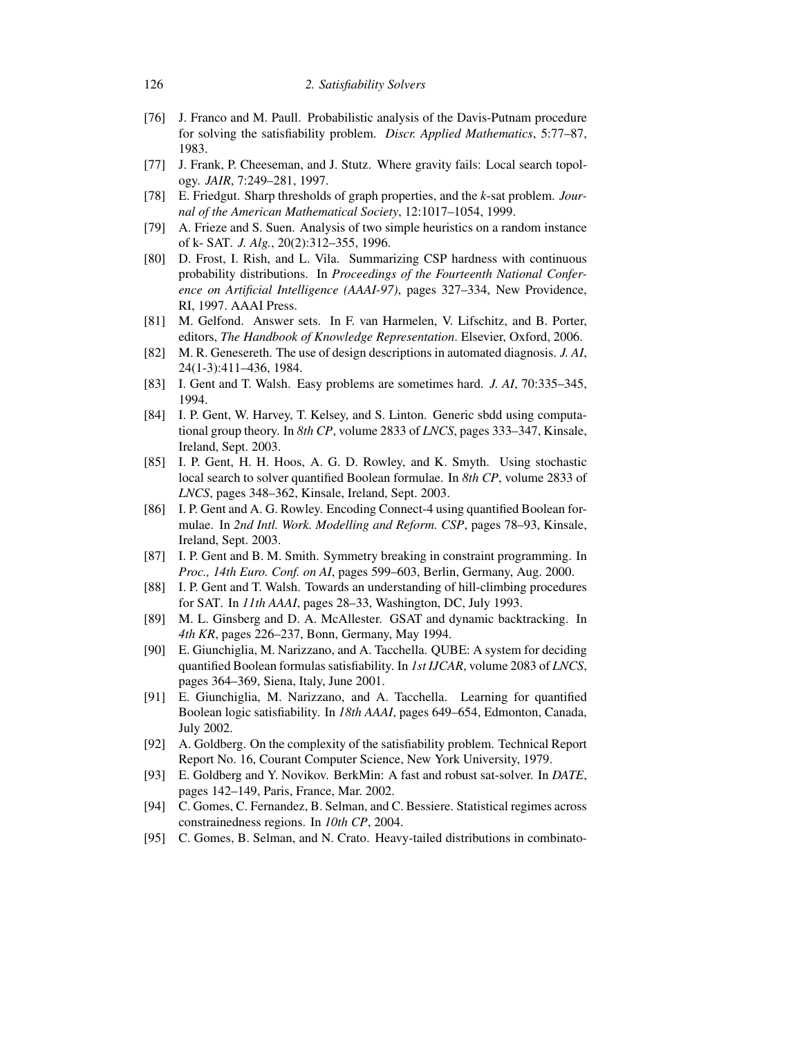- [76] J. Franco and M. Paull. Probabilistic analysis of the Davis-Putnam procedure for solving the satisfiability problem. *Discr. Applied Mathematics*, 5:77–87, 1983.
- [77] J. Frank, P. Cheeseman, and J. Stutz. Where gravity fails: Local search topology. *JAIR*, 7:249–281, 1997.
- [78] E. Friedgut. Sharp thresholds of graph properties, and the *k*-sat problem. *Journal of the American Mathematical Society*, 12:1017–1054, 1999.
- [79] A. Frieze and S. Suen. Analysis of two simple heuristics on a random instance of k- SAT. *J. Alg.*, 20(2):312–355, 1996.
- [80] D. Frost, I. Rish, and L. Vila. Summarizing CSP hardness with continuous probability distributions. In *Proceedings of the Fourteenth National Conference on Artificial Intelligence (AAAI-97)*, pages 327–334, New Providence, RI, 1997. AAAI Press.
- [81] M. Gelfond. Answer sets. In F. van Harmelen, V. Lifschitz, and B. Porter, editors, *The Handbook of Knowledge Representation*. Elsevier, Oxford, 2006.
- [82] M. R. Genesereth. The use of design descriptions in automated diagnosis. *J. AI*, 24(1-3):411–436, 1984.
- [83] I. Gent and T. Walsh. Easy problems are sometimes hard. *J. AI*, 70:335–345, 1994.
- [84] I. P. Gent, W. Harvey, T. Kelsey, and S. Linton. Generic sbdd using computational group theory. In *8th CP*, volume 2833 of *LNCS*, pages 333–347, Kinsale, Ireland, Sept. 2003.
- [85] I. P. Gent, H. H. Hoos, A. G. D. Rowley, and K. Smyth. Using stochastic local search to solver quantified Boolean formulae. In *8th CP*, volume 2833 of *LNCS*, pages 348–362, Kinsale, Ireland, Sept. 2003.
- [86] I. P. Gent and A. G. Rowley. Encoding Connect-4 using quantified Boolean formulae. In *2nd Intl. Work. Modelling and Reform. CSP*, pages 78–93, Kinsale, Ireland, Sept. 2003.
- [87] I. P. Gent and B. M. Smith. Symmetry breaking in constraint programming. In *Proc., 14th Euro. Conf. on AI*, pages 599–603, Berlin, Germany, Aug. 2000.
- [88] I. P. Gent and T. Walsh. Towards an understanding of hill-climbing procedures for SAT. In *11th AAAI*, pages 28–33, Washington, DC, July 1993.
- [89] M. L. Ginsberg and D. A. McAllester. GSAT and dynamic backtracking. In *4th KR*, pages 226–237, Bonn, Germany, May 1994.
- [90] E. Giunchiglia, M. Narizzano, and A. Tacchella. QUBE: A system for deciding quantified Boolean formulas satisfiability. In *1st IJCAR*, volume 2083 of *LNCS*, pages 364–369, Siena, Italy, June 2001.
- [91] E. Giunchiglia, M. Narizzano, and A. Tacchella. Learning for quantified Boolean logic satisfiability. In *18th AAAI*, pages 649–654, Edmonton, Canada, July 2002.
- [92] A. Goldberg. On the complexity of the satisfiability problem. Technical Report Report No. 16, Courant Computer Science, New York University, 1979.
- [93] E. Goldberg and Y. Novikov. BerkMin: A fast and robust sat-solver. In *DATE*, pages 142–149, Paris, France, Mar. 2002.
- [94] C. Gomes, C. Fernandez, B. Selman, and C. Bessiere. Statistical regimes across constrainedness regions. In *10th CP*, 2004.
- [95] C. Gomes, B. Selman, and N. Crato. Heavy-tailed distributions in combinato-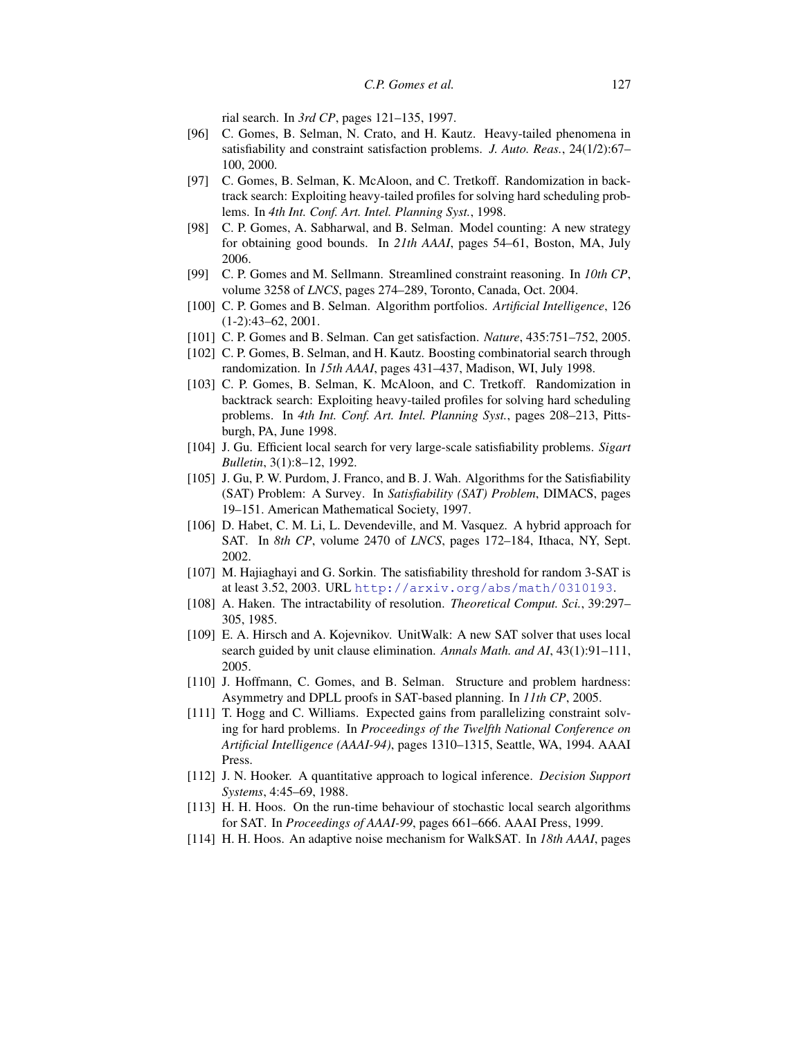rial search. In *3rd CP*, pages 121–135, 1997.

[96] C. Gomes, B. Selman, N. Crato, and H. Kautz. Heavy-tailed phenomena in satisfiability and constraint satisfaction problems. *J. Auto. Reas.*, 24(1/2):67–100, 2000.

[97] C. Gomes, B. Selman, K. McAloon, and C. Tretkoff. Randomization in backtrack search: Exploiting heavy-tailed profiles for solving hard scheduling problems. In *4th Int. Conf. Art. Intel. Planning Syst.*, 1998.

[98] C. P. Gomes, A. Sabharwal, and B. Selman. Model counting: A new strategy for obtaining good bounds. In *21th AAAI*, pages 54–61, Boston, MA, July 2006.

[99] C. P. Gomes and M. Sellmann. Streamlined constraint reasoning. In *10th CP*, volume 3258 of *LNCS*, pages 274–289, Toronto, Canada, Oct. 2004.

[100] C. P. Gomes and B. Selman. Algorithm portfolios. *Artificial Intelligence*, 126 (1-2):43–62, 2001.

[101] C. P. Gomes and B. Selman. Can get satisfaction. *Nature*, 435:751–752, 2005.

[102] C. P. Gomes, B. Selman, and H. Kautz. Boosting combinatorial search through randomization. In *15th AAAI*, pages 431–437, Madison, WI, July 1998.

[103] C. P. Gomes, B. Selman, K. McAloon, and C. Tretkoff. Randomization in backtrack search: Exploiting heavy-tailed profiles for solving hard scheduling problems. In *4th Int. Conf. Art. Intel. Planning Syst.*, pages 208–213, Pittsburgh, PA, June 1998.

[104] J. Gu. Efficient local search for very large-scale satisfiability problems. *Sigart Bulletin*, 3(1):8–12, 1992.

[105] J. Gu, P. W. Purdom, J. Franco, and B. J. Wah. Algorithms for the Satisfiability (SAT) Problem: A Survey. In *Satisfiability (SAT) Problem*, DIMACS, pages 19–151. American Mathematical Society, 1997.

[106] D. Habet, C. M. Li, L. Devendeville, and M. Vasquez. A hybrid approach for SAT. In *8th CP*, volume 2470 of *LNCS*, pages 172–184, Ithaca, NY, Sept. 2002.

[107] M. Hajiaghayi and G. Sorkin. The satisfiability threshold for random 3-SAT is at least 3.52, 2003. URL http://arxiv.org/abs/math/0310193.

[108] A. Haken. The intractability of resolution. *Theoretical Comput. Sci.*, 39:297–305, 1985.

[109] E. A. Hirsch and A. Kojevnikov. UnitWalk: A new SAT solver that uses local search guided by unit clause elimination. *Annals Math. and AI*, 43(1):91–111, 2005.

[110] J. Hoffmann, C. Gomes, and B. Selman. Structure and problem hardness: Asymmetry and DPLL proofs in SAT-based planning. In *11th CP*, 2005.

[111] T. Hogg and C. Williams. Expected gains from parallelizing constraint solving for hard problems. In *Proceedings of the Twelfth National Conference on Artificial Intelligence (AAAI-94)*, pages 1310–1315, Seattle, WA, 1994. AAAI Press.

[112] J. N. Hooker. A quantitative approach to logical inference. *Decision Support Systems*, 4:45–69, 1988.

[113] H. H. Hoos. On the run-time behaviour of stochastic local search algorithms for SAT. In *Proceedings of AAAI-99*, pages 661–666. AAAI Press, 1999.

[114] H. H. Hoos. An adaptive noise mechanism for WalkSAT. In *18th AAAI*, pages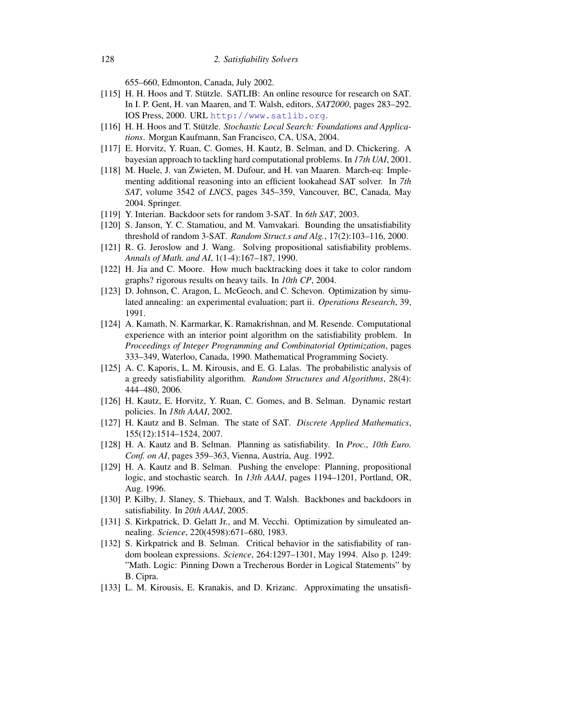655–660, Edmonton, Canada, July 2002.

[115] H. H. Hoos and T. Stützle. SATLIB: An online resource for research on SAT. In I. P. Gent, H. van Maaren, and T. Walsh, editors, *SAT2000*, pages 283–292. IOS Press, 2000. URL http://www.satlib.org.

[116] H. H. Hoos and T. Stützle. *Stochastic Local Search: Foundations and Applications*. Morgan Kaufmann, San Francisco, CA, USA, 2004.

[117] E. Horvitz, Y. Ruan, C. Gomes, H. Kautz, B. Selman, and D. Chickering. A bayesian approach to tackling hard computational problems. In *17th UAI*, 2001.

[118] M. Huele, J. van Zwieten, M. Dufour, and H. van Maaren. March-eq: Implementing additional reasoning into an efficient lookahead SAT solver. In *7th SAT*, volume 3542 of *LNCS*, pages 345–359, Vancouver, BC, Canada, May 2004. Springer.

[119] Y. Interian. Backdoor sets for random 3-SAT. In *6th SAT*, 2003.

[120] S. Janson, Y. C. Stamatiou, and M. Vamvakari. Bounding the unsatisfiability threshold of random 3-SAT. *Random Struct.s and Alg.*, 17(2):103–116, 2000.

[121] R. G. Jeroslow and J. Wang. Solving propositional satisfiability problems. *Annals of Math. and AI*, 1(1-4):167–187, 1990.

[122] H. Jia and C. Moore. How much backtracking does it take to color random graphs? rigorous results on heavy tails. In *10th CP*, 2004.

[123] D. Johnson, C. Aragon, L. McGeoch, and C. Schevon. Optimization by simulated annealing: an experimental evaluation; part ii. *Operations Research*, 39, 1991.

[124] A. Kamath, N. Karmarkar, K. Ramakrishnan, and M. Resende. Computational experience with an interior point algorithm on the satisfiability problem. In *Proceedings of Integer Programming and Combinatorial Optimization*, pages 333–349, Waterloo, Canada, 1990. Mathematical Programming Society.

[125] A. C. Kaporis, L. M. Kirousis, and E. G. Lalas. The probabilistic analysis of a greedy satisfiability algorithm. *Random Structures and Algorithms*, 28(4): 444–480, 2006.

[126] H. Kautz, E. Horvitz, Y. Ruan, C. Gomes, and B. Selman. Dynamic restart policies. In *18th AAAI*, 2002.

[127] H. Kautz and B. Selman. The state of SAT. *Discrete Applied Mathematics*, 155(12):1514–1524, 2007.

[128] H. A. Kautz and B. Selman. Planning as satisfiability. In *Proc., 10th Euro. Conf. on AI*, pages 359–363, Vienna, Austria, Aug. 1992.

[129] H. A. Kautz and B. Selman. Pushing the envelope: Planning, propositional logic, and stochastic search. In *13th AAAI*, pages 1194–1201, Portland, OR, Aug. 1996.

[130] P. Kilby, J. Slaney, S. Thiebaux, and T. Walsh. Backbones and backdoors in satisfiability. In *20th AAAI*, 2005.

[131] S. Kirkpatrick, D. Gelatt Jr., and M. Vecchi. Optimization by simuleated annealing. *Science*, 220(4598):671–680, 1983.

[132] S. Kirkpatrick and B. Selman. Critical behavior in the satisfiability of random boolean expressions. *Science*, 264:1297–1301, May 1994. Also p. 1249: "Math. Logic: Pinning Down a Trecherous Border in Logical Statements" by B. Cipra.

[133] L. M. Kirousis, E. Kranakis, and D. Krizanc. Approximating the unsatisfi-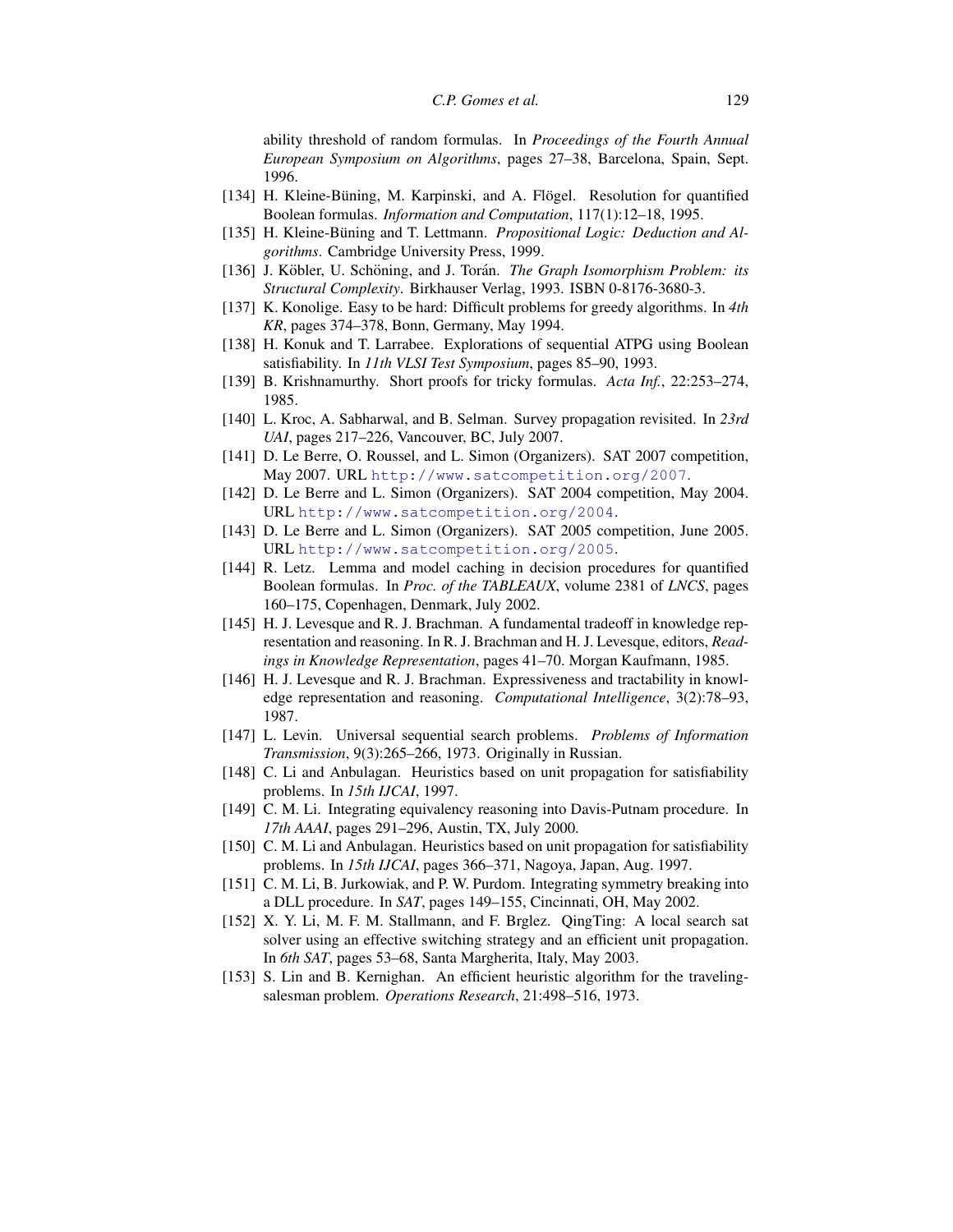ability threshold of random formulas. In *Proceedings of the Fourth Annual European Symposium on Algorithms*, pages 27–38, Barcelona, Spain, Sept. 1996.

[134] H. Kleine-Büning, M. Karpinski, and A. Flögel. Resolution for quantified Boolean formulas. *Information and Computation*, 117(1):12–18, 1995.

[135] H. Kleine-Büning and T. Lettmann. *Propositional Logic: Deduction and Algorithms*. Cambridge University Press, 1999.

[136] J. Köbler, U. Schöning, and J. Torán. *The Graph Isomorphism Problem: its Structural Complexity*. Birkhauser Verlag, 1993. ISBN 0-8176-3680-3.

[137] K. Konolige. Easy to be hard: Difficult problems for greedy algorithms. In *4th KR*, pages 374–378, Bonn, Germany, May 1994.

[138] H. Konuk and T. Larrabee. Explorations of sequential ATPG using Boolean satisfiability. In *11th VLSI Test Symposium*, pages 85–90, 1993.

[139] B. Krishnamurthy. Short proofs for tricky formulas. *Acta Inf.*, 22:253–274, 1985.

[140] L. Kroc, A. Sabharwal, and B. Selman. Survey propagation revisited. In *23rd UAI*, pages 217–226, Vancouver, BC, July 2007.

[141] D. Le Berre, O. Roussel, and L. Simon (Organizers). SAT 2007 competition, May 2007. URL http://www.satcompetition.org/2007.

[142] D. Le Berre and L. Simon (Organizers). SAT 2004 competition, May 2004. URL http://www.satcompetition.org/2004.

[143] D. Le Berre and L. Simon (Organizers). SAT 2005 competition, June 2005. URL http://www.satcompetition.org/2005.

[144] R. Letz. Lemma and model caching in decision procedures for quantified Boolean formulas. In *Proc. of the TABLEAUX*, volume 2381 of *LNCS*, pages 160–175, Copenhagen, Denmark, July 2002.

[145] H. J. Levesque and R. J. Brachman. A fundamental tradeoff in knowledge representation and reasoning. In R. J. Brachman and H. J. Levesque, editors, *Readings in Knowledge Representation*, pages 41–70. Morgan Kaufmann, 1985.

[146] H. J. Levesque and R. J. Brachman. Expressiveness and tractability in knowledge representation and reasoning. *Computational Intelligence*, 3(2):78–93, 1987.

[147] L. Levin. Universal sequential search problems. *Problems of Information Transmission*, 9(3):265–266, 1973. Originally in Russian.

[148] C. Li and Anbulagan. Heuristics based on unit propagation for satisfiability problems. In *15th IJCAI*, 1997.

[149] C. M. Li. Integrating equivalency reasoning into Davis-Putnam procedure. In *17th AAAI*, pages 291–296, Austin, TX, July 2000.

[150] C. M. Li and Anbulagan. Heuristics based on unit propagation for satisfiability problems. In *15th IJCAI*, pages 366–371, Nagoya, Japan, Aug. 1997.

[151] C. M. Li, B. Jurkowiak, and P. W. Purdom. Integrating symmetry breaking into a DLL procedure. In *SAT*, pages 149–155, Cincinnati, OH, May 2002.

[152] X. Y. Li, M. F. M. Stallmann, and F. Brglez. QingTing: A local search sat solver using an effective switching strategy and an efficient unit propagation. In *6th SAT*, pages 53–68, Santa Margherita, Italy, May 2003.

[153] S. Lin and B. Kernighan. An efficient heuristic algorithm for the traveling-salesman problem. *Operations Research*, 21:498–516, 1973.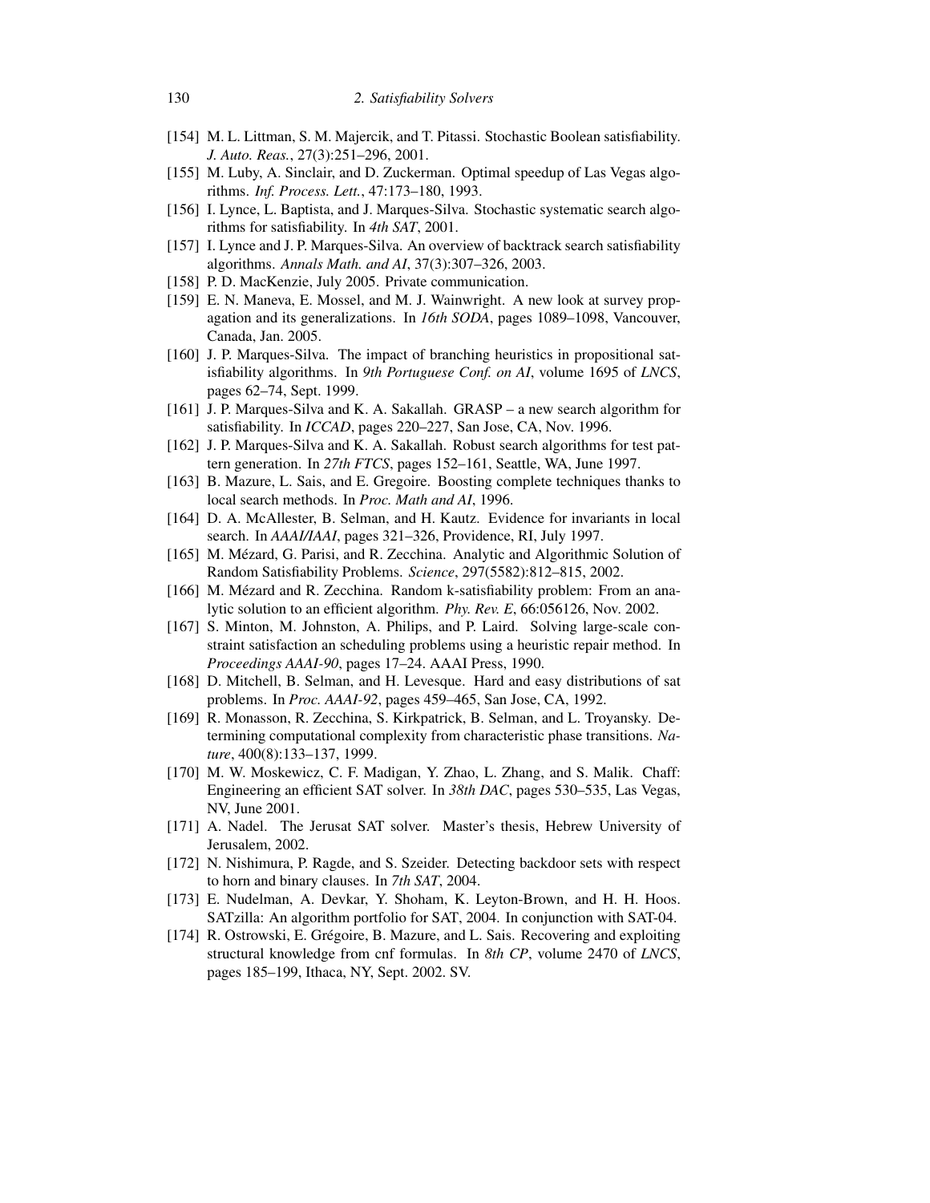[154] M. L. Littman, S. M. Majercik, and T. Pitassi. Stochastic Boolean satisfiability. *J. Auto. Reas.*, 27(3):251–296, 2001.

[155] M. Luby, A. Sinclair, and D. Zuckerman. Optimal speedup of Las Vegas algorithms. *Inf. Process. Lett.*, 47:173–180, 1993.

[156] I. Lynce, L. Baptista, and J. Marques-Silva. Stochastic systematic search algorithms for satisfiability. In *4th SAT*, 2001.

[157] I. Lynce and J. P. Marques-Silva. An overview of backtrack search satisfiability algorithms. *Annals Math. and AI*, 37(3):307–326, 2003.

[158] P. D. MacKenzie, July 2005. Private communication.

[159] E. N. Maneva, E. Mossel, and M. J. Wainwright. A new look at survey propagation and its generalizations. In *16th SODA*, pages 1089–1098, Vancouver, Canada, Jan. 2005.

[160] J. P. Marques-Silva. The impact of branching heuristics in propositional satisfiability algorithms. In *9th Portuguese Conf. on AI*, volume 1695 of *LNCS*, pages 62–74, Sept. 1999.

[161] J. P. Marques-Silva and K. A. Sakallah. GRASP – a new search algorithm for satisfiability. In *ICCAD*, pages 220–227, San Jose, CA, Nov. 1996.

[162] J. P. Marques-Silva and K. A. Sakallah. Robust search algorithms for test pattern generation. In *27th FTCS*, pages 152–161, Seattle, WA, June 1997.

[163] B. Mazure, L. Sais, and E. Gregoire. Boosting complete techniques thanks to local search methods. In *Proc. Math and AI*, 1996.

[164] D. A. McAllester, B. Selman, and H. Kautz. Evidence for invariants in local search. In *AAAI/IAAI*, pages 321–326, Providence, RI, July 1997.

[165] M. Mézard, G. Parisi, and R. Zecchina. Analytic and Algorithmic Solution of Random Satisfiability Problems. *Science*, 297(5582):812–815, 2002.

[166] M. Mézard and R. Zecchina. Random k-satisfiability problem: From an analytic solution to an efficient algorithm. *Phy. Rev. E*, 66:056126, Nov. 2002.

[167] S. Minton, M. Johnston, A. Philips, and P. Laird. Solving large-scale constraint satisfaction an scheduling problems using a heuristic repair method. In *Proceedings AAAI-90*, pages 17–24. AAAI Press, 1990.

[168] D. Mitchell, B. Selman, and H. Levesque. Hard and easy distributions of sat problems. In *Proc. AAAI-92*, pages 459–465, San Jose, CA, 1992.

[169] R. Monasson, R. Zecchina, S. Kirkpatrick, B. Selman, and L. Troyansky. Determining computational complexity from characteristic phase transitions. *Nature*, 400(8):133–137, 1999.

[170] M. W. Moskewicz, C. F. Madigan, Y. Zhao, L. Zhang, and S. Malik. Chaff: Engineering an efficient SAT solver. In *38th DAC*, pages 530–535, Las Vegas, NV, June 2001.

[171] A. Nadel. The Jerusat SAT solver. Master's thesis, Hebrew University of Jerusalem, 2002.

[172] N. Nishimura, P. Ragde, and S. Szeider. Detecting backdoor sets with respect to horn and binary clauses. In *7th SAT*, 2004.

[173] E. Nudelman, A. Devkar, Y. Shoham, K. Leyton-Brown, and H. H. Hoos. SATzilla: An algorithm portfolio for SAT, 2004. In conjunction with SAT-04.

[174] R. Ostrowski, E. Grégoire, B. Mazure, and L. Sais. Recovering and exploiting structural knowledge from cnf formulas. In *8th CP*, volume 2470 of *LNCS*, pages 185–199, Ithaca, NY, Sept. 2002. SV.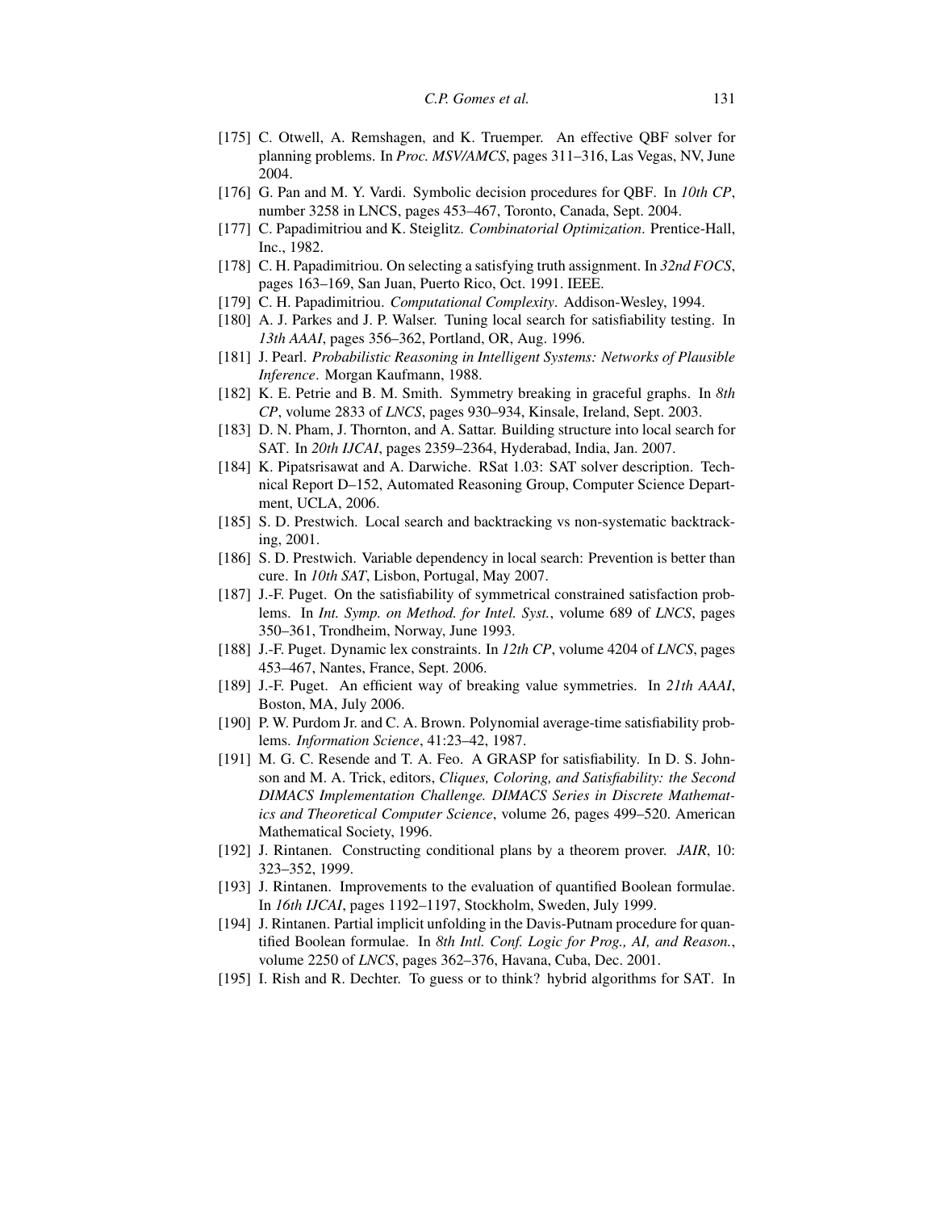[175] C. Otwell, A. Remshagen, and K. Truemper. An effective QBF solver for planning problems. In *Proc. MSV/AMCS*, pages 311–316, Las Vegas, NV, June 2004.

[176] G. Pan and M. Y. Vardi. Symbolic decision procedures for QBF. In *10th CP*, number 3258 in LNCS, pages 453–467, Toronto, Canada, Sept. 2004.

[177] C. Papadimitriou and K. Steiglitz. *Combinatorial Optimization*. Prentice-Hall, Inc., 1982.

[178] C. H. Papadimitriou. On selecting a satisfying truth assignment. In *32nd FOCS*, pages 163–169, San Juan, Puerto Rico, Oct. 1991. IEEE.

[179] C. H. Papadimitriou. *Computational Complexity*. Addison-Wesley, 1994.

[180] A. J. Parkes and J. P. Walser. Tuning local search for satisfiability testing. In *13th AAAI*, pages 356–362, Portland, OR, Aug. 1996.

[181] J. Pearl. *Probabilistic Reasoning in Intelligent Systems: Networks of Plausible Inference*. Morgan Kaufmann, 1988.

[182] K. E. Petrie and B. M. Smith. Symmetry breaking in graceful graphs. In *8th CP*, volume 2833 of *LNCS*, pages 930–934, Kinsale, Ireland, Sept. 2003.

[183] D. N. Pham, J. Thornton, and A. Sattar. Building structure into local search for SAT. In *20th IJCAI*, pages 2359–2364, Hyderabad, India, Jan. 2007.

[184] K. Pipatsrisawat and A. Darwiche. RSat 1.03: SAT solver description. Technical Report D–152, Automated Reasoning Group, Computer Science Department, UCLA, 2006.

[185] S. D. Prestwich. Local search and backtracking vs non-systematic backtracking, 2001.

[186] S. D. Prestwich. Variable dependency in local search: Prevention is better than cure. In *10th SAT*, Lisbon, Portugal, May 2007.

[187] J.-F. Puget. On the satisfiability of symmetrical constrained satisfaction problems. In *Int. Symp. on Method. for Intel. Syst.*, volume 689 of *LNCS*, pages 350–361, Trondheim, Norway, June 1993.

[188] J.-F. Puget. Dynamic lex constraints. In *12th CP*, volume 4204 of *LNCS*, pages 453–467, Nantes, France, Sept. 2006.

[189] J.-F. Puget. An efficient way of breaking value symmetries. In *21th AAAI*, Boston, MA, July 2006.

[190] P. W. Purdom Jr. and C. A. Brown. Polynomial average-time satisfiability problems. *Information Science*, 41:23–42, 1987.

[191] M. G. C. Resende and T. A. Feo. A GRASP for satisfiability. In D. S. Johnson and M. A. Trick, editors, *Cliques, Coloring, and Satisfiability: the Second DIMACS Implementation Challenge. DIMACS Series in Discrete Mathematics and Theoretical Computer Science*, volume 26, pages 499–520. American Mathematical Society, 1996.

[192] J. Rintanen. Constructing conditional plans by a theorem prover. *JAIR*, 10: 323–352, 1999.

[193] J. Rintanen. Improvements to the evaluation of quantified Boolean formulae. In *16th IJCAI*, pages 1192–1197, Stockholm, Sweden, July 1999.

[194] J. Rintanen. Partial implicit unfolding in the Davis-Putnam procedure for quantified Boolean formulae. In *8th Intl. Conf. Logic for Prog., AI, and Reason.*, volume 2250 of *LNCS*, pages 362–376, Havana, Cuba, Dec. 2001.

[195] I. Rish and R. Dechter. To guess or to think? hybrid algorithms for SAT. In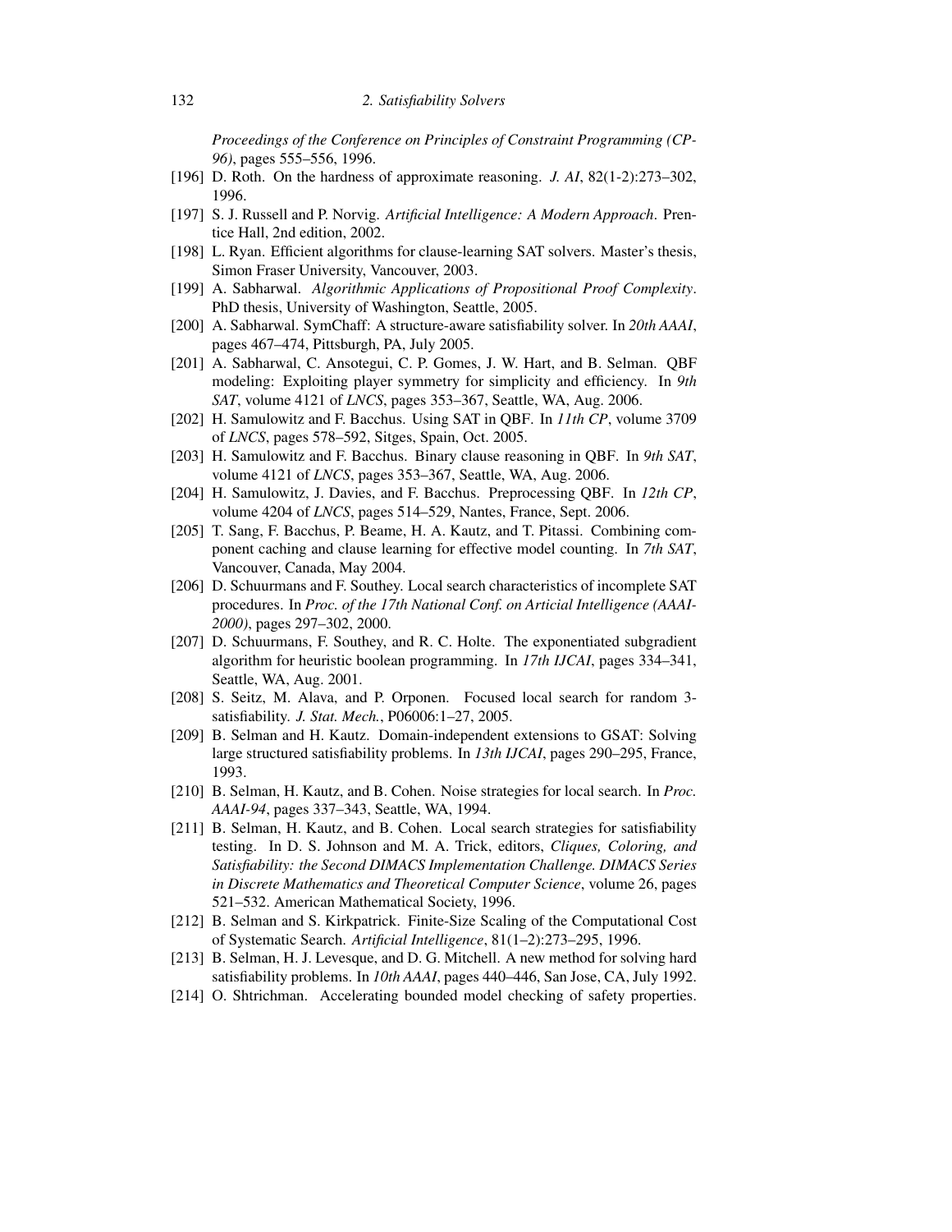*Proceedings of the Conference on Principles of Constraint Programming (CP-96)*, pages 555–556, 1996.

[196] D. Roth. On the hardness of approximate reasoning. *J. AI*, 82(1-2):273–302, 1996.

[197] S. J. Russell and P. Norvig. *Artificial Intelligence: A Modern Approach*. Prentice Hall, 2nd edition, 2002.

[198] L. Ryan. Efficient algorithms for clause-learning SAT solvers. Master's thesis, Simon Fraser University, Vancouver, 2003.

[199] A. Sabharwal. *Algorithmic Applications of Propositional Proof Complexity*. PhD thesis, University of Washington, Seattle, 2005.

[200] A. Sabharwal. SymChaff: A structure-aware satisfiability solver. In *20th AAAI*, pages 467–474, Pittsburgh, PA, July 2005.

[201] A. Sabharwal, C. Ansotegui, C. P. Gomes, J. W. Hart, and B. Selman. QBF modeling: Exploiting player symmetry for simplicity and efficiency. In *9th SAT*, volume 4121 of *LNCS*, pages 353–367, Seattle, WA, Aug. 2006.

[202] H. Samulowitz and F. Bacchus. Using SAT in QBF. In *11th CP*, volume 3709 of *LNCS*, pages 578–592, Sitges, Spain, Oct. 2005.

[203] H. Samulowitz and F. Bacchus. Binary clause reasoning in QBF. In *9th SAT*, volume 4121 of *LNCS*, pages 353–367, Seattle, WA, Aug. 2006.

[204] H. Samulowitz, J. Davies, and F. Bacchus. Preprocessing QBF. In *12th CP*, volume 4204 of *LNCS*, pages 514–529, Nantes, France, Sept. 2006.

[205] T. Sang, F. Bacchus, P. Beame, H. A. Kautz, and T. Pitassi. Combining component caching and clause learning for effective model counting. In *7th SAT*, Vancouver, Canada, May 2004.

[206] D. Schuurmans and F. Southey. Local search characteristics of incomplete SAT procedures. In *Proc. of the 17th National Conf. on Articial Intelligence (AAAI-2000)*, pages 297–302, 2000.

[207] D. Schuurmans, F. Southey, and R. C. Holte. The exponentiated subgradient algorithm for heuristic boolean programming. In *17th IJCAI*, pages 334–341, Seattle, WA, Aug. 2001.

[208] S. Seitz, M. Alava, and P. Orponen. Focused local search for random 3-satisfiability. *J. Stat. Mech.*, P06006:1–27, 2005.

[209] B. Selman and H. Kautz. Domain-independent extensions to GSAT: Solving large structured satisfiability problems. In *13th IJCAI*, pages 290–295, France, 1993.

[210] B. Selman, H. Kautz, and B. Cohen. Noise strategies for local search. In *Proc. AAAI-94*, pages 337–343, Seattle, WA, 1994.

[211] B. Selman, H. Kautz, and B. Cohen. Local search strategies for satisfiability testing. In D. S. Johnson and M. A. Trick, editors, *Cliques, Coloring, and Satisfiability: the Second DIMACS Implementation Challenge. DIMACS Series in Discrete Mathematics and Theoretical Computer Science*, volume 26, pages 521–532. American Mathematical Society, 1996.

[212] B. Selman and S. Kirkpatrick. Finite-Size Scaling of the Computational Cost of Systematic Search. *Artificial Intelligence*, 81(1–2):273–295, 1996.

[213] B. Selman, H. J. Levesque, and D. G. Mitchell. A new method for solving hard satisfiability problems. In *10th AAAI*, pages 440–446, San Jose, CA, July 1992.

[214] O. Shtrichman. Accelerating bounded model checking of safety properties.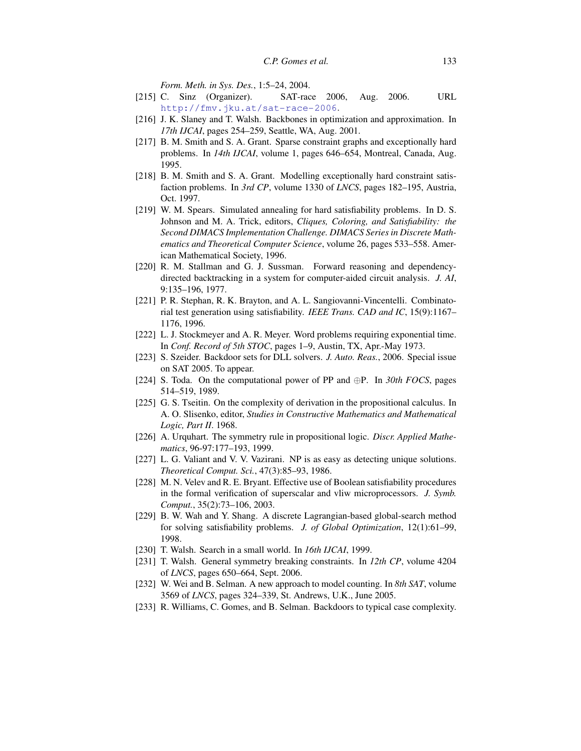*Form. Meth. in Sys. Des.*, 1:5–24, 2004.

[215] C. Sinz (Organizer). SAT-race 2006, Aug. 2006. URL http://fmv.jku.at/sat-race-2006.

[216] J. K. Slaney and T. Walsh. Backbones in optimization and approximation. In *17th IJCAI*, pages 254–259, Seattle, WA, Aug. 2001.

[217] B. M. Smith and S. A. Grant. Sparse constraint graphs and exceptionally hard problems. In *14th IJCAI*, volume 1, pages 646–654, Montreal, Canada, Aug. 1995.

[218] B. M. Smith and S. A. Grant. Modelling exceptionally hard constraint satisfaction problems. In *3rd CP*, volume 1330 of *LNCS*, pages 182–195, Austria, Oct. 1997.

[219] W. M. Spears. Simulated annealing for hard satisfiability problems. In D. S. Johnson and M. A. Trick, editors, *Cliques, Coloring, and Satisfiability: the Second DIMACS Implementation Challenge. DIMACS Series in Discrete Mathematics and Theoretical Computer Science*, volume 26, pages 533–558. American Mathematical Society, 1996.

[220] R. M. Stallman and G. J. Sussman. Forward reasoning and dependency-directed backtracking in a system for computer-aided circuit analysis. *J. AI*, 9:135–196, 1977.

[221] P. R. Stephan, R. K. Brayton, and A. L. Sangiovanni-Vincentelli. Combinatorial test generation using satisfiability. *IEEE Trans. CAD and IC*, 15(9):1167–1176, 1996.

[222] L. J. Stockmeyer and A. R. Meyer. Word problems requiring exponential time. In *Conf. Record of 5th STOC*, pages 1–9, Austin, TX, Apr.-May 1973.

[223] S. Szeider. Backdoor sets for DLL solvers. *J. Auto. Reas.*, 2006. Special issue on SAT 2005. To appear.

[224] S. Toda. On the computational power of PP and ⊕P. In *30th FOCS*, pages 514–519, 1989.

[225] G. S. Tseitin. On the complexity of derivation in the propositional calculus. In A. O. Slisenko, editor, *Studies in Constructive Mathematics and Mathematical Logic, Part II*. 1968.

[226] A. Urquhart. The symmetry rule in propositional logic. *Discr. Applied Mathematics*, 96-97:177–193, 1999.

[227] L. G. Valiant and V. V. Vazirani. NP is as easy as detecting unique solutions. *Theoretical Comput. Sci.*, 47(3):85–93, 1986.

[228] M. N. Velev and R. E. Bryant. Effective use of Boolean satisfiability procedures in the formal verification of superscalar and vliw microprocessors. *J. Symb. Comput.*, 35(2):73–106, 2003.

[229] B. W. Wah and Y. Shang. A discrete Lagrangian-based global-search method for solving satisfiability problems. *J. of Global Optimization*, 12(1):61–99, 1998.

[230] T. Walsh. Search in a small world. In *16th IJCAI*, 1999.

[231] T. Walsh. General symmetry breaking constraints. In *12th CP*, volume 4204 of *LNCS*, pages 650–664, Sept. 2006.

[232] W. Wei and B. Selman. A new approach to model counting. In *8th SAT*, volume 3569 of *LNCS*, pages 324–339, St. Andrews, U.K., June 2005.

[233] R. Williams, C. Gomes, and B. Selman. Backdoors to typical case complexity.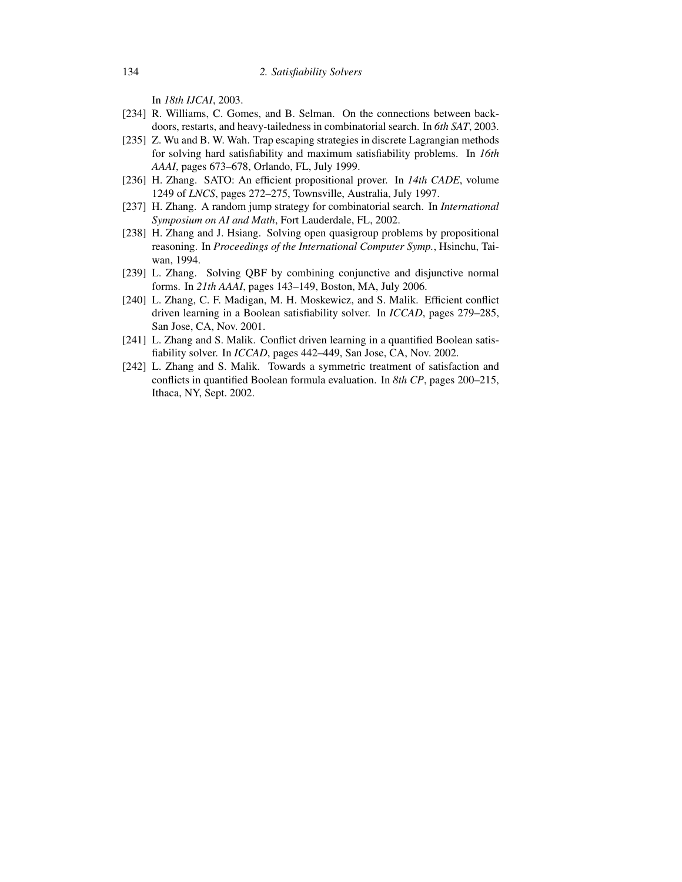In *18th IJCAI*, 2003.

[234] R. Williams, C. Gomes, and B. Selman. On the connections between backdoors, restarts, and heavy-tailedness in combinatorial search. In *6th SAT*, 2003.

[235] Z. Wu and B. W. Wah. Trap escaping strategies in discrete Lagrangian methods for solving hard satisfiability and maximum satisfiability problems. In *16th AAAI*, pages 673–678, Orlando, FL, July 1999.

[236] H. Zhang. SATO: An efficient propositional prover. In *14th CADE*, volume 1249 of *LNCS*, pages 272–275, Townsville, Australia, July 1997.

[237] H. Zhang. A random jump strategy for combinatorial search. In *International Symposium on AI and Math*, Fort Lauderdale, FL, 2002.

[238] H. Zhang and J. Hsiang. Solving open quasigroup problems by propositional reasoning. In *Proceedings of the International Computer Symp.*, Hsinchu, Taiwan, 1994.

[239] L. Zhang. Solving QBF by combining conjunctive and disjunctive normal forms. In *21th AAAI*, pages 143–149, Boston, MA, July 2006.

[240] L. Zhang, C. F. Madigan, M. H. Moskewicz, and S. Malik. Efficient conflict driven learning in a Boolean satisfiability solver. In *ICCAD*, pages 279–285, San Jose, CA, Nov. 2001.

[241] L. Zhang and S. Malik. Conflict driven learning in a quantified Boolean satisfiability solver. In *ICCAD*, pages 442–449, San Jose, CA, Nov. 2002.

[242] L. Zhang and S. Malik. Towards a symmetric treatment of satisfaction and conflicts in quantified Boolean formula evaluation. In *8th CP*, pages 200–215, Ithaca, NY, Sept. 2002.